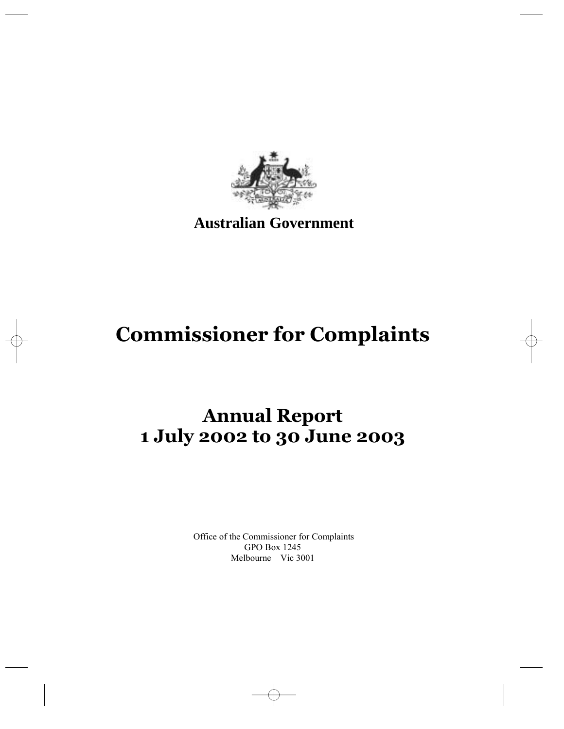**Australian Government**

# Commissioner for Complaints

## Annual Report
## 1 July 2002 to 30 June 2003

Office of the Commissioner for Complaints
GPO Box 1245
Melbourne Vic 3001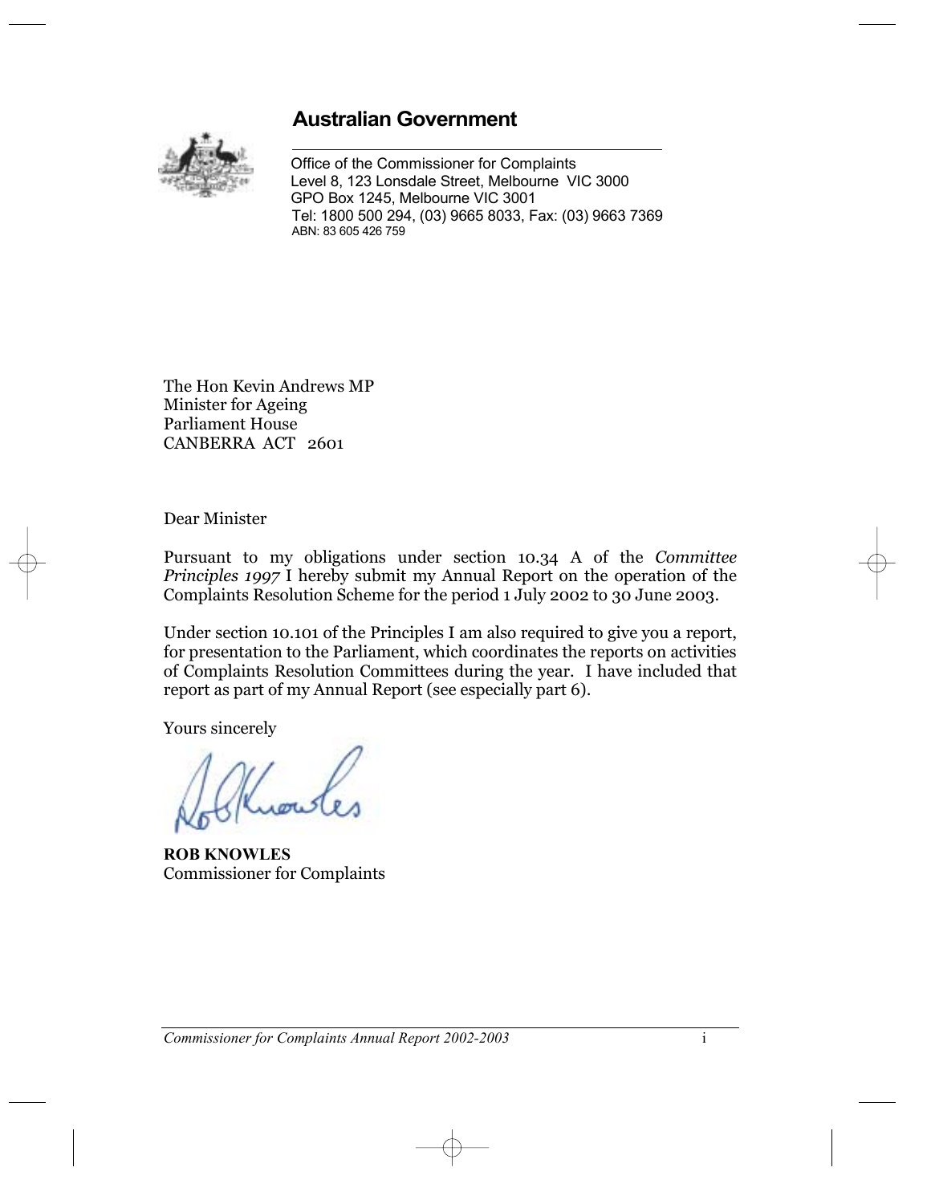## Australian Government

Office of the Commissioner for Complaints
Level 8, 123 Lonsdale Street, Melbourne VIC 3000
GPO Box 1245, Melbourne VIC 3001
Tel: 1800 500 294, (03) 9665 8033, Fax: (03) 9663 7369
ABN: 83 605 426 759

The Hon Kevin Andrews MP
Minister for Ageing
Parliament House
CANBERRA ACT 2601

Dear Minister

Pursuant to my obligations under section 10.34 A of the *Committee Principles 1997* I hereby submit my Annual Report on the operation of the Complaints Resolution Scheme for the period 1 July 2002 to 30 June 2003.

Under section 10.101 of the Principles I am also required to give you a report, for presentation to the Parliament, which coordinates the reports on activities of Complaints Resolution Committees during the year. I have included that report as part of my Annual Report (see especially part 6).

Yours sincerely

**ROB KNOWLES**
Commissioner for Complaints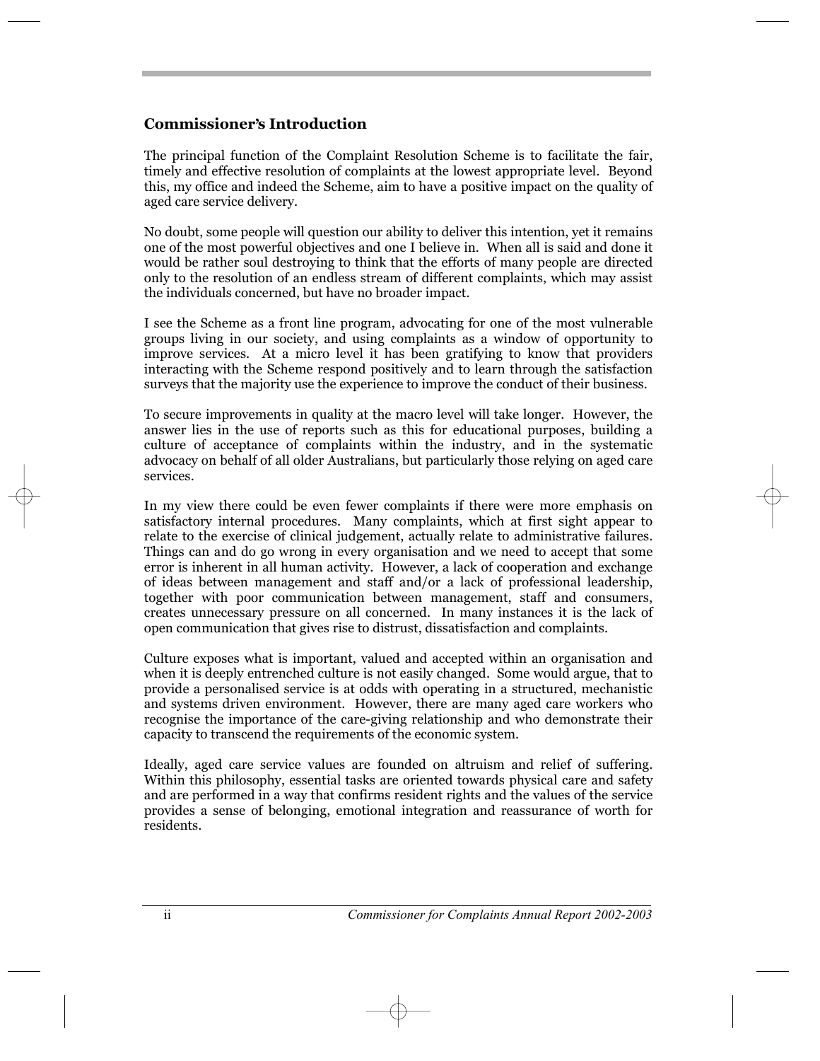## Commissioner's Introduction

The principal function of the Complaint Resolution Scheme is to facilitate the fair, timely and effective resolution of complaints at the lowest appropriate level. Beyond this, my office and indeed the Scheme, aim to have a positive impact on the quality of aged care service delivery.

No doubt, some people will question our ability to deliver this intention, yet it remains one of the most powerful objectives and one I believe in. When all is said and done it would be rather soul destroying to think that the efforts of many people are directed only to the resolution of an endless stream of different complaints, which may assist the individuals concerned, but have no broader impact.

I see the Scheme as a front line program, advocating for one of the most vulnerable groups living in our society, and using complaints as a window of opportunity to improve services. At a micro level it has been gratifying to know that providers interacting with the Scheme respond positively and to learn through the satisfaction surveys that the majority use the experience to improve the conduct of their business.

To secure improvements in quality at the macro level will take longer. However, the answer lies in the use of reports such as this for educational purposes, building a culture of acceptance of complaints within the industry, and in the systematic advocacy on behalf of all older Australians, but particularly those relying on aged care services.

In my view there could be even fewer complaints if there were more emphasis on satisfactory internal procedures. Many complaints, which at first sight appear to relate to the exercise of clinical judgement, actually relate to administrative failures. Things can and do go wrong in every organisation and we need to accept that some error is inherent in all human activity. However, a lack of cooperation and exchange of ideas between management and staff and/or a lack of professional leadership, together with poor communication between management, staff and consumers, creates unnecessary pressure on all concerned. In many instances it is the lack of open communication that gives rise to distrust, dissatisfaction and complaints.

Culture exposes what is important, valued and accepted within an organisation and when it is deeply entrenched culture is not easily changed. Some would argue, that to provide a personalised service is at odds with operating in a structured, mechanistic and systems driven environment. However, there are many aged care workers who recognise the importance of the care-giving relationship and who demonstrate their capacity to transcend the requirements of the economic system.

Ideally, aged care service values are founded on altruism and relief of suffering. Within this philosophy, essential tasks are oriented towards physical care and safety and are performed in a way that confirms resident rights and the values of the service provides a sense of belonging, emotional integration and reassurance of worth for residents.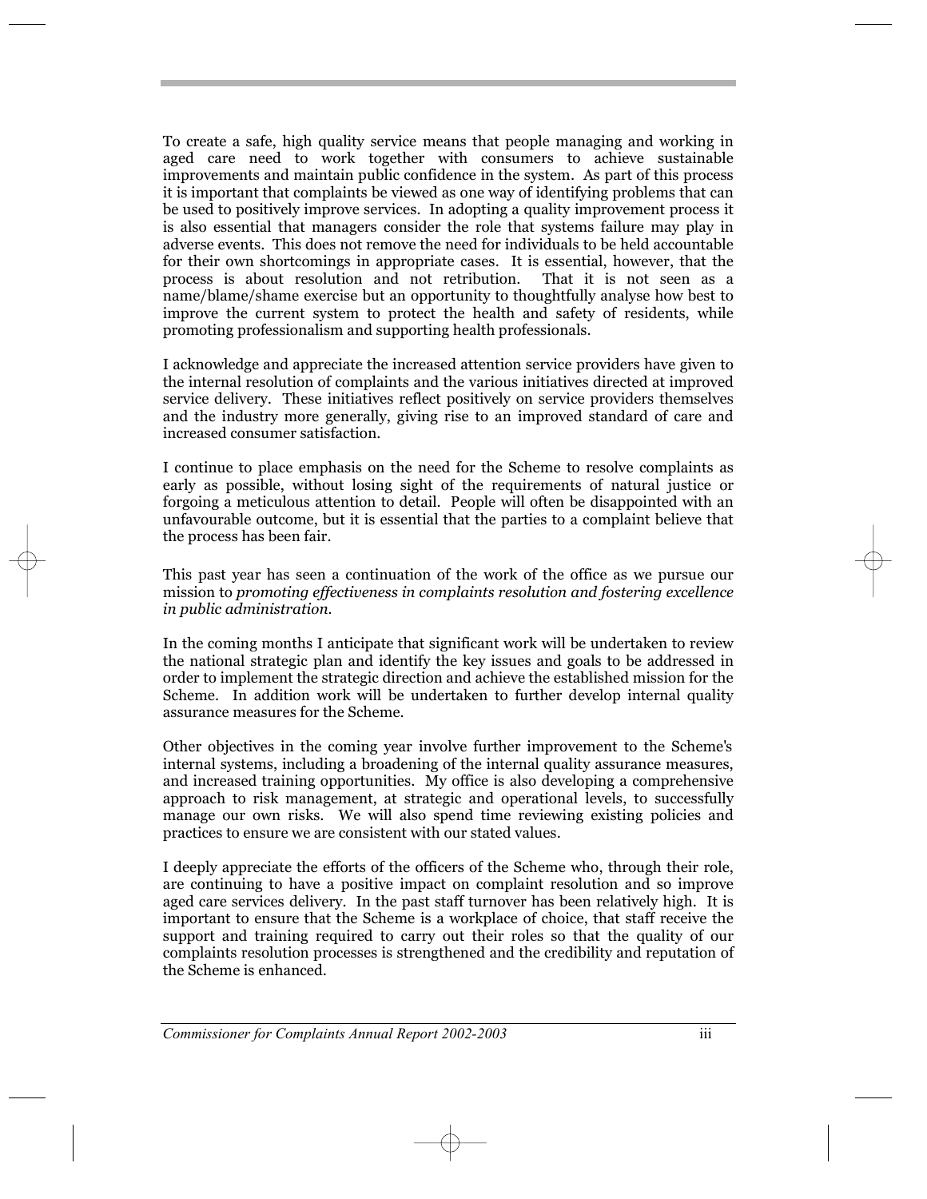To create a safe, high quality service means that people managing and working in aged care need to work together with consumers to achieve sustainable improvements and maintain public confidence in the system. As part of this process it is important that complaints be viewed as one way of identifying problems that can be used to positively improve services. In adopting a quality improvement process it is also essential that managers consider the role that systems failure may play in adverse events. This does not remove the need for individuals to be held accountable for their own shortcomings in appropriate cases. It is essential, however, that the process is about resolution and not retribution. That it is not seen as a name/blame/shame exercise but an opportunity to thoughtfully analyse how best to improve the current system to protect the health and safety of residents, while promoting professionalism and supporting health professionals.

I acknowledge and appreciate the increased attention service providers have given to the internal resolution of complaints and the various initiatives directed at improved service delivery. These initiatives reflect positively on service providers themselves and the industry more generally, giving rise to an improved standard of care and increased consumer satisfaction.

I continue to place emphasis on the need for the Scheme to resolve complaints as early as possible, without losing sight of the requirements of natural justice or forgoing a meticulous attention to detail. People will often be disappointed with an unfavourable outcome, but it is essential that the parties to a complaint believe that the process has been fair.

This past year has seen a continuation of the work of the office as we pursue our mission to *promoting effectiveness in complaints resolution and fostering excellence in public administration.*

In the coming months I anticipate that significant work will be undertaken to review the national strategic plan and identify the key issues and goals to be addressed in order to implement the strategic direction and achieve the established mission for the Scheme. In addition work will be undertaken to further develop internal quality assurance measures for the Scheme.

Other objectives in the coming year involve further improvement to the Scheme's internal systems, including a broadening of the internal quality assurance measures, and increased training opportunities. My office is also developing a comprehensive approach to risk management, at strategic and operational levels, to successfully manage our own risks. We will also spend time reviewing existing policies and practices to ensure we are consistent with our stated values.

I deeply appreciate the efforts of the officers of the Scheme who, through their role, are continuing to have a positive impact on complaint resolution and so improve aged care services delivery. In the past staff turnover has been relatively high. It is important to ensure that the Scheme is a workplace of choice, that staff receive the support and training required to carry out their roles so that the quality of our complaints resolution processes is strengthened and the credibility and reputation of the Scheme is enhanced.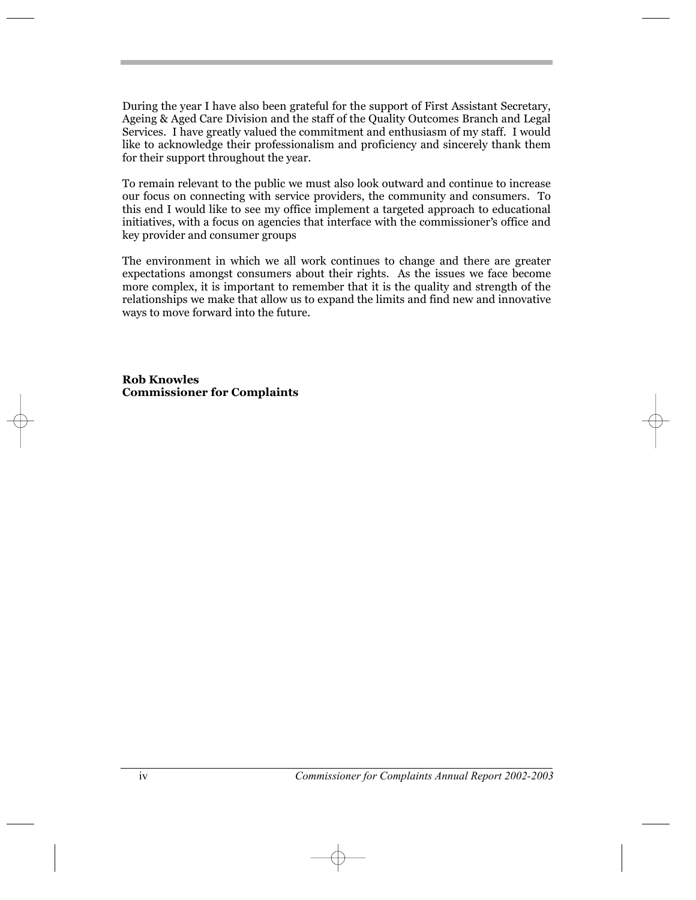During the year I have also been grateful for the support of First Assistant Secretary, Ageing & Aged Care Division and the staff of the Quality Outcomes Branch and Legal Services. I have greatly valued the commitment and enthusiasm of my staff. I would like to acknowledge their professionalism and proficiency and sincerely thank them for their support throughout the year.

To remain relevant to the public we must also look outward and continue to increase our focus on connecting with service providers, the community and consumers. To this end I would like to see my office implement a targeted approach to educational initiatives, with a focus on agencies that interface with the commissioner's office and key provider and consumer groups

The environment in which we all work continues to change and there are greater expectations amongst consumers about their rights. As the issues we face become more complex, it is important to remember that it is the quality and strength of the relationships we make that allow us to expand the limits and find new and innovative ways to move forward into the future.

**Rob Knowles**
**Commissioner for Complaints**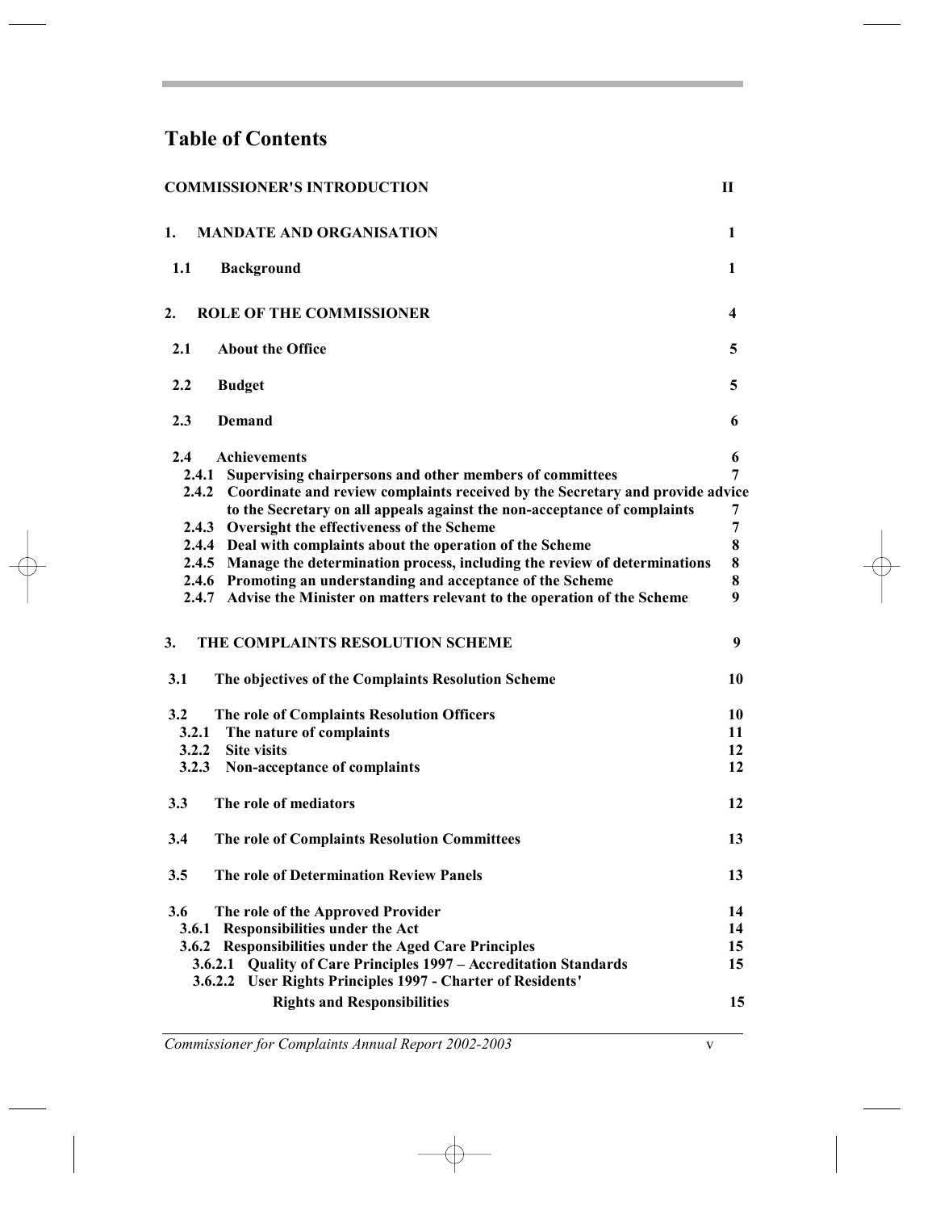# Table of Contents

| | |
|---|---|
| **COMMISSIONER'S INTRODUCTION** | **II** |
| **1. MANDATE AND ORGANISATION** | **1** |
| **1.1 Background** | **1** |
| **2. ROLE OF THE COMMISSIONER** | **4** |
| **2.1 About the Office** | **5** |
| **2.2 Budget** | **5** |
| **2.3 Demand** | **6** |
| **2.4 Achievements** | **6** |
| **2.4.1 Supervising chairpersons and other members of committees** | **7** |
| **2.4.2 Coordinate and review complaints received by the Secretary and provide advice to the Secretary on all appeals against the non-acceptance of complaints** | **7** |
| **2.4.3 Oversight the effectiveness of the Scheme** | **7** |
| **2.4.4 Deal with complaints about the operation of the Scheme** | **8** |
| **2.4.5 Manage the determination process, including the review of determinations** | **8** |
| **2.4.6 Promoting an understanding and acceptance of the Scheme** | **8** |
| **2.4.7 Advise the Minister on matters relevant to the operation of the Scheme** | **9** |
| **3. THE COMPLAINTS RESOLUTION SCHEME** | **9** |
| **3.1 The objectives of the Complaints Resolution Scheme** | **10** |
| **3.2 The role of Complaints Resolution Officers** | **10** |
| **3.2.1 The nature of complaints** | **11** |
| **3.2.2 Site visits** | **12** |
| **3.2.3 Non-acceptance of complaints** | **12** |
| **3.3 The role of mediators** | **12** |
| **3.4 The role of Complaints Resolution Committees** | **13** |
| **3.5 The role of Determination Review Panels** | **13** |
| **3.6 The role of the Approved Provider** | **14** |
| **3.6.1 Responsibilities under the Act** | **14** |
| **3.6.2 Responsibilities under the Aged Care Principles** | **15** |
| **3.6.2.1 Quality of Care Principles 1997 – Accreditation Standards** | **15** |
| **3.6.2.2 User Rights Principles 1997 - Charter of Residents' Rights and Responsibilities** | **15** |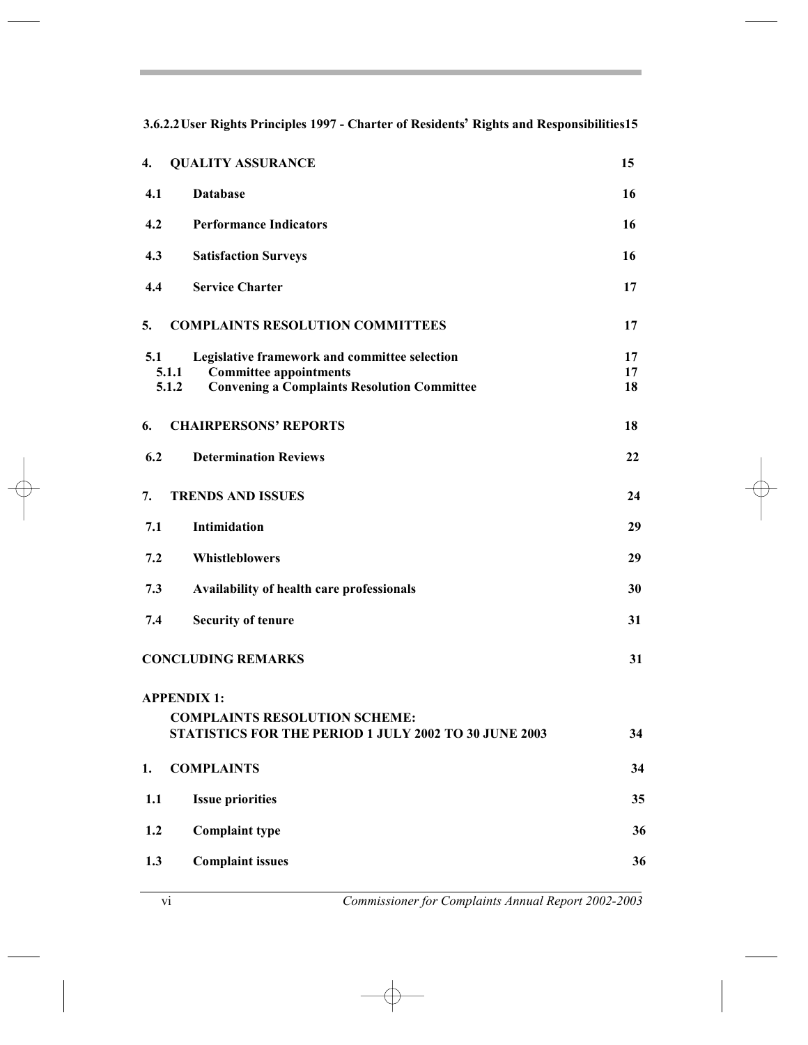| | | |
|---|---|---|
| **3.6.2.2** | **User Rights Principles 1997 - Charter of Residents' Rights and Responsibilities** | **15** |
| **4.** | **QUALITY ASSURANCE** | **15** |
| **4.1** | **Database** | **16** |
| **4.2** | **Performance Indicators** | **16** |
| **4.3** | **Satisfaction Surveys** | **16** |
| **4.4** | **Service Charter** | **17** |
| **5.** | **COMPLAINTS RESOLUTION COMMITTEES** | **17** |
| **5.1** | **Legislative framework and committee selection** | **17** |
| **5.1.1** | **Committee appointments** | **17** |
| **5.1.2** | **Convening a Complaints Resolution Committee** | **18** |
| **6.** | **CHAIRPERSONS' REPORTS** | **18** |
| **6.2** | **Determination Reviews** | **22** |
| **7.** | **TRENDS AND ISSUES** | **24** |
| **7.1** | **Intimidation** | **29** |
| **7.2** | **Whistleblowers** | **29** |
| **7.3** | **Availability of health care professionals** | **30** |
| **7.4** | **Security of tenure** | **31** |
| | **CONCLUDING REMARKS** | **31** |
| | **APPENDIX 1:** | |
| | **COMPLAINTS RESOLUTION SCHEME: STATISTICS FOR THE PERIOD 1 JULY 2002 TO 30 JUNE 2003** | **34** |
| **1.** | **COMPLAINTS** | **34** |
| **1.1** | **Issue priorities** | **35** |
| **1.2** | **Complaint type** | **36** |
| **1.3** | **Complaint issues** | **36** |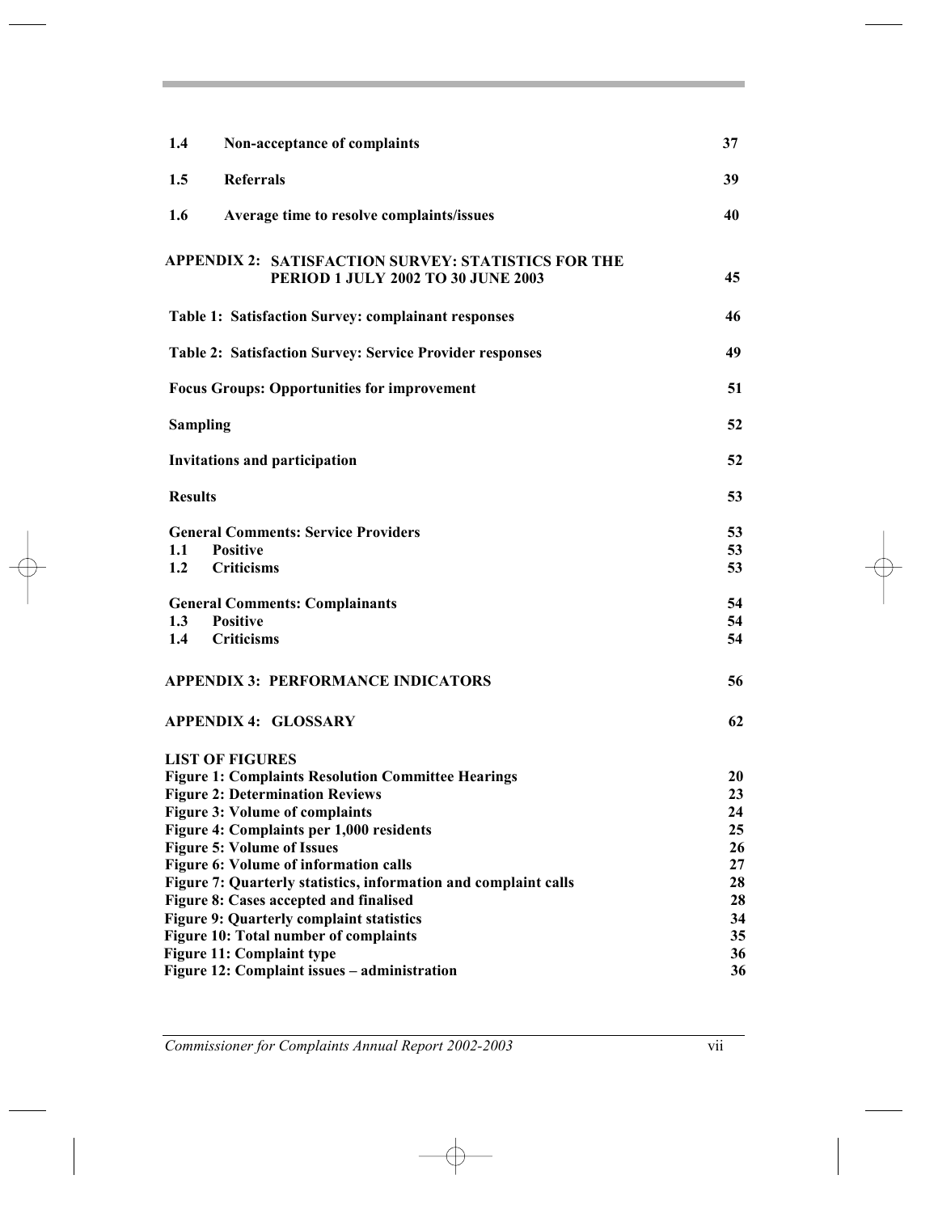| | | |
|---|---|---|
| **1.4** | **Non-acceptance of complaints** | **37** |
| **1.5** | **Referrals** | **39** |
| **1.6** | **Average time to resolve complaints/issues** | **40** |

**APPENDIX 2: SATISFACTION SURVEY: STATISTICS FOR THE PERIOD 1 JULY 2002 TO 30 JUNE 2003** **45**

**Table 1: Satisfaction Survey: complainant responses** **46**

**Table 2: Satisfaction Survey: Service Provider responses** **49**

**Focus Groups: Opportunities for improvement** **51**

**Sampling** **52**

**Invitations and participation** **52**

**Results** **53**

**General Comments: Service Providers** **53**
**1.1 Positive** **53**
**1.2 Criticisms** **53**

**General Comments: Complainants** **54**
**1.3 Positive** **54**
**1.4 Criticisms** **54**

**APPENDIX 3: PERFORMANCE INDICATORS** **56**

**APPENDIX 4: GLOSSARY** **62**

**LIST OF FIGURES**

| | |
|---|---|
| **Figure 1: Complaints Resolution Committee Hearings** | **20** |
| **Figure 2: Determination Reviews** | **23** |
| **Figure 3: Volume of complaints** | **24** |
| **Figure 4: Complaints per 1,000 residents** | **25** |
| **Figure 5: Volume of Issues** | **26** |
| **Figure 6: Volume of information calls** | **27** |
| **Figure 7: Quarterly statistics, information and complaint calls** | **28** |
| **Figure 8: Cases accepted and finalised** | **28** |
| **Figure 9: Quarterly complaint statistics** | **34** |
| **Figure 10: Total number of complaints** | **35** |
| **Figure 11: Complaint type** | **36** |
| **Figure 12: Complaint issues – administration** | **36** |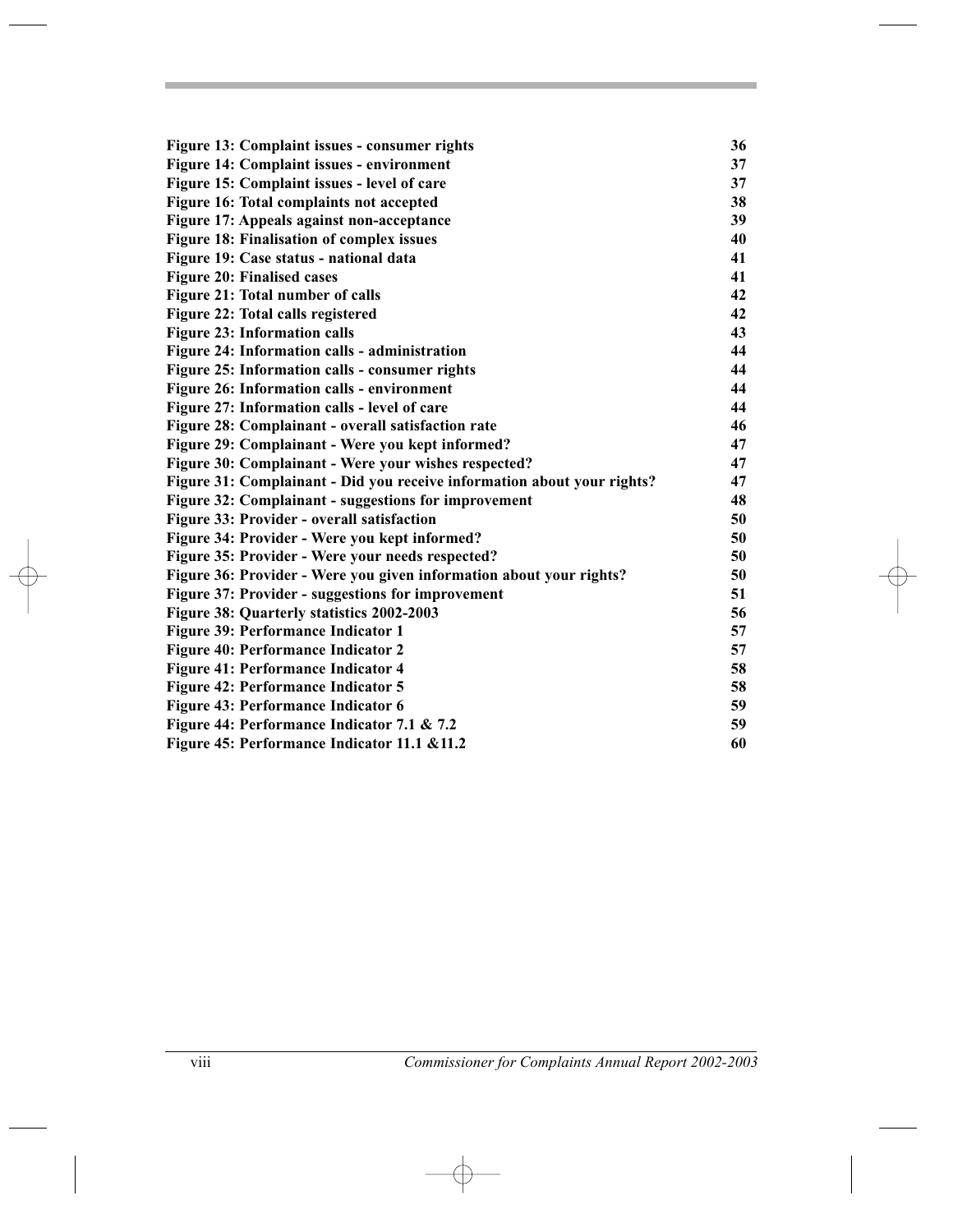| | |
|---|---|
| **Figure 13: Complaint issues - consumer rights** | **36** |
| **Figure 14: Complaint issues - environment** | **37** |
| **Figure 15: Complaint issues - level of care** | **37** |
| **Figure 16: Total complaints not accepted** | **38** |
| **Figure 17: Appeals against non-acceptance** | **39** |
| **Figure 18: Finalisation of complex issues** | **40** |
| **Figure 19: Case status - national data** | **41** |
| **Figure 20: Finalised cases** | **41** |
| **Figure 21: Total number of calls** | **42** |
| **Figure 22: Total calls registered** | **42** |
| **Figure 23: Information calls** | **43** |
| **Figure 24: Information calls - administration** | **44** |
| **Figure 25: Information calls - consumer rights** | **44** |
| **Figure 26: Information calls - environment** | **44** |
| **Figure 27: Information calls - level of care** | **44** |
| **Figure 28: Complainant - overall satisfaction rate** | **46** |
| **Figure 29: Complainant - Were you kept informed?** | **47** |
| **Figure 30: Complainant - Were your wishes respected?** | **47** |
| **Figure 31: Complainant - Did you receive information about your rights?** | **47** |
| **Figure 32: Complainant - suggestions for improvement** | **48** |
| **Figure 33: Provider - overall satisfaction** | **50** |
| **Figure 34: Provider - Were you kept informed?** | **50** |
| **Figure 35: Provider - Were your needs respected?** | **50** |
| **Figure 36: Provider - Were you given information about your rights?** | **50** |
| **Figure 37: Provider - suggestions for improvement** | **51** |
| **Figure 38: Quarterly statistics 2002-2003** | **56** |
| **Figure 39: Performance Indicator 1** | **57** |
| **Figure 40: Performance Indicator 2** | **57** |
| **Figure 41: Performance Indicator 4** | **58** |
| **Figure 42: Performance Indicator 5** | **58** |
| **Figure 43: Performance Indicator 6** | **59** |
| **Figure 44: Performance Indicator 7.1 & 7.2** | **59** |
| **Figure 45: Performance Indicator 11.1 &11.2** | **60** |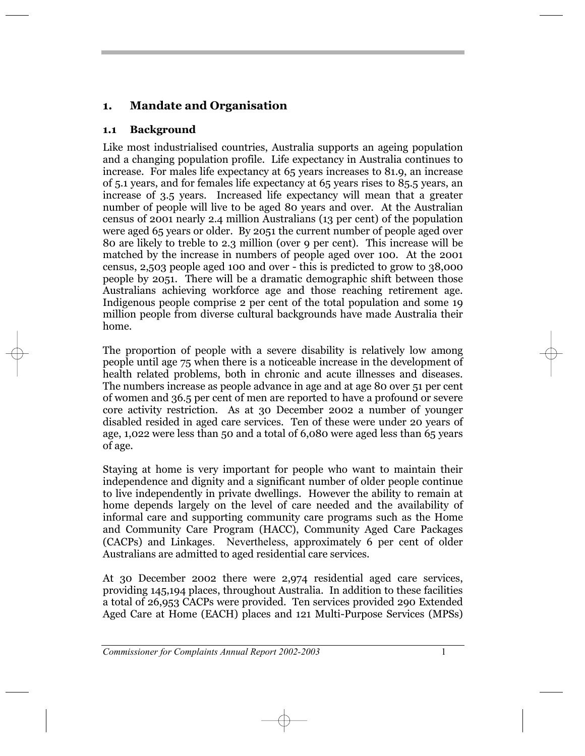# 1. Mandate and Organisation

## 1.1 Background

Like most industrialised countries, Australia supports an ageing population and a changing population profile. Life expectancy in Australia continues to increase. For males life expectancy at 65 years increases to 81.9, an increase of 5.1 years, and for females life expectancy at 65 years rises to 85.5 years, an increase of 3.5 years. Increased life expectancy will mean that a greater number of people will live to be aged 80 years and over. At the Australian census of 2001 nearly 2.4 million Australians (13 per cent) of the population were aged 65 years or older. By 2051 the current number of people aged over 80 are likely to treble to 2.3 million (over 9 per cent). This increase will be matched by the increase in numbers of people aged over 100. At the 2001 census, 2,503 people aged 100 and over - this is predicted to grow to 38,000 people by 2051. There will be a dramatic demographic shift between those Australians achieving workforce age and those reaching retirement age. Indigenous people comprise 2 per cent of the total population and some 19 million people from diverse cultural backgrounds have made Australia their home.

The proportion of people with a severe disability is relatively low among people until age 75 when there is a noticeable increase in the development of health related problems, both in chronic and acute illnesses and diseases. The numbers increase as people advance in age and at age 80 over 51 per cent of women and 36.5 per cent of men are reported to have a profound or severe core activity restriction. As at 30 December 2002 a number of younger disabled resided in aged care services. Ten of these were under 20 years of age, 1,022 were less than 50 and a total of 6,080 were aged less than 65 years of age.

Staying at home is very important for people who want to maintain their independence and dignity and a significant number of older people continue to live independently in private dwellings. However the ability to remain at home depends largely on the level of care needed and the availability of informal care and supporting community care programs such as the Home and Community Care Program (HACC), Community Aged Care Packages (CACPs) and Linkages. Nevertheless, approximately 6 per cent of older Australians are admitted to aged residential care services.

At 30 December 2002 there were 2,974 residential aged care services, providing 145,194 places, throughout Australia. In addition to these facilities a total of 26,953 CACPs were provided. Ten services provided 290 Extended Aged Care at Home (EACH) places and 121 Multi-Purpose Services (MPSs)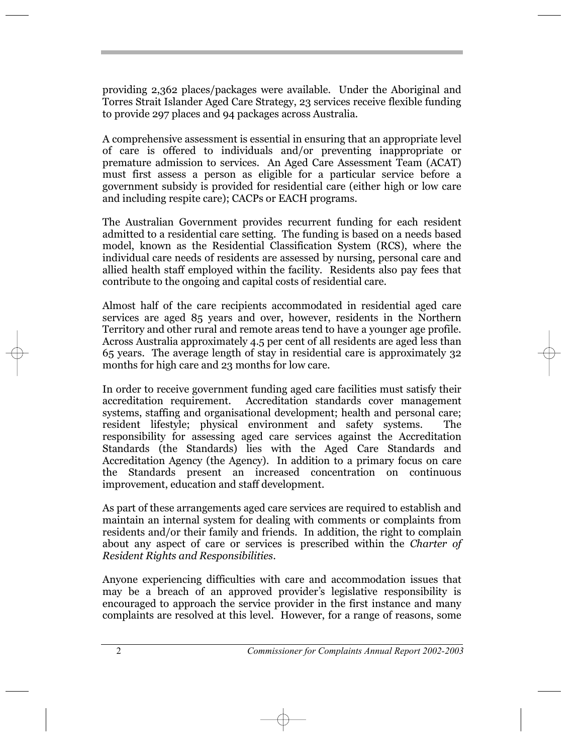providing 2,362 places/packages were available. Under the Aboriginal and Torres Strait Islander Aged Care Strategy, 23 services receive flexible funding to provide 297 places and 94 packages across Australia.

A comprehensive assessment is essential in ensuring that an appropriate level of care is offered to individuals and/or preventing inappropriate or premature admission to services. An Aged Care Assessment Team (ACAT) must first assess a person as eligible for a particular service before a government subsidy is provided for residential care (either high or low care and including respite care); CACPs or EACH programs.

The Australian Government provides recurrent funding for each resident admitted to a residential care setting. The funding is based on a needs based model, known as the Residential Classification System (RCS), where the individual care needs of residents are assessed by nursing, personal care and allied health staff employed within the facility. Residents also pay fees that contribute to the ongoing and capital costs of residential care.

Almost half of the care recipients accommodated in residential aged care services are aged 85 years and over, however, residents in the Northern Territory and other rural and remote areas tend to have a younger age profile. Across Australia approximately 4.5 per cent of all residents are aged less than 65 years. The average length of stay in residential care is approximately 32 months for high care and 23 months for low care.

In order to receive government funding aged care facilities must satisfy their accreditation requirement. Accreditation standards cover management systems, staffing and organisational development; health and personal care; resident lifestyle; physical environment and safety systems. The responsibility for assessing aged care services against the Accreditation Standards (the Standards) lies with the Aged Care Standards and Accreditation Agency (the Agency). In addition to a primary focus on care the Standards present an increased concentration on continuous improvement, education and staff development.

As part of these arrangements aged care services are required to establish and maintain an internal system for dealing with comments or complaints from residents and/or their family and friends. In addition, the right to complain about any aspect of care or services is prescribed within the *Charter of Resident Rights and Responsibilities*.

Anyone experiencing difficulties with care and accommodation issues that may be a breach of an approved provider's legislative responsibility is encouraged to approach the service provider in the first instance and many complaints are resolved at this level. However, for a range of reasons, some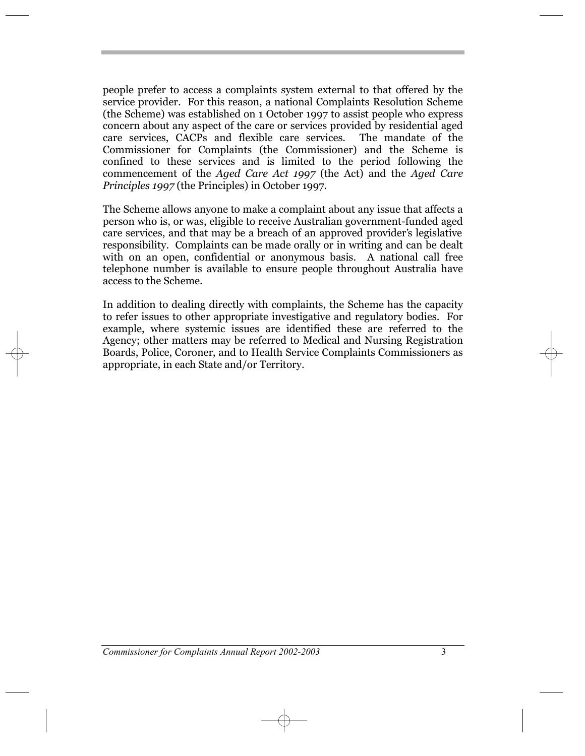people prefer to access a complaints system external to that offered by the service provider. For this reason, a national Complaints Resolution Scheme (the Scheme) was established on 1 October 1997 to assist people who express concern about any aspect of the care or services provided by residential aged care services, CACPs and flexible care services. The mandate of the Commissioner for Complaints (the Commissioner) and the Scheme is confined to these services and is limited to the period following the commencement of the *Aged Care Act 1997* (the Act) and the *Aged Care Principles 1997* (the Principles) in October 1997.

The Scheme allows anyone to make a complaint about any issue that affects a person who is, or was, eligible to receive Australian government-funded aged care services, and that may be a breach of an approved provider's legislative responsibility. Complaints can be made orally or in writing and can be dealt with on an open, confidential or anonymous basis. A national call free telephone number is available to ensure people throughout Australia have access to the Scheme.

In addition to dealing directly with complaints, the Scheme has the capacity to refer issues to other appropriate investigative and regulatory bodies. For example, where systemic issues are identified these are referred to the Agency; other matters may be referred to Medical and Nursing Registration Boards, Police, Coroner, and to Health Service Complaints Commissioners as appropriate, in each State and/or Territory.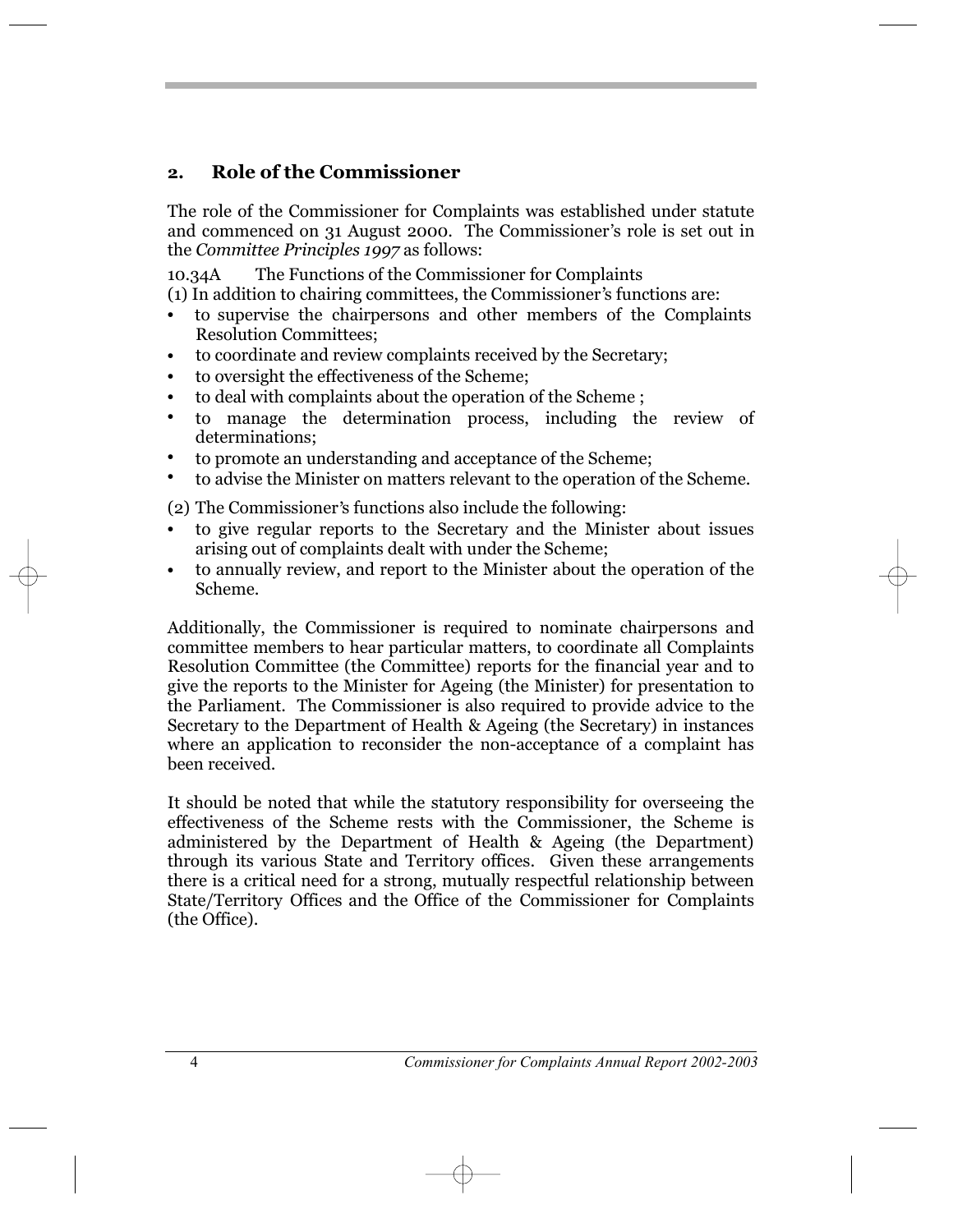## 2. Role of the Commissioner

The role of the Commissioner for Complaints was established under statute and commenced on 31 August 2000. The Commissioner's role is set out in the *Committee Principles 1997* as follows:

10.34A The Functions of the Commissioner for Complaints

(1) In addition to chairing committees, the Commissioner's functions are:

- to supervise the chairpersons and other members of the Complaints Resolution Committees;
- to coordinate and review complaints received by the Secretary;
- to oversight the effectiveness of the Scheme;
- to deal with complaints about the operation of the Scheme ;
- to manage the determination process, including the review of determinations;
- to promote an understanding and acceptance of the Scheme;
- to advise the Minister on matters relevant to the operation of the Scheme.

(2) The Commissioner's functions also include the following:

- to give regular reports to the Secretary and the Minister about issues arising out of complaints dealt with under the Scheme;
- to annually review, and report to the Minister about the operation of the Scheme.

Additionally, the Commissioner is required to nominate chairpersons and committee members to hear particular matters, to coordinate all Complaints Resolution Committee (the Committee) reports for the financial year and to give the reports to the Minister for Ageing (the Minister) for presentation to the Parliament. The Commissioner is also required to provide advice to the Secretary to the Department of Health & Ageing (the Secretary) in instances where an application to reconsider the non-acceptance of a complaint has been received.

It should be noted that while the statutory responsibility for overseeing the effectiveness of the Scheme rests with the Commissioner, the Scheme is administered by the Department of Health & Ageing (the Department) through its various State and Territory offices. Given these arrangements there is a critical need for a strong, mutually respectful relationship between State/Territory Offices and the Office of the Commissioner for Complaints (the Office).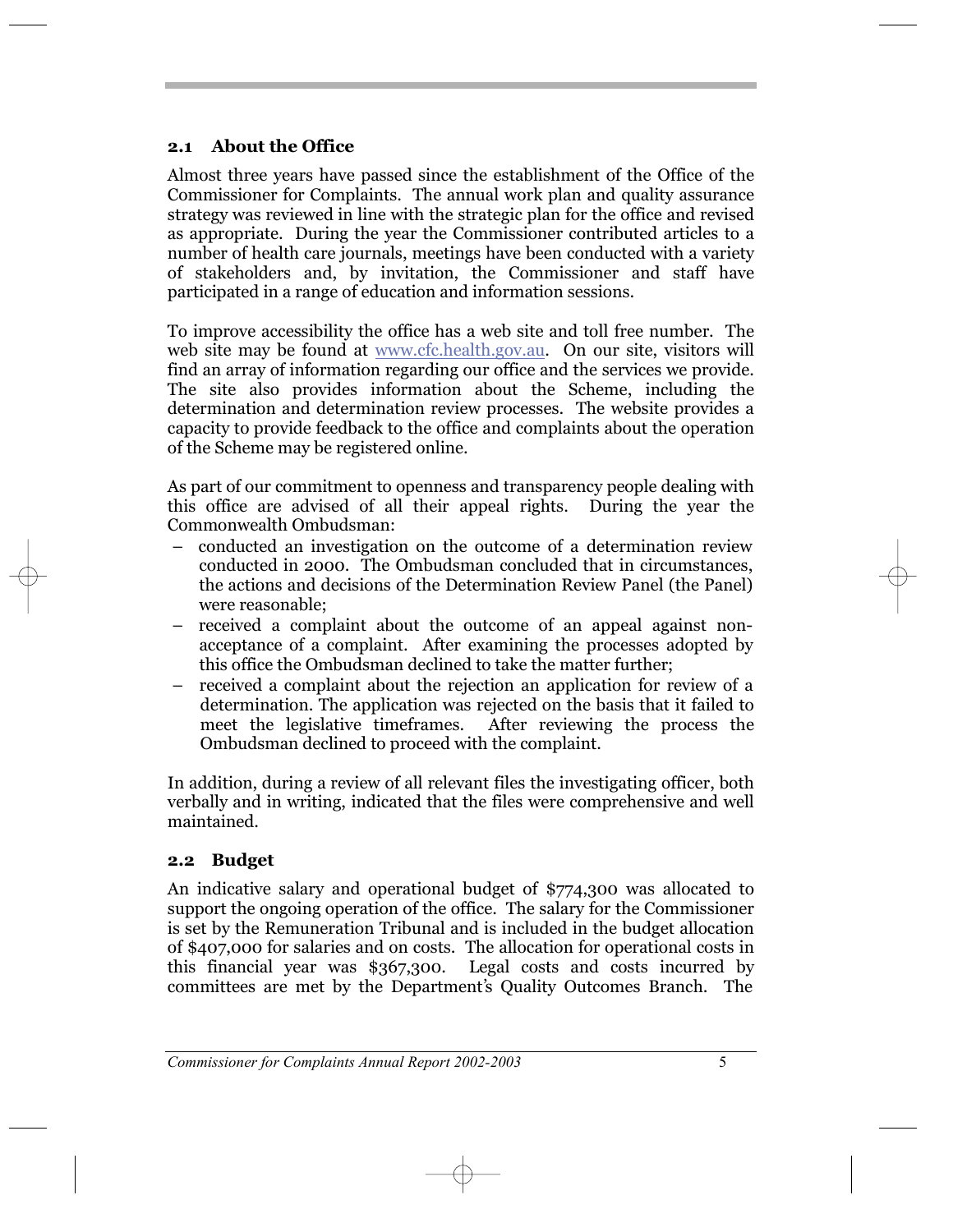## 2.1 About the Office

Almost three years have passed since the establishment of the Office of the Commissioner for Complaints. The annual work plan and quality assurance strategy was reviewed in line with the strategic plan for the office and revised as appropriate. During the year the Commissioner contributed articles to a number of health care journals, meetings have been conducted with a variety of stakeholders and, by invitation, the Commissioner and staff have participated in a range of education and information sessions.

To improve accessibility the office has a web site and toll free number. The web site may be found at www.cfc.health.gov.au. On our site, visitors will find an array of information regarding our office and the services we provide. The site also provides information about the Scheme, including the determination and determination review processes. The website provides a capacity to provide feedback to the office and complaints about the operation of the Scheme may be registered online.

As part of our commitment to openness and transparency people dealing with this office are advised of all their appeal rights. During the year the Commonwealth Ombudsman:

- conducted an investigation on the outcome of a determination review conducted in 2000. The Ombudsman concluded that in circumstances, the actions and decisions of the Determination Review Panel (the Panel) were reasonable;
- received a complaint about the outcome of an appeal against non-acceptance of a complaint. After examining the processes adopted by this office the Ombudsman declined to take the matter further;
- received a complaint about the rejection an application for review of a determination. The application was rejected on the basis that it failed to meet the legislative timeframes. After reviewing the process the Ombudsman declined to proceed with the complaint.

In addition, during a review of all relevant files the investigating officer, both verbally and in writing, indicated that the files were comprehensive and well maintained.

## 2.2 Budget

An indicative salary and operational budget of $774,300 was allocated to support the ongoing operation of the office. The salary for the Commissioner is set by the Remuneration Tribunal and is included in the budget allocation of $407,000 for salaries and on costs. The allocation for operational costs in this financial year was $367,300. Legal costs and costs incurred by committees are met by the Department's Quality Outcomes Branch. The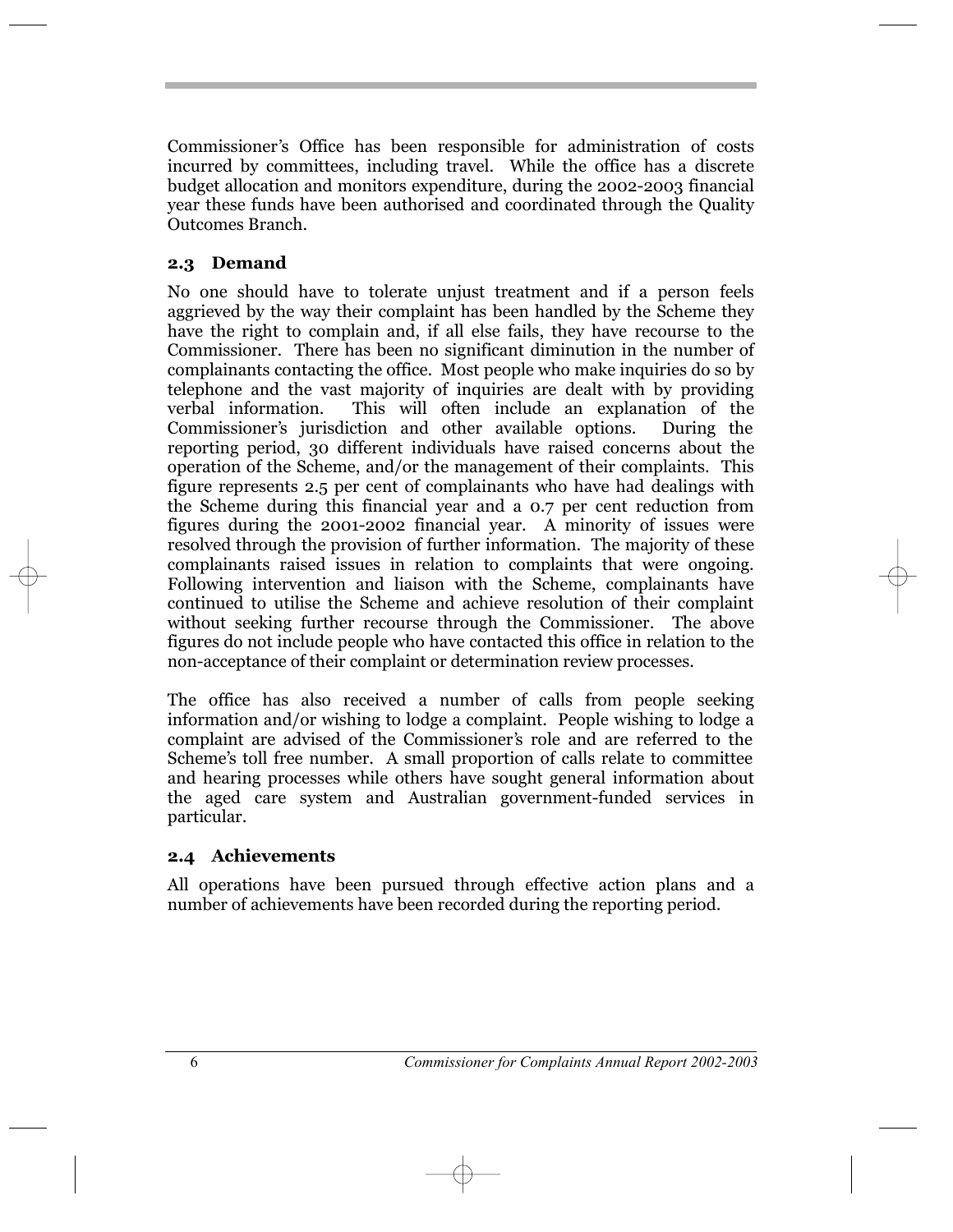Commissioner's Office has been responsible for administration of costs incurred by committees, including travel. While the office has a discrete budget allocation and monitors expenditure, during the 2002-2003 financial year these funds have been authorised and coordinated through the Quality Outcomes Branch.

## 2.3 Demand

No one should have to tolerate unjust treatment and if a person feels aggrieved by the way their complaint has been handled by the Scheme they have the right to complain and, if all else fails, they have recourse to the Commissioner. There has been no significant diminution in the number of complainants contacting the office. Most people who make inquiries do so by telephone and the vast majority of inquiries are dealt with by providing verbal information. This will often include an explanation of the Commissioner's jurisdiction and other available options. During the reporting period, 30 different individuals have raised concerns about the operation of the Scheme, and/or the management of their complaints. This figure represents 2.5 per cent of complainants who have had dealings with the Scheme during this financial year and a 0.7 per cent reduction from figures during the 2001-2002 financial year. A minority of issues were resolved through the provision of further information. The majority of these complainants raised issues in relation to complaints that were ongoing. Following intervention and liaison with the Scheme, complainants have continued to utilise the Scheme and achieve resolution of their complaint without seeking further recourse through the Commissioner. The above figures do not include people who have contacted this office in relation to the non-acceptance of their complaint or determination review processes.

The office has also received a number of calls from people seeking information and/or wishing to lodge a complaint. People wishing to lodge a complaint are advised of the Commissioner's role and are referred to the Scheme's toll free number. A small proportion of calls relate to committee and hearing processes while others have sought general information about the aged care system and Australian government-funded services in particular.

## 2.4 Achievements

All operations have been pursued through effective action plans and a number of achievements have been recorded during the reporting period.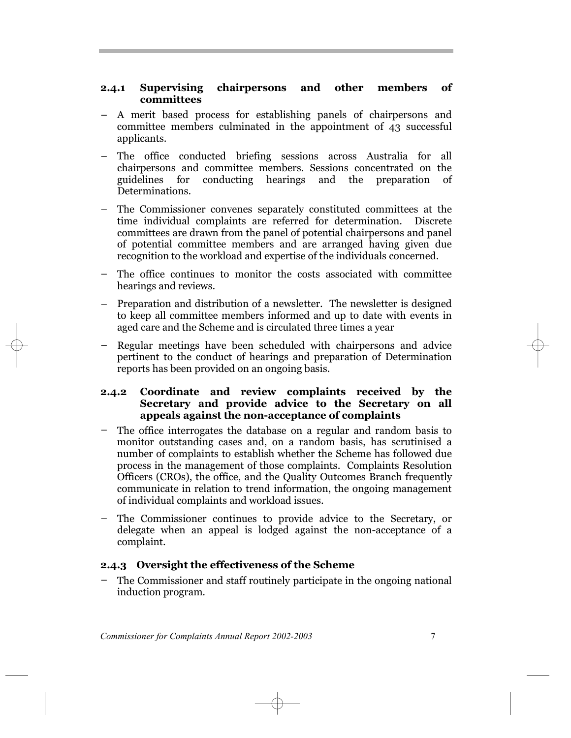#### 2.4.1 Supervising chairpersons and other members of committees

- A merit based process for establishing panels of chairpersons and committee members culminated in the appointment of 43 successful applicants.
- The office conducted briefing sessions across Australia for all chairpersons and committee members. Sessions concentrated on the guidelines for conducting hearings and the preparation of Determinations.
- The Commissioner convenes separately constituted committees at the time individual complaints are referred for determination. Discrete committees are drawn from the panel of potential chairpersons and panel of potential committee members and are arranged having given due recognition to the workload and expertise of the individuals concerned.
- The office continues to monitor the costs associated with committee hearings and reviews.
- Preparation and distribution of a newsletter. The newsletter is designed to keep all committee members informed and up to date with events in aged care and the Scheme and is circulated three times a year
- Regular meetings have been scheduled with chairpersons and advice pertinent to the conduct of hearings and preparation of Determination reports has been provided on an ongoing basis.

#### 2.4.2 Coordinate and review complaints received by the Secretary and provide advice to the Secretary on all appeals against the non-acceptance of complaints

- The office interrogates the database on a regular and random basis to monitor outstanding cases and, on a random basis, has scrutinised a number of complaints to establish whether the Scheme has followed due process in the management of those complaints. Complaints Resolution Officers (CROs), the office, and the Quality Outcomes Branch frequently communicate in relation to trend information, the ongoing management of individual complaints and workload issues.
- The Commissioner continues to provide advice to the Secretary, or delegate when an appeal is lodged against the non-acceptance of a complaint.

#### 2.4.3 Oversight the effectiveness of the Scheme

- The Commissioner and staff routinely participate in the ongoing national induction program.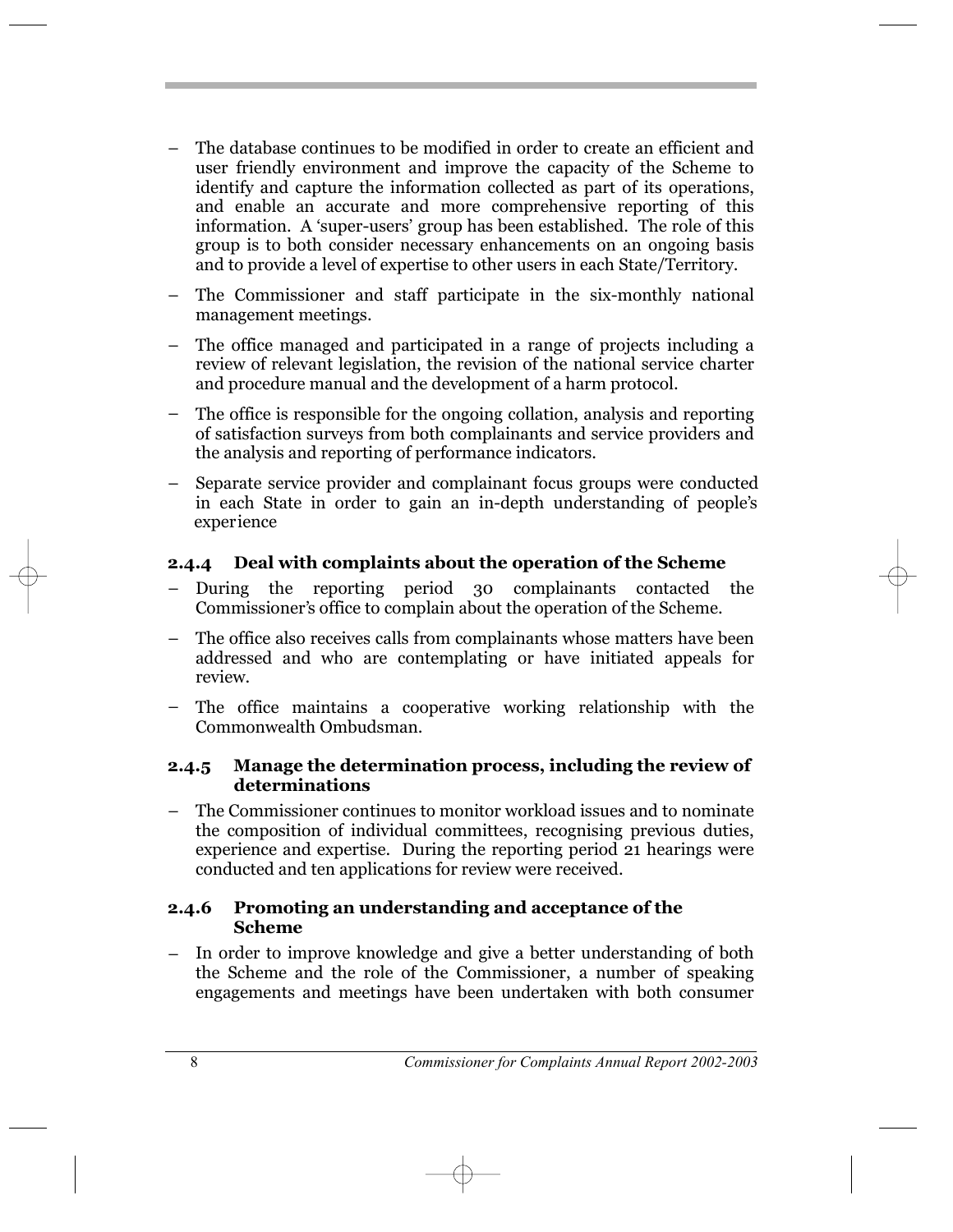- The database continues to be modified in order to create an efficient and user friendly environment and improve the capacity of the Scheme to identify and capture the information collected as part of its operations, and enable an accurate and more comprehensive reporting of this information. A 'super-users' group has been established. The role of this group is to both consider necessary enhancements on an ongoing basis and to provide a level of expertise to other users in each State/Territory.
- The Commissioner and staff participate in the six-monthly national management meetings.
- The office managed and participated in a range of projects including a review of relevant legislation, the revision of the national service charter and procedure manual and the development of a harm protocol.
- The office is responsible for the ongoing collation, analysis and reporting of satisfaction surveys from both complainants and service providers and the analysis and reporting of performance indicators.
- Separate service provider and complainant focus groups were conducted in each State in order to gain an in-depth understanding of people's experience

### 2.4.4 Deal with complaints about the operation of the Scheme

- During the reporting period 30 complainants contacted the Commissioner's office to complain about the operation of the Scheme.
- The office also receives calls from complainants whose matters have been addressed and who are contemplating or have initiated appeals for review.
- The office maintains a cooperative working relationship with the Commonwealth Ombudsman.

### 2.4.5 Manage the determination process, including the review of determinations

- The Commissioner continues to monitor workload issues and to nominate the composition of individual committees, recognising previous duties, experience and expertise. During the reporting period 21 hearings were conducted and ten applications for review were received.

### 2.4.6 Promoting an understanding and acceptance of the Scheme

- In order to improve knowledge and give a better understanding of both the Scheme and the role of the Commissioner, a number of speaking engagements and meetings have been undertaken with both consumer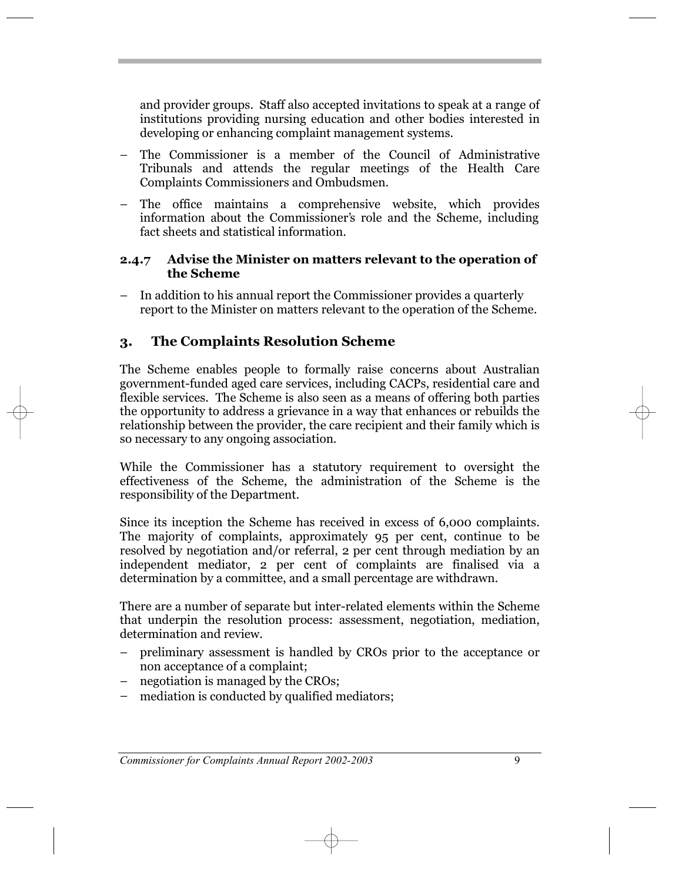and provider groups. Staff also accepted invitations to speak at a range of institutions providing nursing education and other bodies interested in developing or enhancing complaint management systems.

- The Commissioner is a member of the Council of Administrative Tribunals and attends the regular meetings of the Health Care Complaints Commissioners and Ombudsmen.
- The office maintains a comprehensive website, which provides information about the Commissioner's role and the Scheme, including fact sheets and statistical information.

### 2.4.7 Advise the Minister on matters relevant to the operation of the Scheme

- In addition to his annual report the Commissioner provides a quarterly report to the Minister on matters relevant to the operation of the Scheme.

## 3. The Complaints Resolution Scheme

The Scheme enables people to formally raise concerns about Australian government-funded aged care services, including CACPs, residential care and flexible services. The Scheme is also seen as a means of offering both parties the opportunity to address a grievance in a way that enhances or rebuilds the relationship between the provider, the care recipient and their family which is so necessary to any ongoing association.

While the Commissioner has a statutory requirement to oversight the effectiveness of the Scheme, the administration of the Scheme is the responsibility of the Department.

Since its inception the Scheme has received in excess of 6,000 complaints. The majority of complaints, approximately 95 per cent, continue to be resolved by negotiation and/or referral, 2 per cent through mediation by an independent mediator, 2 per cent of complaints are finalised via a determination by a committee, and a small percentage are withdrawn.

There are a number of separate but inter-related elements within the Scheme that underpin the resolution process: assessment, negotiation, mediation, determination and review.

- preliminary assessment is handled by CROs prior to the acceptance or non acceptance of a complaint;
- negotiation is managed by the CROs;
- mediation is conducted by qualified mediators;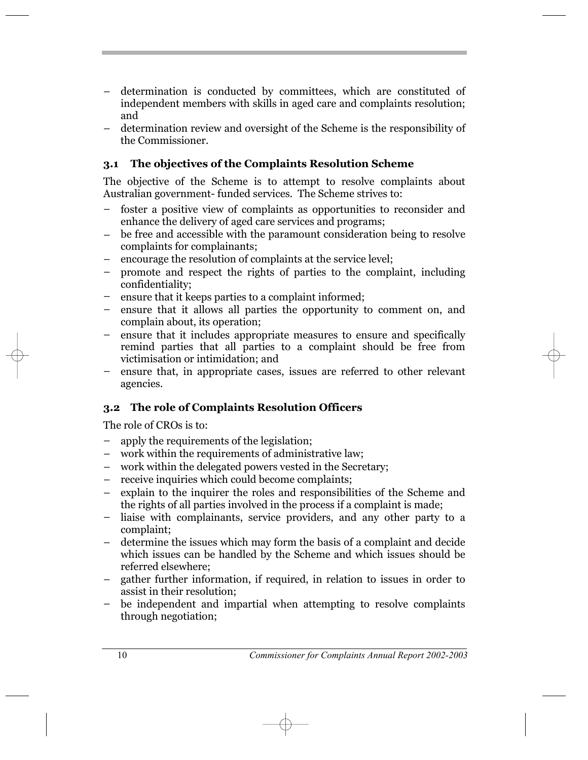- determination is conducted by committees, which are constituted of independent members with skills in aged care and complaints resolution; and
- determination review and oversight of the Scheme is the responsibility of the Commissioner.

### 3.1 The objectives of the Complaints Resolution Scheme

The objective of the Scheme is to attempt to resolve complaints about Australian government- funded services. The Scheme strives to:

- foster a positive view of complaints as opportunities to reconsider and enhance the delivery of aged care services and programs;
- be free and accessible with the paramount consideration being to resolve complaints for complainants;
- encourage the resolution of complaints at the service level;
- promote and respect the rights of parties to the complaint, including confidentiality;
- ensure that it keeps parties to a complaint informed;
- ensure that it allows all parties the opportunity to comment on, and complain about, its operation;
- ensure that it includes appropriate measures to ensure and specifically remind parties that all parties to a complaint should be free from victimisation or intimidation; and
- ensure that, in appropriate cases, issues are referred to other relevant agencies.

### 3.2 The role of Complaints Resolution Officers

The role of CROs is to:

- apply the requirements of the legislation;
- work within the requirements of administrative law;
- work within the delegated powers vested in the Secretary;
- receive inquiries which could become complaints;
- explain to the inquirer the roles and responsibilities of the Scheme and the rights of all parties involved in the process if a complaint is made;
- liaise with complainants, service providers, and any other party to a complaint;
- determine the issues which may form the basis of a complaint and decide which issues can be handled by the Scheme and which issues should be referred elsewhere;
- gather further information, if required, in relation to issues in order to assist in their resolution;
- be independent and impartial when attempting to resolve complaints through negotiation;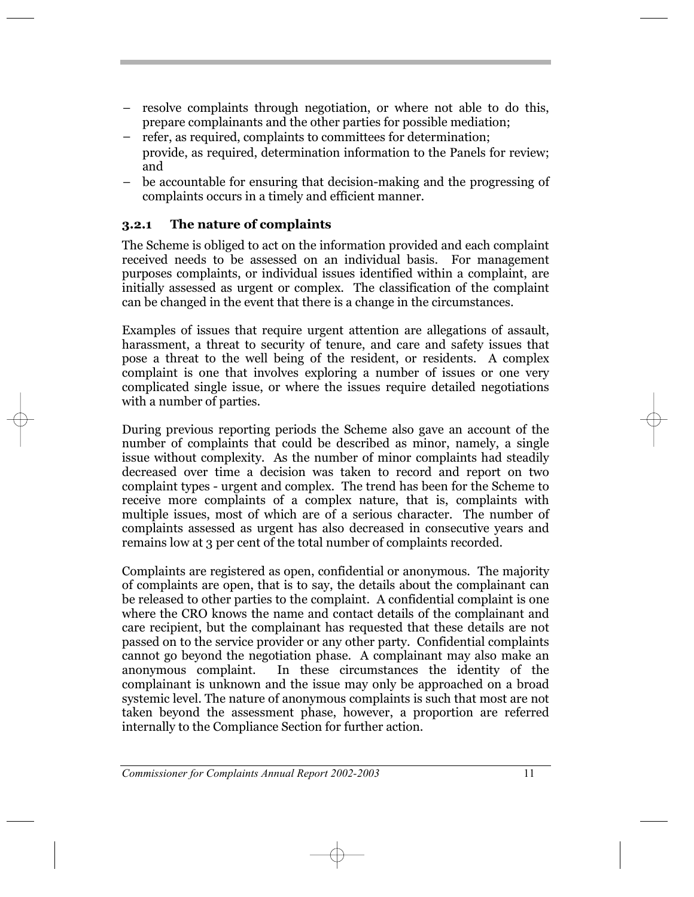- resolve complaints through negotiation, or where not able to do this, prepare complainants and the other parties for possible mediation;
- refer, as required, complaints to committees for determination;
  provide, as required, determination information to the Panels for review; and
- be accountable for ensuring that decision-making and the progressing of complaints occurs in a timely and efficient manner.

### 3.2.1 The nature of complaints

The Scheme is obliged to act on the information provided and each complaint received needs to be assessed on an individual basis. For management purposes complaints, or individual issues identified within a complaint, are initially assessed as urgent or complex. The classification of the complaint can be changed in the event that there is a change in the circumstances.

Examples of issues that require urgent attention are allegations of assault, harassment, a threat to security of tenure, and care and safety issues that pose a threat to the well being of the resident, or residents. A complex complaint is one that involves exploring a number of issues or one very complicated single issue, or where the issues require detailed negotiations with a number of parties.

During previous reporting periods the Scheme also gave an account of the number of complaints that could be described as minor, namely, a single issue without complexity. As the number of minor complaints had steadily decreased over time a decision was taken to record and report on two complaint types - urgent and complex. The trend has been for the Scheme to receive more complaints of a complex nature, that is, complaints with multiple issues, most of which are of a serious character. The number of complaints assessed as urgent has also decreased in consecutive years and remains low at 3 per cent of the total number of complaints recorded.

Complaints are registered as open, confidential or anonymous. The majority of complaints are open, that is to say, the details about the complainant can be released to other parties to the complaint. A confidential complaint is one where the CRO knows the name and contact details of the complainant and care recipient, but the complainant has requested that these details are not passed on to the service provider or any other party. Confidential complaints cannot go beyond the negotiation phase. A complainant may also make an anonymous complaint. In these circumstances the identity of the complainant is unknown and the issue may only be approached on a broad systemic level. The nature of anonymous complaints is such that most are not taken beyond the assessment phase, however, a proportion are referred internally to the Compliance Section for further action.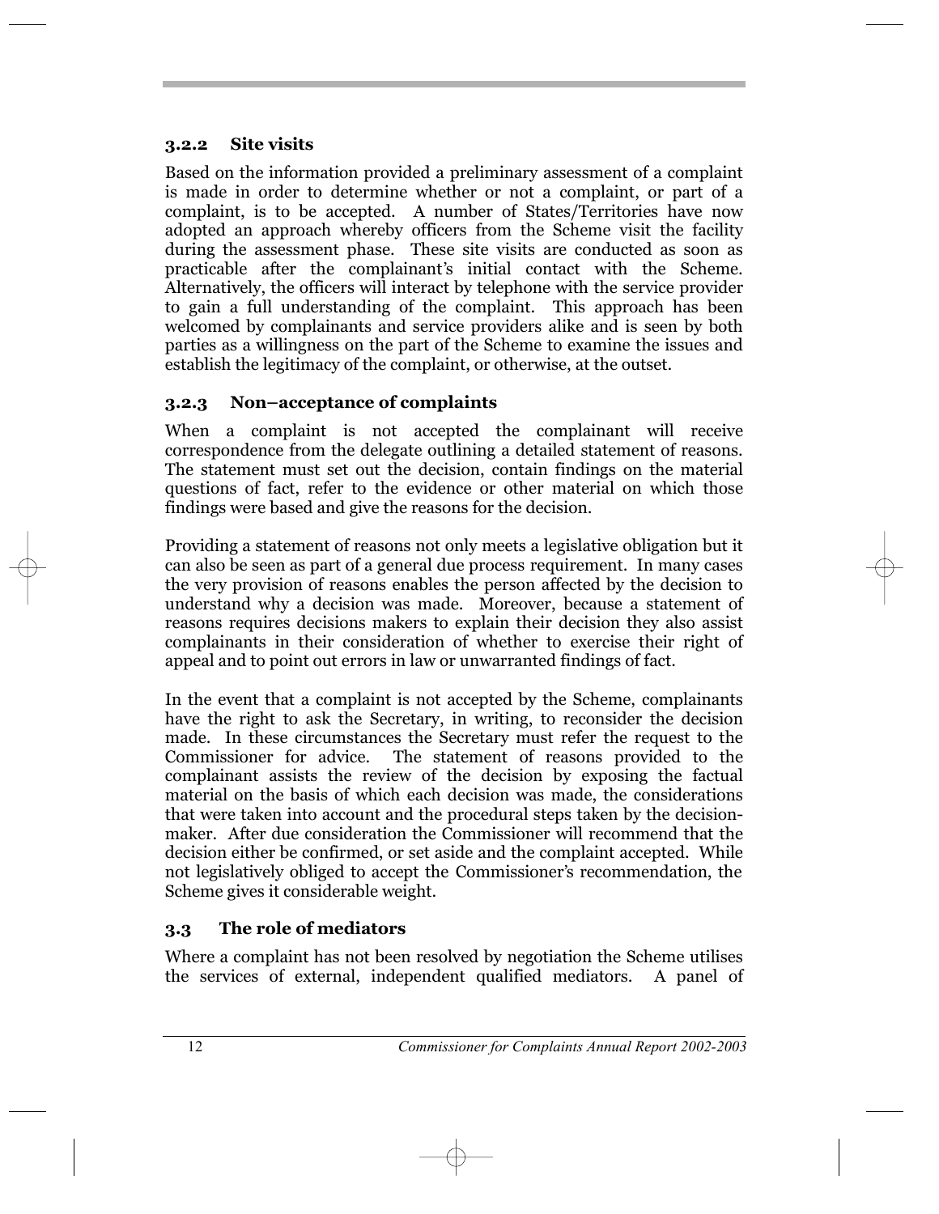### 3.2.2 Site visits

Based on the information provided a preliminary assessment of a complaint is made in order to determine whether or not a complaint, or part of a complaint, is to be accepted. A number of States/Territories have now adopted an approach whereby officers from the Scheme visit the facility during the assessment phase. These site visits are conducted as soon as practicable after the complainant's initial contact with the Scheme. Alternatively, the officers will interact by telephone with the service provider to gain a full understanding of the complaint. This approach has been welcomed by complainants and service providers alike and is seen by both parties as a willingness on the part of the Scheme to examine the issues and establish the legitimacy of the complaint, or otherwise, at the outset.

### 3.2.3 Non–acceptance of complaints

When a complaint is not accepted the complainant will receive correspondence from the delegate outlining a detailed statement of reasons. The statement must set out the decision, contain findings on the material questions of fact, refer to the evidence or other material on which those findings were based and give the reasons for the decision.

Providing a statement of reasons not only meets a legislative obligation but it can also be seen as part of a general due process requirement. In many cases the very provision of reasons enables the person affected by the decision to understand why a decision was made. Moreover, because a statement of reasons requires decisions makers to explain their decision they also assist complainants in their consideration of whether to exercise their right of appeal and to point out errors in law or unwarranted findings of fact.

In the event that a complaint is not accepted by the Scheme, complainants have the right to ask the Secretary, in writing, to reconsider the decision made. In these circumstances the Secretary must refer the request to the Commissioner for advice. The statement of reasons provided to the complainant assists the review of the decision by exposing the factual material on the basis of which each decision was made, the considerations that were taken into account and the procedural steps taken by the decision-maker. After due consideration the Commissioner will recommend that the decision either be confirmed, or set aside and the complaint accepted. While not legislatively obliged to accept the Commissioner's recommendation, the Scheme gives it considerable weight.

## 3.3 The role of mediators

Where a complaint has not been resolved by negotiation the Scheme utilises the services of external, independent qualified mediators. A panel of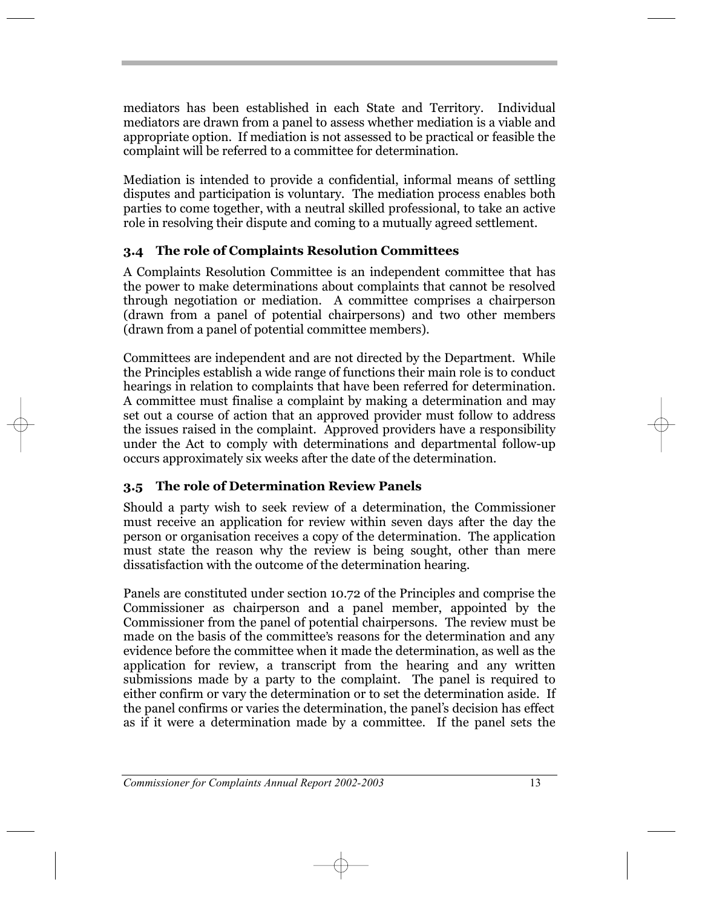mediators has been established in each State and Territory. Individual mediators are drawn from a panel to assess whether mediation is a viable and appropriate option. If mediation is not assessed to be practical or feasible the complaint will be referred to a committee for determination.

Mediation is intended to provide a confidential, informal means of settling disputes and participation is voluntary. The mediation process enables both parties to come together, with a neutral skilled professional, to take an active role in resolving their dispute and coming to a mutually agreed settlement.

### 3.4 The role of Complaints Resolution Committees

A Complaints Resolution Committee is an independent committee that has the power to make determinations about complaints that cannot be resolved through negotiation or mediation. A committee comprises a chairperson (drawn from a panel of potential chairpersons) and two other members (drawn from a panel of potential committee members).

Committees are independent and are not directed by the Department. While the Principles establish a wide range of functions their main role is to conduct hearings in relation to complaints that have been referred for determination. A committee must finalise a complaint by making a determination and may set out a course of action that an approved provider must follow to address the issues raised in the complaint. Approved providers have a responsibility under the Act to comply with determinations and departmental follow-up occurs approximately six weeks after the date of the determination.

### 3.5 The role of Determination Review Panels

Should a party wish to seek review of a determination, the Commissioner must receive an application for review within seven days after the day the person or organisation receives a copy of the determination. The application must state the reason why the review is being sought, other than mere dissatisfaction with the outcome of the determination hearing.

Panels are constituted under section 10.72 of the Principl*es* and comprise the Commissioner as chairperson and a panel member, appointed by the Commissioner from the panel of potential chairpersons. The review must be made on the basis of the committee's reasons for the determination and any evidence before the committee when it made the determination, as well as the application for review, a transcript from the hearing and any written submissions made by a party to the complaint. The panel is required to either confirm or vary the determination or to set the determination aside. If the panel confirms or varies the determination, the panel's decision has effect as if it were a determination made by a committee. If the panel sets the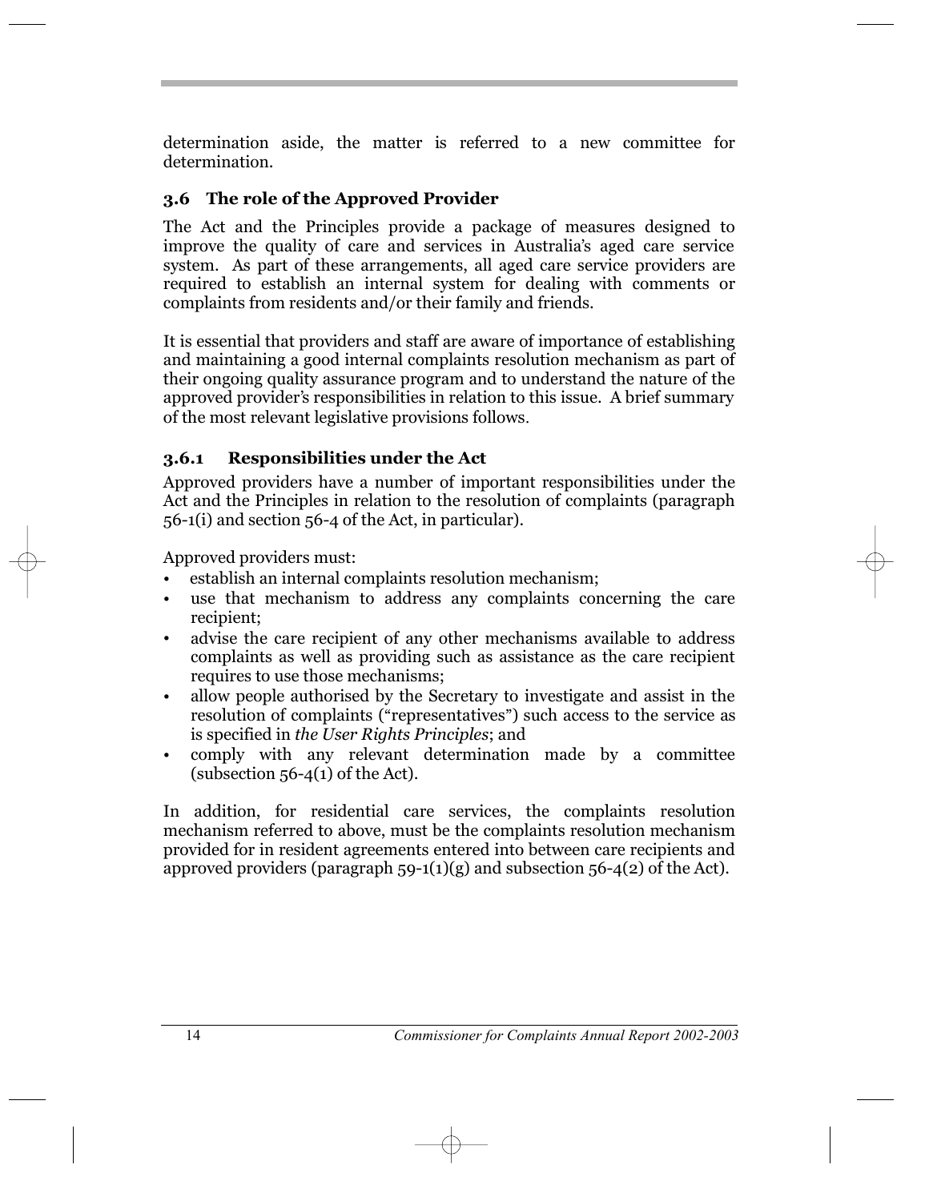determination aside, the matter is referred to a new committee for determination.

## 3.6 The role of the Approved Provider

The Act and the Principles provide a package of measures designed to improve the quality of care and services in Australia's aged care service system. As part of these arrangements, all aged care service providers are required to establish an internal system for dealing with comments or complaints from residents and/or their family and friends.

It is essential that providers and staff are aware of importance of establishing and maintaining a good internal complaints resolution mechanism as part of their ongoing quality assurance program and to understand the nature of the approved provider's responsibilities in relation to this issue. A brief summary of the most relevant legislative provisions follows.

### 3.6.1 Responsibilities under the Act

Approved providers have a number of important responsibilities under the Act and the Principles in relation to the resolution of complaints (paragraph 56-1(i) and section 56-4 of the Act, in particular).

Approved providers must:

- establish an internal complaints resolution mechanism;
- use that mechanism to address any complaints concerning the care recipient;
- advise the care recipient of any other mechanisms available to address complaints as well as providing such as assistance as the care recipient requires to use those mechanisms;
- allow people authorised by the Secretary to investigate and assist in the resolution of complaints ("representatives") such access to the service as is specified in *the User Rights Principles*; and
- comply with any relevant determination made by a committee (subsection 56-4(1) of the Act).

In addition, for residential care services, the complaints resolution mechanism referred to above, must be the complaints resolution mechanism provided for in resident agreements entered into between care recipients and approved providers (paragraph 59-1(1)(g) and subsection 56-4(2) of the Act).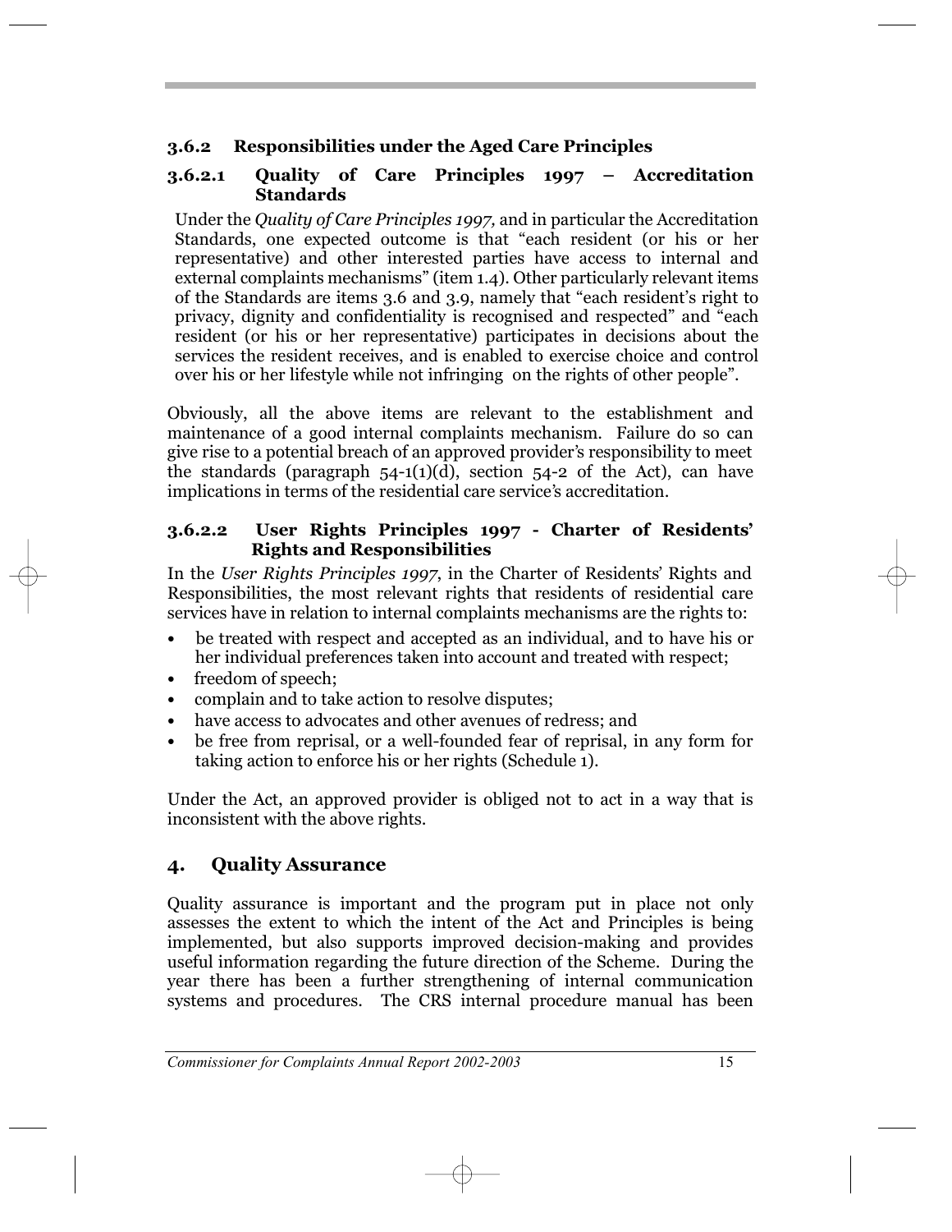### 3.6.2 Responsibilities under the Aged Care Principles

#### 3.6.2.1 Quality of Care Principles 1997 – Accreditation Standards

Under the *Quality of Care Principles 1997,* and in particular the Accreditation Standards, one expected outcome is that "each resident (or his or her representative) and other interested parties have access to internal and external complaints mechanisms" (item 1.4). Other particularly relevant items of the Standards are items 3.6 and 3.9, namely that "each resident's right to privacy, dignity and confidentiality is recognised and respected" and "each resident (or his or her representative) participates in decisions about the services the resident receives, and is enabled to exercise choice and control over his or her lifestyle while not infringing on the rights of other people".

Obviously, all the above items are relevant to the establishment and maintenance of a good internal complaints mechanism. Failure do so can give rise to a potential breach of an approved provider's responsibility to meet the standards (paragraph 54-1(1)(d), section 54-2 of the Act), can have implications in terms of the residential care service's accreditation.

#### 3.6.2.2 User Rights Principles 1997 - Charter of Residents' Rights and Responsibilities

In the *User Rights Principles 1997*, in the Charter of Residents' Rights and Responsibilities, the most relevant rights that residents of residential care services have in relation to internal complaints mechanisms are the rights to:

- be treated with respect and accepted as an individual, and to have his or her individual preferences taken into account and treated with respect;
- freedom of speech;
- complain and to take action to resolve disputes;
- have access to advocates and other avenues of redress; and
- be free from reprisal, or a well-founded fear of reprisal, in any form for taking action to enforce his or her rights (Schedule 1).

Under the Act, an approved provider is obliged not to act in a way that is inconsistent with the above rights.

## 4. Quality Assurance

Quality assurance is important and the program put in place not only assesses the extent to which the intent of the Act and Principles is being implemented, but also supports improved decision-making and provides useful information regarding the future direction of the Scheme. During the year there has been a further strengthening of internal communication systems and procedures. The CRS internal procedure manual has been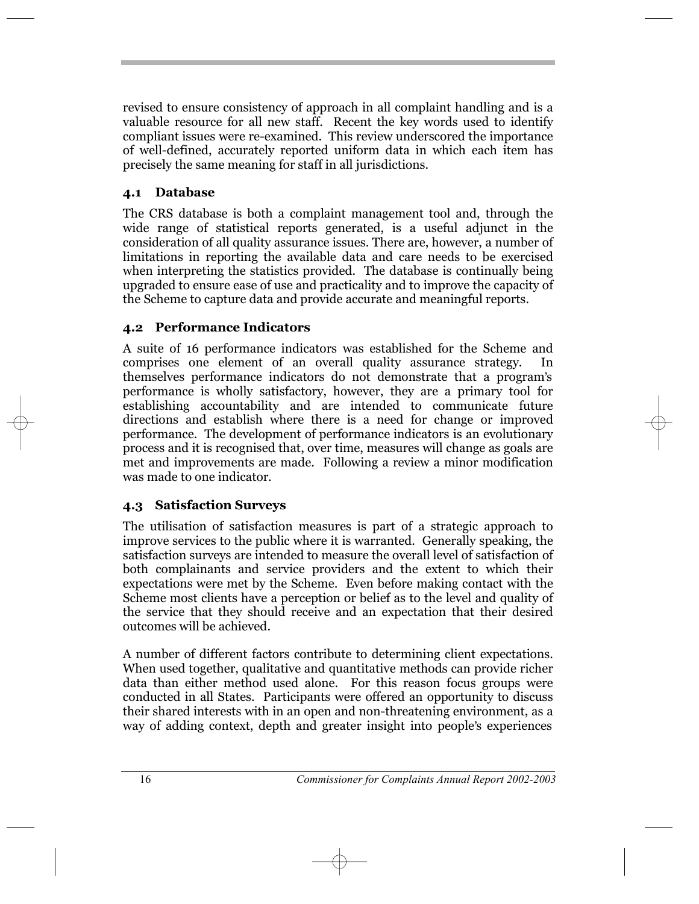revised to ensure consistency of approach in all complaint handling and is a valuable resource for all new staff. Recent the key words used to identify compliant issues were re-examined. This review underscored the importance of well-defined, accurately reported uniform data in which each item has precisely the same meaning for staff in all jurisdictions.

### 4.1 Database

The CRS database is both a complaint management tool and, through the wide range of statistical reports generated, is a useful adjunct in the consideration of all quality assurance issues. There are, however, a number of limitations in reporting the available data and care needs to be exercised when interpreting the statistics provided. The database is continually being upgraded to ensure ease of use and practicality and to improve the capacity of the Scheme to capture data and provide accurate and meaningful reports.

### 4.2 Performance Indicators

A suite of 16 performance indicators was established for the Scheme and comprises one element of an overall quality assurance strategy. In themselves performance indicators do not demonstrate that a program's performance is wholly satisfactory, however, they are a primary tool for establishing accountability and are intended to communicate future directions and establish where there is a need for change or improved performance. The development of performance indicators is an evolutionary process and it is recognised that, over time, measures will change as goals are met and improvements are made. Following a review a minor modification was made to one indicator.

### 4.3 Satisfaction Surveys

The utilisation of satisfaction measures is part of a strategic approach to improve services to the public where it is warranted. Generally speaking, the satisfaction surveys are intended to measure the overall level of satisfaction of both complainants and service providers and the extent to which their expectations were met by the Scheme. Even before making contact with the Scheme most clients have a perception or belief as to the level and quality of the service that they should receive and an expectation that their desired outcomes will be achieved.

A number of different factors contribute to determining client expectations. When used together, qualitative and quantitative methods can provide richer data than either method used alone. For this reason focus groups were conducted in all States. Participants were offered an opportunity to discuss their shared interests with in an open and non-threatening environment, as a way of adding context, depth and greater insight into people's experiences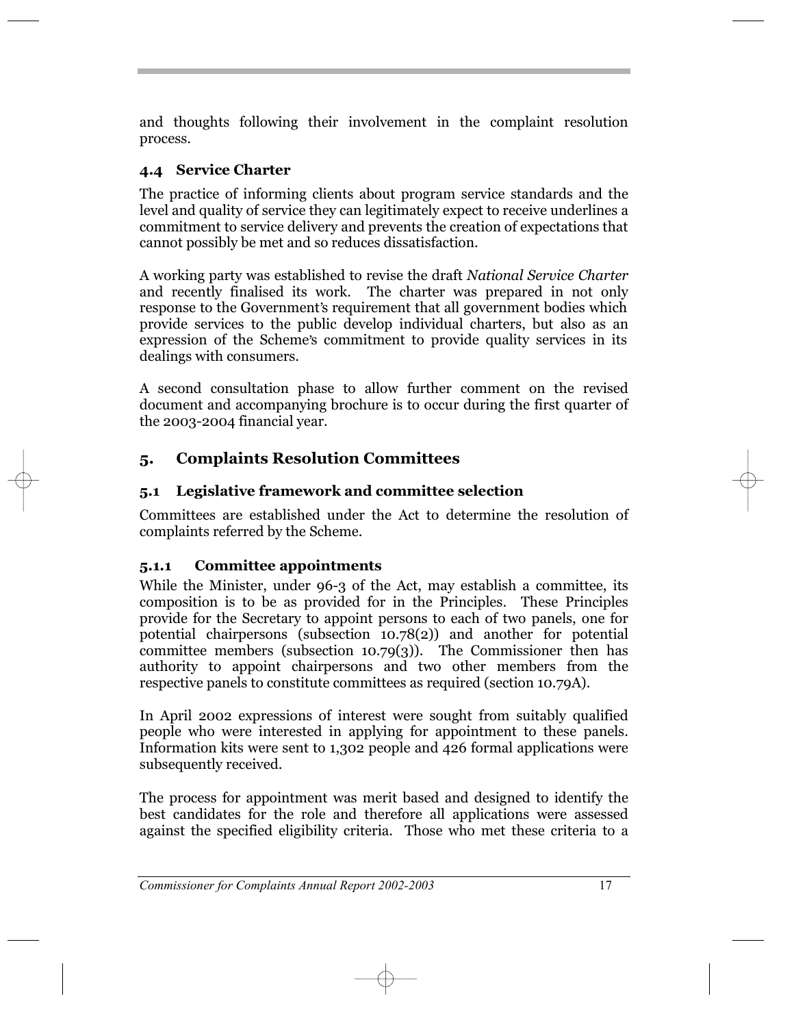and thoughts following their involvement in the complaint resolution process.

### 4.4 Service Charter

The practice of informing clients about program service standards and the level and quality of service they can legitimately expect to receive underlines a commitment to service delivery and prevents the creation of expectations that cannot possibly be met and so reduces dissatisfaction.

A working party was established to revise the draft *National Service Charter* and recently finalised its work. The charter was prepared in not only response to the Government's requirement that all government bodies which provide services to the public develop individual charters, but also as an expression of the Scheme's commitment to provide quality services in its dealings with consumers.

A second consultation phase to allow further comment on the revised document and accompanying brochure is to occur during the first quarter of the 2003-2004 financial year.

## 5. Complaints Resolution Committees

### 5.1 Legislative framework and committee selection

Committees are established under the Act to determine the resolution of complaints referred by the Scheme.

#### 5.1.1 Committee appointments

While the Minister, under 96-3 of the Act, may establish a committee, its composition is to be as provided for in the Principles. These Principles provide for the Secretary to appoint persons to each of two panels, one for potential chairpersons (subsection 10.78(2)) and another for potential committee members (subsection 10.79(3)). The Commissioner then has authority to appoint chairpersons and two other members from the respective panels to constitute committees as required (section 10.79A).

In April 2002 expressions of interest were sought from suitably qualified people who were interested in applying for appointment to these panels. Information kits were sent to 1,302 people and 426 formal applications were subsequently received.

The process for appointment was merit based and designed to identify the best candidates for the role and therefore all applications were assessed against the specified eligibility criteria. Those who met these criteria to a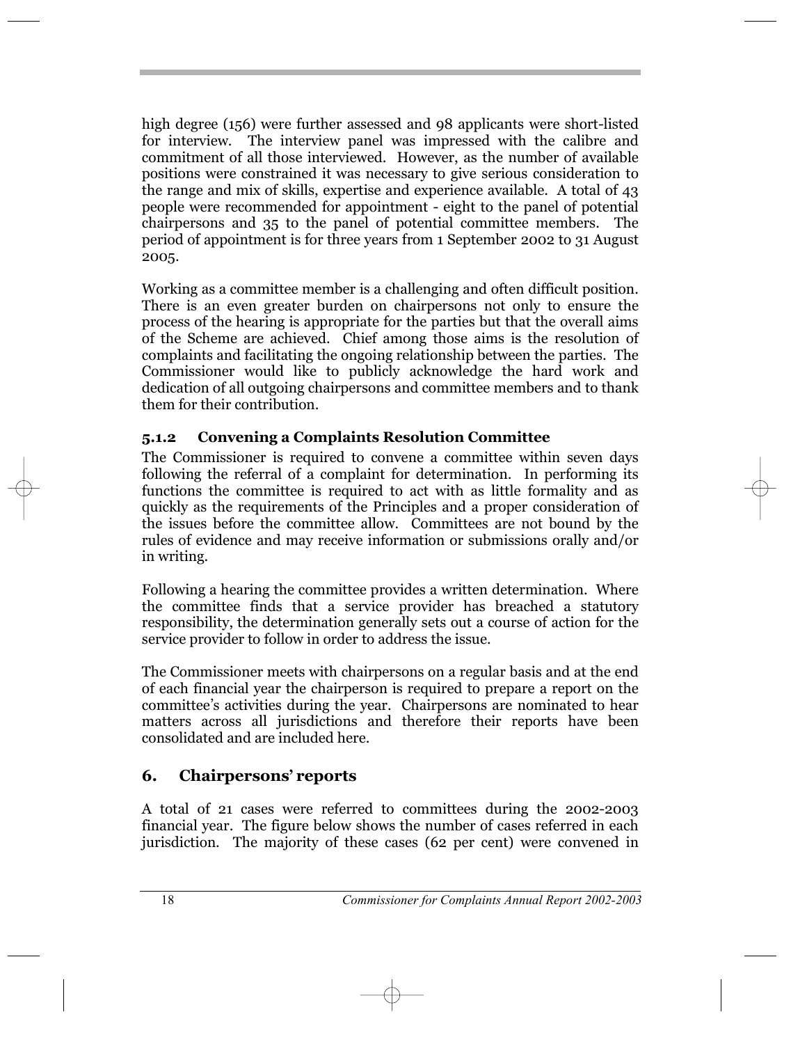high degree (156) were further assessed and 98 applicants were short-listed for interview. The interview panel was impressed with the calibre and commitment of all those interviewed. However, as the number of available positions were constrained it was necessary to give serious consideration to the range and mix of skills, expertise and experience available. A total of 43 people were recommended for appointment - eight to the panel of potential chairpersons and 35 to the panel of potential committee members. The period of appointment is for three years from 1 September 2002 to 31 August 2005.

Working as a committee member is a challenging and often difficult position. There is an even greater burden on chairpersons not only to ensure the process of the hearing is appropriate for the parties but that the overall aims of the Scheme are achieved. Chief among those aims is the resolution of complaints and facilitating the ongoing relationship between the parties. The Commissioner would like to publicly acknowledge the hard work and dedication of all outgoing chairpersons and committee members and to thank them for their contribution.

### 5.1.2 Convening a Complaints Resolution Committee

The Commissioner is required to convene a committee within seven days following the referral of a complaint for determination. In performing its functions the committee is required to act with as little formality and as quickly as the requirements of the Principles and a proper consideration of the issues before the committee allow. Committees are not bound by the rules of evidence and may receive information or submissions orally and/or in writing.

Following a hearing the committee provides a written determination. Where the committee finds that a service provider has breached a statutory responsibility, the determination generally sets out a course of action for the service provider to follow in order to address the issue.

The Commissioner meets with chairpersons on a regular basis and at the end of each financial year the chairperson is required to prepare a report on the committee's activities during the year. Chairpersons are nominated to hear matters across all jurisdictions and therefore their reports have been consolidated and are included here.

## 6. Chairpersons' reports

A total of 21 cases were referred to committees during the 2002-2003 financial year. The figure below shows the number of cases referred in each jurisdiction. The majority of these cases (62 per cent) were convened in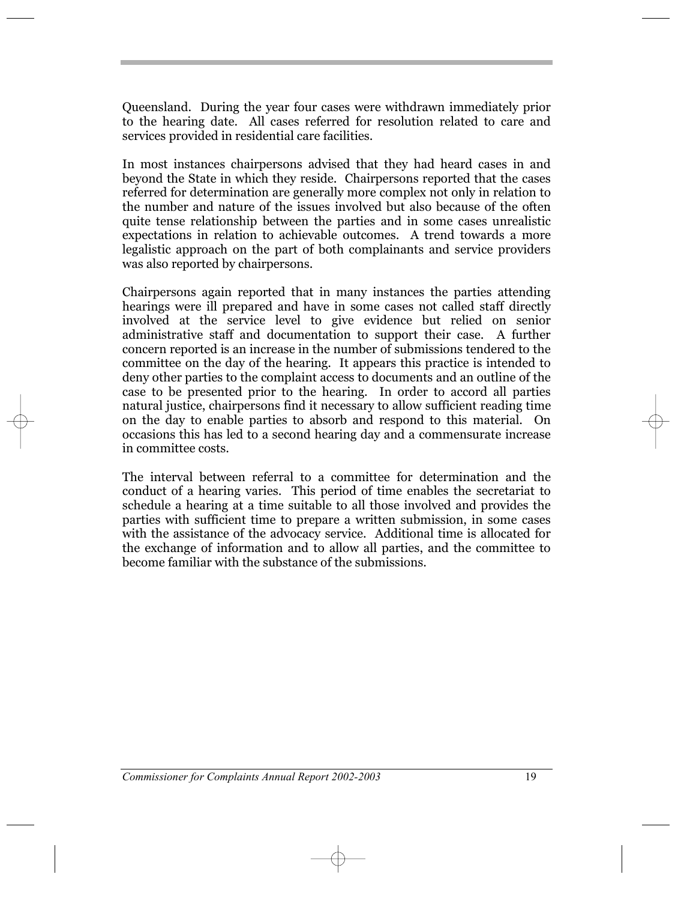Queensland. During the year four cases were withdrawn immediately prior to the hearing date. All cases referred for resolution related to care and services provided in residential care facilities.

In most instances chairpersons advised that they had heard cases in and beyond the State in which they reside. Chairpersons reported that the cases referred for determination are generally more complex not only in relation to the number and nature of the issues involved but also because of the often quite tense relationship between the parties and in some cases unrealistic expectations in relation to achievable outcomes. A trend towards a more legalistic approach on the part of both complainants and service providers was also reported by chairpersons.

Chairpersons again reported that in many instances the parties attending hearings were ill prepared and have in some cases not called staff directly involved at the service level to give evidence but relied on senior administrative staff and documentation to support their case. A further concern reported is an increase in the number of submissions tendered to the committee on the day of the hearing. It appears this practice is intended to deny other parties to the complaint access to documents and an outline of the case to be presented prior to the hearing. In order to accord all parties natural justice, chairpersons find it necessary to allow sufficient reading time on the day to enable parties to absorb and respond to this material. On occasions this has led to a second hearing day and a commensurate increase in committee costs.

The interval between referral to a committee for determination and the conduct of a hearing varies. This period of time enables the secretariat to schedule a hearing at a time suitable to all those involved and provides the parties with sufficient time to prepare a written submission, in some cases with the assistance of the advocacy service. Additional time is allocated for the exchange of information and to allow all parties, and the committee to become familiar with the substance of the submissions.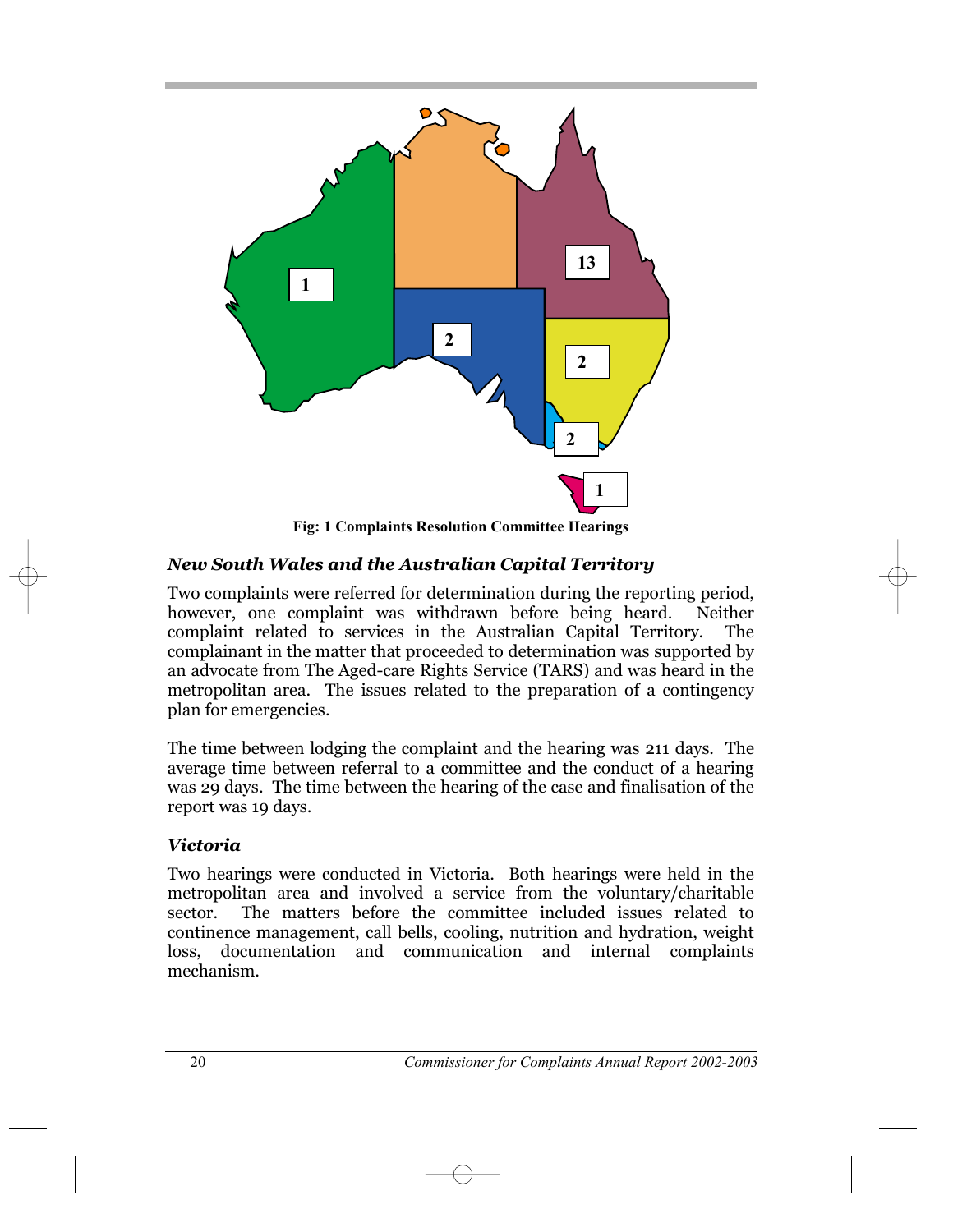Fig: 1 Complaints Resolution Committee Hearings

### *New South Wales and the Australian Capital Territory*

Two complaints were referred for determination during the reporting period, however, one complaint was withdrawn before being heard. Neither complaint related to services in the Australian Capital Territory. The complainant in the matter that proceeded to determination was supported by an advocate from The Aged-care Rights Service (TARS) and was heard in the metropolitan area. The issues related to the preparation of a contingency plan for emergencies.

The time between lodging the complaint and the hearing was 211 days. The average time between referral to a committee and the conduct of a hearing was 29 days. The time between the hearing of the case and finalisation of the report was 19 days.

### *Victoria*

Two hearings were conducted in Victoria. Both hearings were held in the metropolitan area and involved a service from the voluntary/charitable sector. The matters before the committee included issues related to continence management, call bells, cooling, nutrition and hydration, weight loss, documentation and communication and internal complaints mechanism.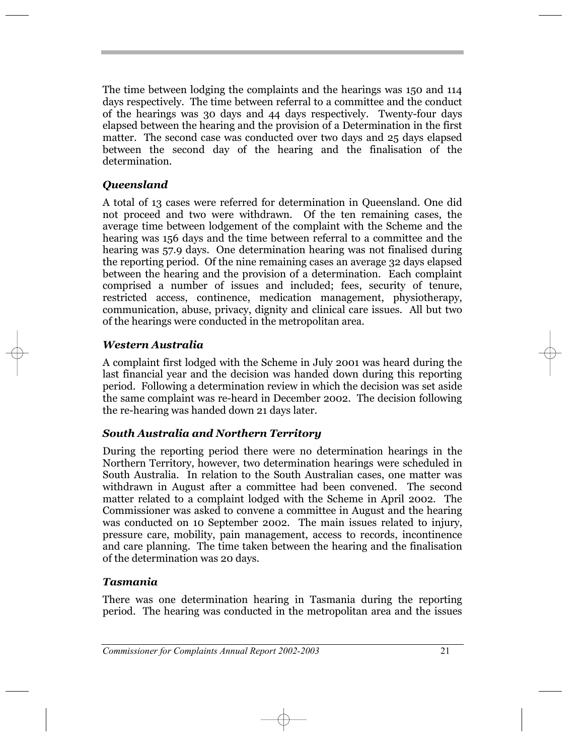The time between lodging the complaints and the hearings was 150 and 114 days respectively. The time between referral to a committee and the conduct of the hearings was 30 days and 44 days respectively. Twenty-four days elapsed between the hearing and the provision of a Determination in the first matter. The second case was conducted over two days and 25 days elapsed between the second day of the hearing and the finalisation of the determination.

### *Queensland*

A total of 13 cases were referred for determination in Queensland. One did not proceed and two were withdrawn. Of the ten remaining cases, the average time between lodgement of the complaint with the Scheme and the hearing was 156 days and the time between referral to a committee and the hearing was 57.9 days. One determination hearing was not finalised during the reporting period. Of the nine remaining cases an average 32 days elapsed between the hearing and the provision of a determination. Each complaint comprised a number of issues and included; fees, security of tenure, restricted access, continence, medication management, physiotherapy, communication, abuse, privacy, dignity and clinical care issues. All but two of the hearings were conducted in the metropolitan area.

### *Western Australia*

A complaint first lodged with the Scheme in July 2001 was heard during the last financial year and the decision was handed down during this reporting period. Following a determination review in which the decision was set aside the same complaint was re-heard in December 2002. The decision following the re-hearing was handed down 21 days later.

### *South Australia and Northern Territory*

During the reporting period there were no determination hearings in the Northern Territory, however, two determination hearings were scheduled in South Australia. In relation to the South Australian cases, one matter was withdrawn in August after a committee had been convened. The second matter related to a complaint lodged with the Scheme in April 2002. The Commissioner was asked to convene a committee in August and the hearing was conducted on 10 September 2002. The main issues related to injury, pressure care, mobility, pain management, access to records, incontinence and care planning. The time taken between the hearing and the finalisation of the determination was 20 days.

### *Tasmania*

There was one determination hearing in Tasmania during the reporting period. The hearing was conducted in the metropolitan area and the issues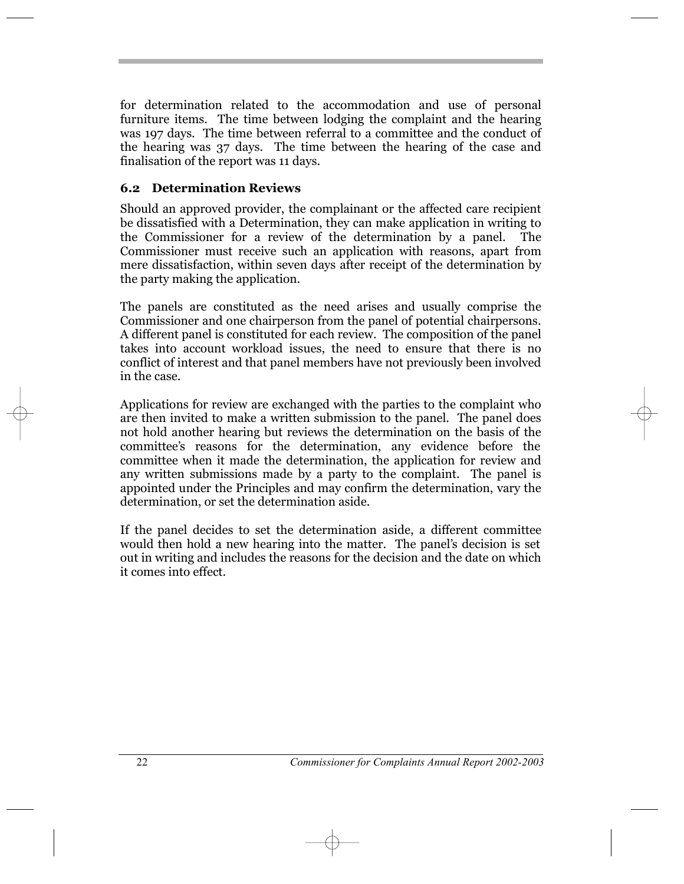for determination related to the accommodation and use of personal furniture items. The time between lodging the complaint and the hearing was 197 days. The time between referral to a committee and the conduct of the hearing was 37 days. The time between the hearing of the case and finalisation of the report was 11 days.

### 6.2 Determination Reviews

Should an approved provider, the complainant or the affected care recipient be dissatisfied with a Determination, they can make application in writing to the Commissioner for a review of the determination by a panel. The Commissioner must receive such an application with reasons, apart from mere dissatisfaction, within seven days after receipt of the determination by the party making the application.

The panels are constituted as the need arises and usually comprise the Commissioner and one chairperson from the panel of potential chairpersons. A different panel is constituted for each review. The composition of the panel takes into account workload issues, the need to ensure that there is no conflict of interest and that panel members have not previously been involved in the case.

Applications for review are exchanged with the parties to the complaint who are then invited to make a written submission to the panel. The panel does not hold another hearing but reviews the determination on the basis of the committee's reasons for the determination, any evidence before the committee when it made the determination, the application for review and any written submissions made by a party to the complaint. The panel is appointed under the Principles and may confirm the determination, vary the determination, or set the determination aside.

If the panel decides to set the determination aside, a different committee would then hold a new hearing into the matter. The panel's decision is set out in writing and includes the reasons for the decision and the date on which it comes into effect.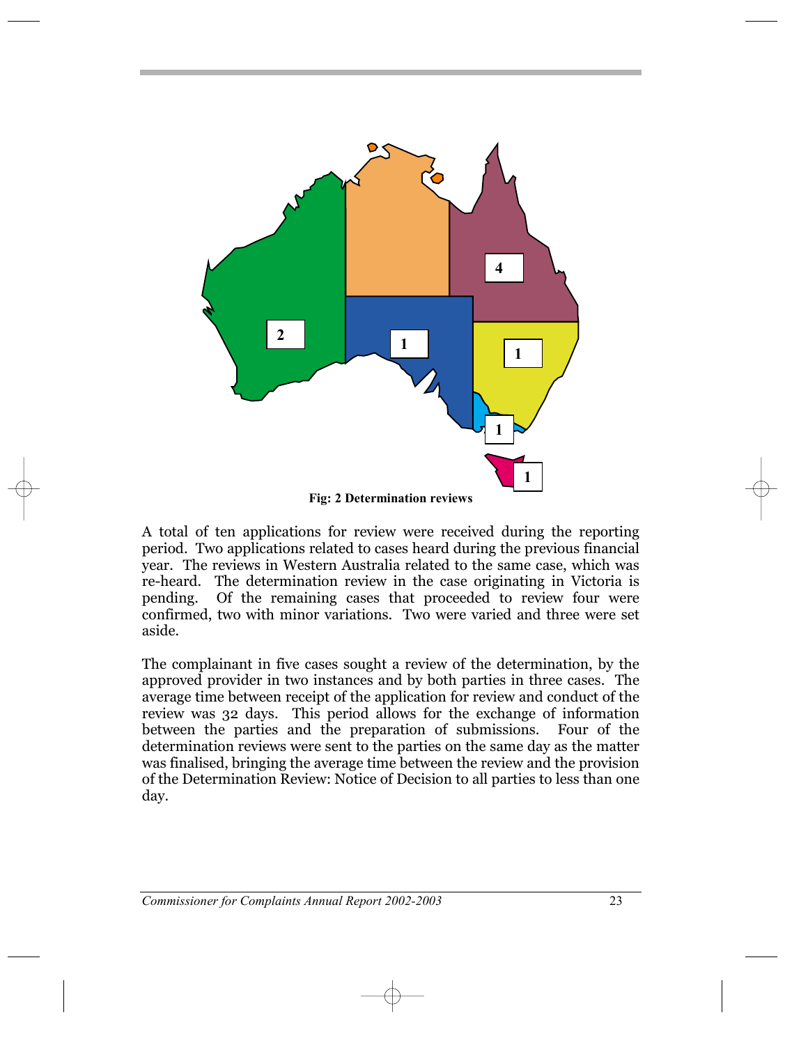**Fig: 2 Determination reviews**

A total of ten applications for review were received during the reporting period. Two applications related to cases heard during the previous financial year. The reviews in Western Australia related to the same case, which was re-heard. The determination review in the case originating in Victoria is pending. Of the remaining cases that proceeded to review four were confirmed, two with minor variations. Two were varied and three were set aside.

The complainant in five cases sought a review of the determination, by the approved provider in two instances and by both parties in three cases. The average time between receipt of the application for review and conduct of the review was 32 days. This period allows for the exchange of information between the parties and the preparation of submissions. Four of the determination reviews were sent to the parties on the same day as the matter was finalised, bringing the average time between the review and the provision of the Determination Review: Notice of Decision to all parties to less than one day.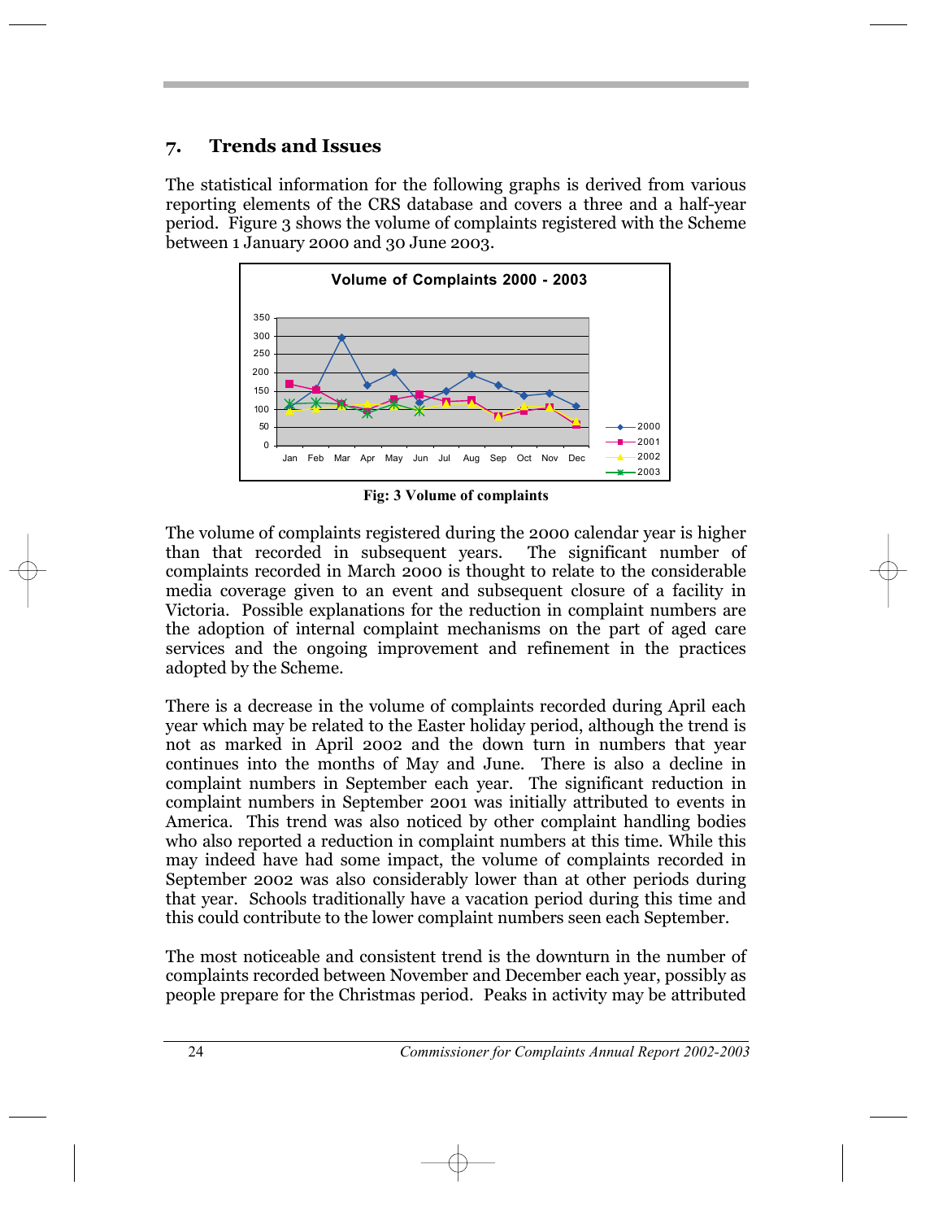## 7. Trends and Issues

The statistical information for the following graphs is derived from various reporting elements of the CRS database and covers a three and a half-year period. Figure 3 shows the volume of complaints registered with the Scheme between 1 January 2000 and 30 June 2003.

**Fig: 3 Volume of complaints**

The volume of complaints registered during the 2000 calendar year is higher than that recorded in subsequent years. The significant number of complaints recorded in March 2000 is thought to relate to the considerable media coverage given to an event and subsequent closure of a facility in Victoria. Possible explanations for the reduction in complaint numbers are the adoption of internal complaint mechanisms on the part of aged care services and the ongoing improvement and refinement in the practices adopted by the Scheme.

There is a decrease in the volume of complaints recorded during April each year which may be related to the Easter holiday period, although the trend is not as marked in April 2002 and the down turn in numbers that year continues into the months of May and June. There is also a decline in complaint numbers in September each year. The significant reduction in complaint numbers in September 2001 was initially attributed to events in America. This trend was also noticed by other complaint handling bodies who also reported a reduction in complaint numbers at this time. While this may indeed have had some impact, the volume of complaints recorded in September 2002 was also considerably lower than at other periods during that year. Schools traditionally have a vacation period during this time and this could contribute to the lower complaint numbers seen each September.

The most noticeable and consistent trend is the downturn in the number of complaints recorded between November and December each year, possibly as people prepare for the Christmas period. Peaks in activity may be attributed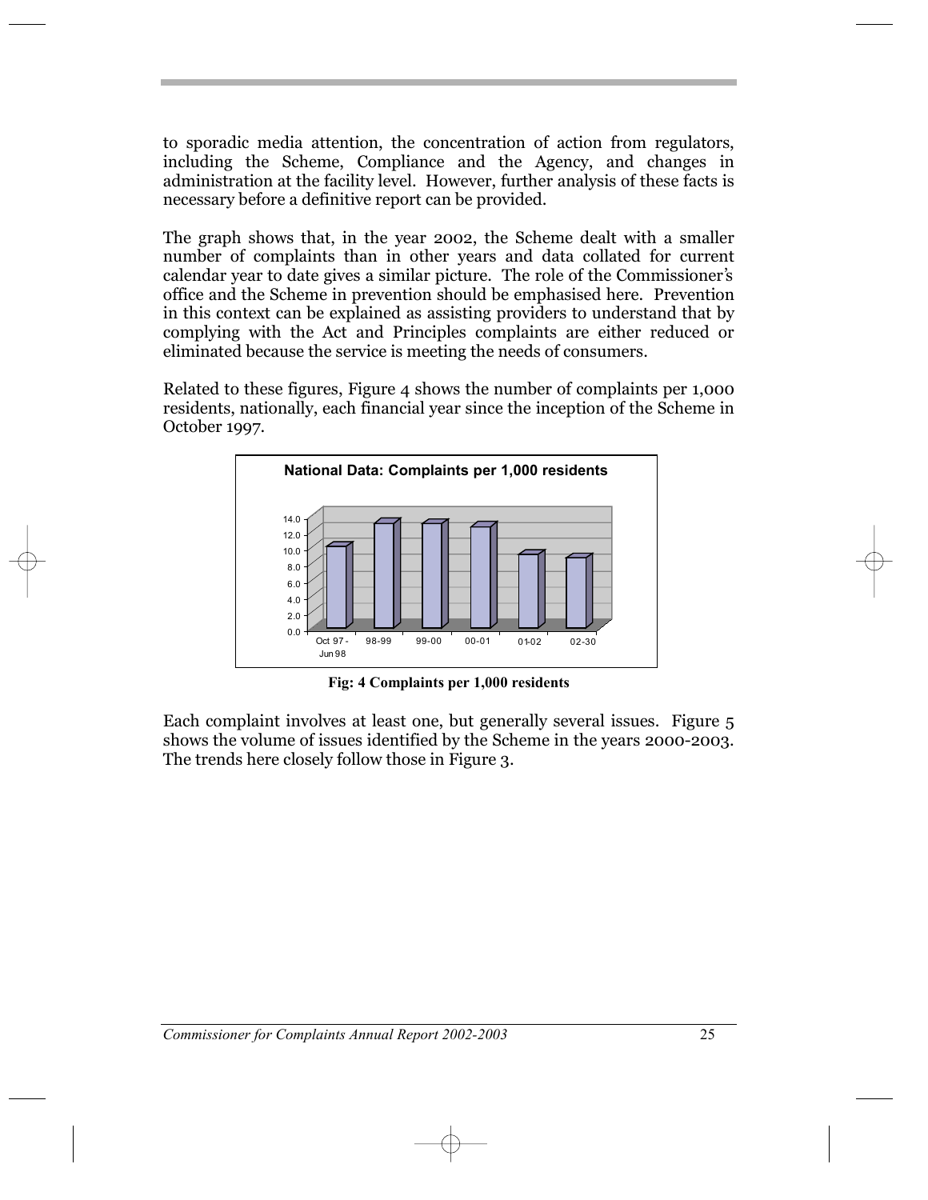to sporadic media attention, the concentration of action from regulators, including the Scheme, Compliance and the Agency, and changes in administration at the facility level. However, further analysis of these facts is necessary before a definitive report can be provided.

The graph shows that, in the year 2002, the Scheme dealt with a smaller number of complaints than in other years and data collated for current calendar year to date gives a similar picture. The role of the Commissioner's office and the Scheme in prevention should be emphasised here. Prevention in this context can be explained as assisting providers to understand that by complying with the Act and Principles complaints are either reduced or eliminated because the service is meeting the needs of consumers.

Related to these figures, Figure 4 shows the number of complaints per 1,000 residents, nationally, each financial year since the inception of the Scheme in October 1997.

**National Data: Complaints per 1,000 residents**

**Fig: 4 Complaints per 1,000 residents**

Each complaint involves at least one, but generally several issues. Figure 5 shows the volume of issues identified by the Scheme in the years 2000-2003. The trends here closely follow those in Figure 3.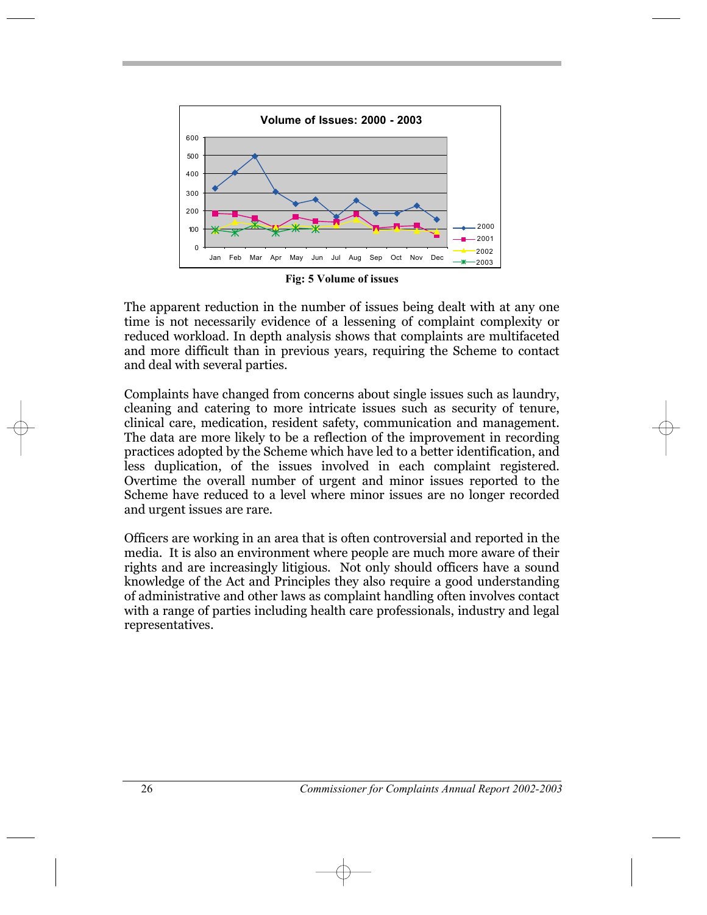Volume of Issues: 2000 - 2003

Fig: 5 Volume of issues

The apparent reduction in the number of issues being dealt with at any one time is not necessarily evidence of a lessening of complaint complexity or reduced workload. In depth analysis shows that complaints are multifaceted and more difficult than in previous years, requiring the Scheme to contact and deal with several parties.

Complaints have changed from concerns about single issues such as laundry, cleaning and catering to more intricate issues such as security of tenure, clinical care, medication, resident safety, communication and management. The data are more likely to be a reflection of the improvement in recording practices adopted by the Scheme which have led to a better identification, and less duplication, of the issues involved in each complaint registered. Overtime the overall number of urgent and minor issues reported to the Scheme have reduced to a level where minor issues are no longer recorded and urgent issues are rare.

Officers are working in an area that is often controversial and reported in the media. It is also an environment where people are much more aware of their rights and are increasingly litigious. Not only should officers have a sound knowledge of the Act and Principles they also require a good understanding of administrative and other laws as complaint handling often involves contact with a range of parties including health care professionals, industry and legal representatives.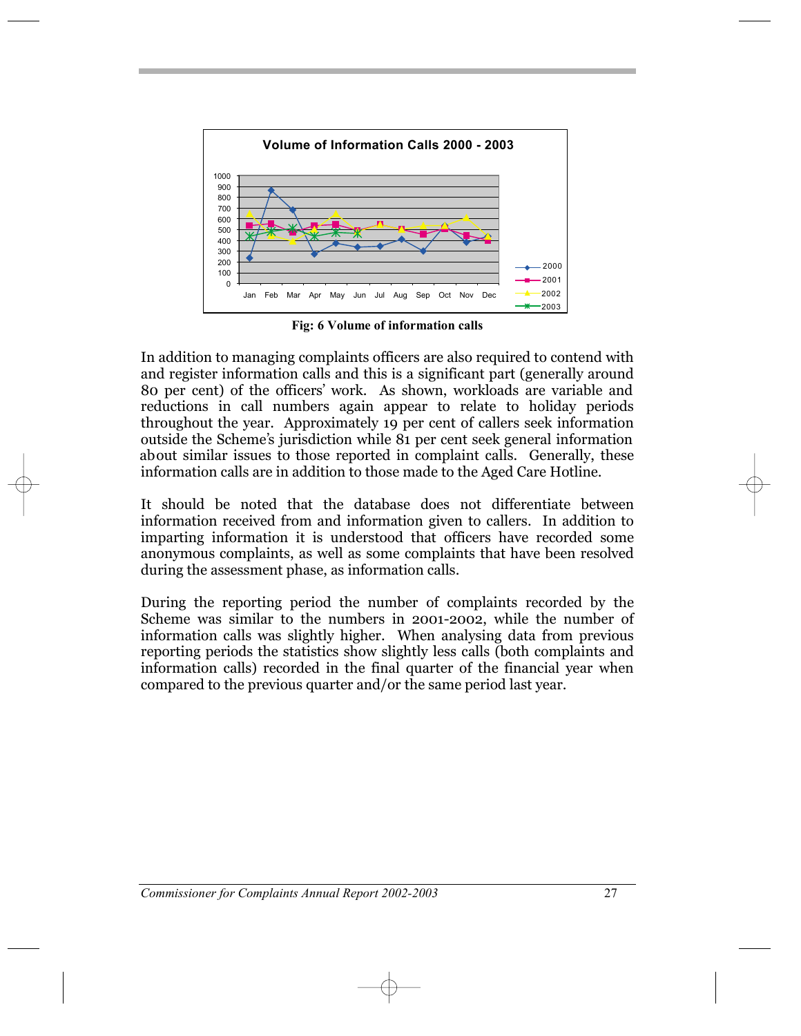**Fig: 6 Volume of information calls**

In addition to managing complaints officers are also required to contend with and register information calls and this is a significant part (generally around 80 per cent) of the officers' work. As shown, workloads are variable and reductions in call numbers again appear to relate to holiday periods throughout the year. Approximately 19 per cent of callers seek information outside the Scheme's jurisdiction while 81 per cent seek general information about similar issues to those reported in complaint calls. Generally, these information calls are in addition to those made to the Aged Care Hotline.

It should be noted that the database does not differentiate between information received from and information given to callers. In addition to imparting information it is understood that officers have recorded some anonymous complaints, as well as some complaints that have been resolved during the assessment phase, as information calls.

During the reporting period the number of complaints recorded by the Scheme was similar to the numbers in 2001-2002, while the number of information calls was slightly higher. When analysing data from previous reporting periods the statistics show slightly less calls (both complaints and information calls) recorded in the final quarter of the financial year when compared to the previous quarter and/or the same period last year.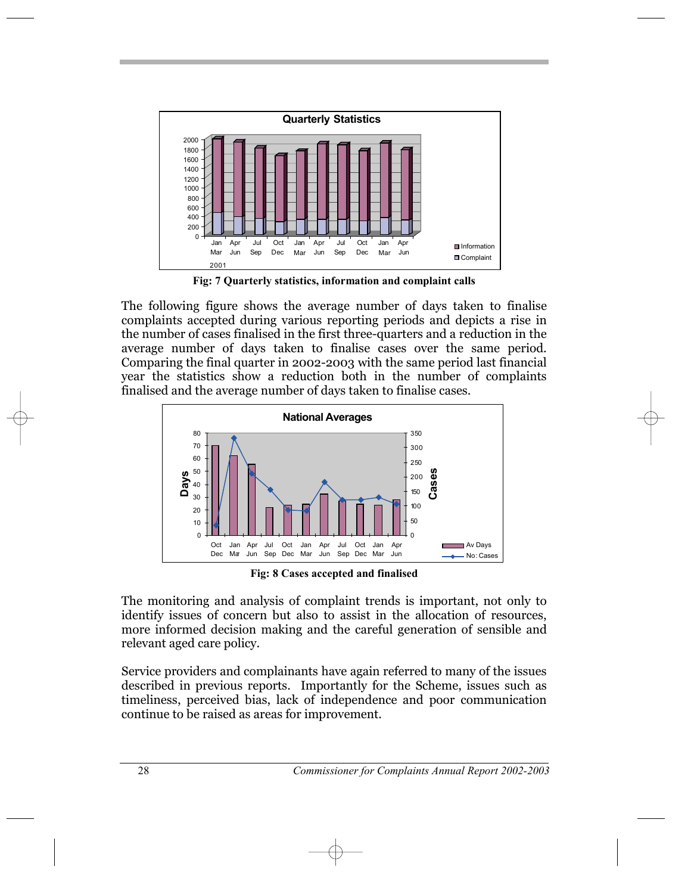Fig: 7 Quarterly statistics, information and complaint calls

The following figure shows the average number of days taken to finalise complaints accepted during various reporting periods and depicts a rise in the number of cases finalised in the first three-quarters and a reduction in the average number of days taken to finalise cases over the same period. Comparing the final quarter in 2002-2003 with the same period last financial year the statistics show a reduction both in the number of complaints finalised and the average number of days taken to finalise cases.

Fig: 8 Cases accepted and finalised

The monitoring and analysis of complaint trends is important, not only to identify issues of concern but also to assist in the allocation of resources, more informed decision making and the careful generation of sensible and relevant aged care policy.

Service providers and complainants have again referred to many of the issues described in previous reports. Importantly for the Scheme, issues such as timeliness, perceived bias, lack of independence and poor communication continue to be raised as areas for improvement.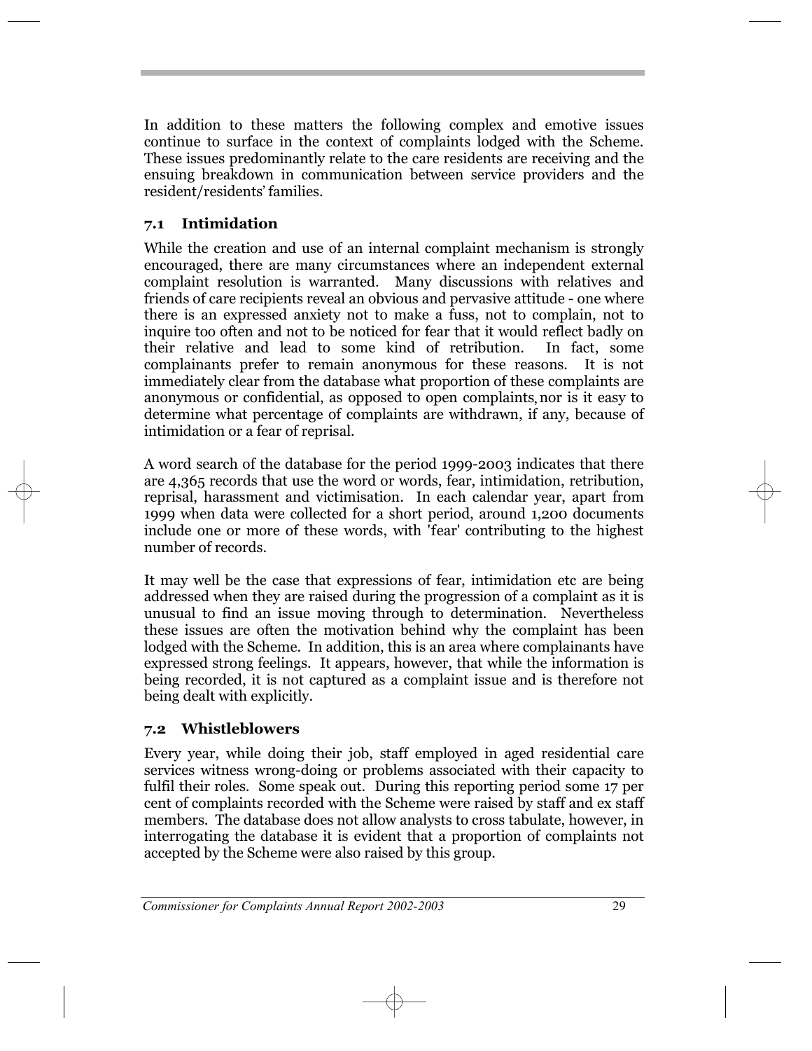In addition to these matters the following complex and emotive issues continue to surface in the context of complaints lodged with the Scheme. These issues predominantly relate to the care residents are receiving and the ensuing breakdown in communication between service providers and the resident/residents' families.

## 7.1 Intimidation

While the creation and use of an internal complaint mechanism is strongly encouraged, there are many circumstances where an independent external complaint resolution is warranted. Many discussions with relatives and friends of care recipients reveal an obvious and pervasive attitude - one where there is an expressed anxiety not to make a fuss, not to complain, not to inquire too often and not to be noticed for fear that it would reflect badly on their relative and lead to some kind of retribution. In fact, some complainants prefer to remain anonymous for these reasons. It is not immediately clear from the database what proportion of these complaints are anonymous or confidential, as opposed to open complaints, nor is it easy to determine what percentage of complaints are withdrawn, if any, because of intimidation or a fear of reprisal.

A word search of the database for the period 1999-2003 indicates that there are 4,365 records that use the word or words, fear, intimidation, retribution, reprisal, harassment and victimisation. In each calendar year, apart from 1999 when data were collected for a short period, around 1,200 documents include one or more of these words, with 'fear' contributing to the highest number of records.

It may well be the case that expressions of fear, intimidation etc are being addressed when they are raised during the progression of a complaint as it is unusual to find an issue moving through to determination. Nevertheless these issues are often the motivation behind why the complaint has been lodged with the Scheme. In addition, this is an area where complainants have expressed strong feelings. It appears, however, that while the information is being recorded, it is not captured as a complaint issue and is therefore not being dealt with explicitly.

## 7.2 Whistleblowers

Every year, while doing their job, staff employed in aged residential care services witness wrong-doing or problems associated with their capacity to fulfil their roles. Some speak out. During this reporting period some 17 per cent of complaints recorded with the Scheme were raised by staff and ex staff members. The database does not allow analysts to cross tabulate, however, in interrogating the database it is evident that a proportion of complaints not accepted by the Scheme were also raised by this group.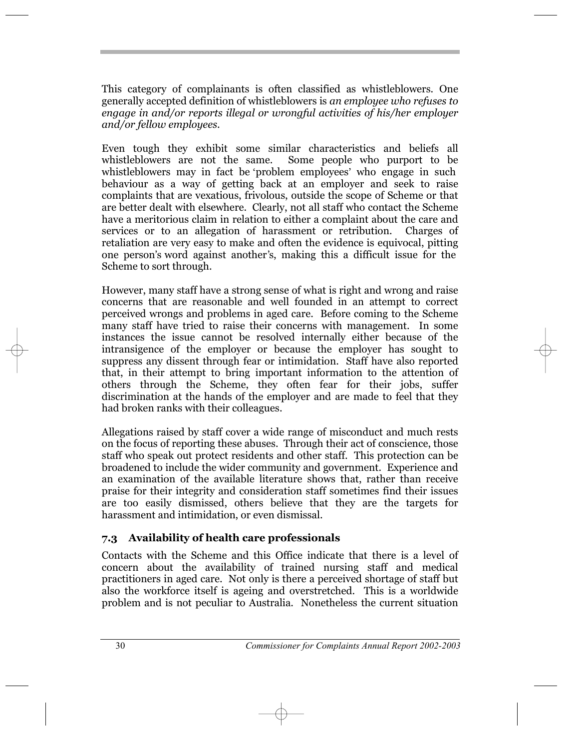This category of complainants is often classified as whistleblowers. One generally accepted definition of whistleblowers is *an employee who refuses to engage in and/or reports illegal or wrongful activities of his/her employer and/or fellow employees*.

Even tough they exhibit some similar characteristics and beliefs all whistleblowers are not the same. Some people who purport to be whistleblowers may in fact be 'problem employees' who engage in such behaviour as a way of getting back at an employer and seek to raise complaints that are vexatious, frivolous, outside the scope of Scheme or that are better dealt with elsewhere. Clearly, not all staff who contact the Scheme have a meritorious claim in relation to either a complaint about the care and services or to an allegation of harassment or retribution. Charges of retaliation are very easy to make and often the evidence is equivocal, pitting one person's word against another's, making this a difficult issue for the Scheme to sort through.

However, many staff have a strong sense of what is right and wrong and raise concerns that are reasonable and well founded in an attempt to correct perceived wrongs and problems in aged care. Before coming to the Scheme many staff have tried to raise their concerns with management. In some instances the issue cannot be resolved internally either because of the intransigence of the employer or because the employer has sought to suppress any dissent through fear or intimidation. Staff have also reported that, in their attempt to bring important information to the attention of others through the Scheme, they often fear for their jobs, suffer discrimination at the hands of the employer and are made to feel that they had broken ranks with their colleagues.

Allegations raised by staff cover a wide range of misconduct and much rests on the focus of reporting these abuses. Through their act of conscience, those staff who speak out protect residents and other staff. This protection can be broadened to include the wider community and government. Experience and an examination of the available literature shows that, rather than receive praise for their integrity and consideration staff sometimes find their issues are too easily dismissed, others believe that they are the targets for harassment and intimidation, or even dismissal.

### 7.3 Availability of health care professionals

Contacts with the Scheme and this Office indicate that there is a level of concern about the availability of trained nursing staff and medical practitioners in aged care. Not only is there a perceived shortage of staff but also the workforce itself is ageing and overstretched. This is a worldwide problem and is not peculiar to Australia. Nonetheless the current situation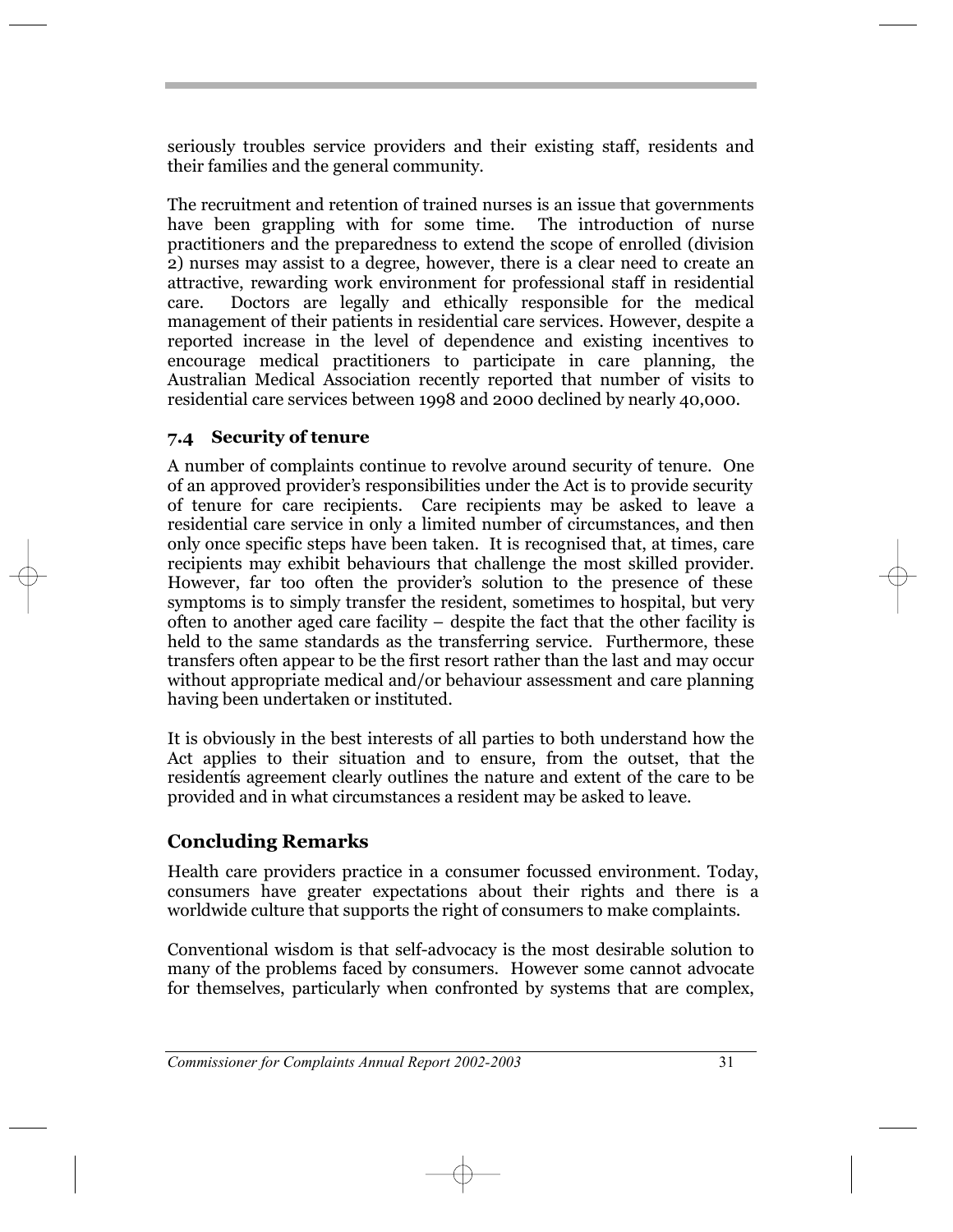seriously troubles service providers and their existing staff, residents and their families and the general community.

The recruitment and retention of trained nurses is an issue that governments have been grappling with for some time. The introduction of nurse practitioners and the preparedness to extend the scope of enrolled (division 2) nurses may assist to a degree, however, there is a clear need to create an attractive, rewarding work environment for professional staff in residential care. Doctors are legally and ethically responsible for the medical management of their patients in residential care services. However, despite a reported increase in the level of dependence and existing incentives to encourage medical practitioners to participate in care planning, the Australian Medical Association recently reported that number of visits to residential care services between 1998 and 2000 declined by nearly 40,000.

### 7.4 Security of tenure

A number of complaints continue to revolve around security of tenure. One of an approved provider's responsibilities under the Act is to provide security of tenure for care recipients. Care recipients may be asked to leave a residential care service in only a limited number of circumstances, and then only once specific steps have been taken. It is recognised that, at times, care recipients may exhibit behaviours that challenge the most skilled provider. However, far too often the provider's solution to the presence of these symptoms is to simply transfer the resident, sometimes to hospital, but very often to another aged care facility – despite the fact that the other facility is held to the same standards as the transferring service. Furthermore, these transfers often appear to be the first resort rather than the last and may occur without appropriate medical and/or behaviour assessment and care planning having been undertaken or instituted.

It is obviously in the best interests of all parties to both understand how the Act applies to their situation and to ensure, from the outset, that the residentís agreement clearly outlines the nature and extent of the care to be provided and in what circumstances a resident may be asked to leave.

## Concluding Remarks

Health care providers practice in a consumer focussed environment. Today, consumers have greater expectations about their rights and there is a worldwide culture that supports the right of consumers to make complaints.

Conventional wisdom is that self-advocacy is the most desirable solution to many of the problems faced by consumers. However some cannot advocate for themselves, particularly when confronted by systems that are complex,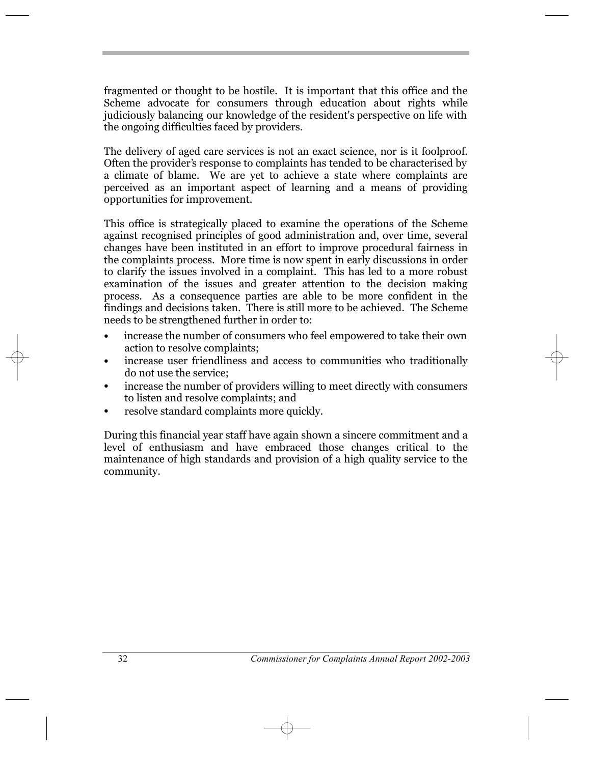fragmented or thought to be hostile. It is important that this office and the Scheme advocate for consumers through education about rights while judiciously balancing our knowledge of the resident's perspective on life with the ongoing difficulties faced by providers.

The delivery of aged care services is not an exact science, nor is it foolproof. Often the provider's response to complaints has tended to be characterised by a climate of blame. We are yet to achieve a state where complaints are perceived as an important aspect of learning and a means of providing opportunities for improvement.

This office is strategically placed to examine the operations of the Scheme against recognised principles of good administration and, over time, several changes have been instituted in an effort to improve procedural fairness in the complaints process. More time is now spent in early discussions in order to clarify the issues involved in a complaint. This has led to a more robust examination of the issues and greater attention to the decision making process. As a consequence parties are able to be more confident in the findings and decisions taken. There is still more to be achieved. The Scheme needs to be strengthened further in order to:

- increase the number of consumers who feel empowered to take their own action to resolve complaints;
- increase user friendliness and access to communities who traditionally do not use the service;
- increase the number of providers willing to meet directly with consumers to listen and resolve complaints; and
- resolve standard complaints more quickly.

During this financial year staff have again shown a sincere commitment and a level of enthusiasm and have embraced those changes critical to the maintenance of high standards and provision of a high quality service to the community.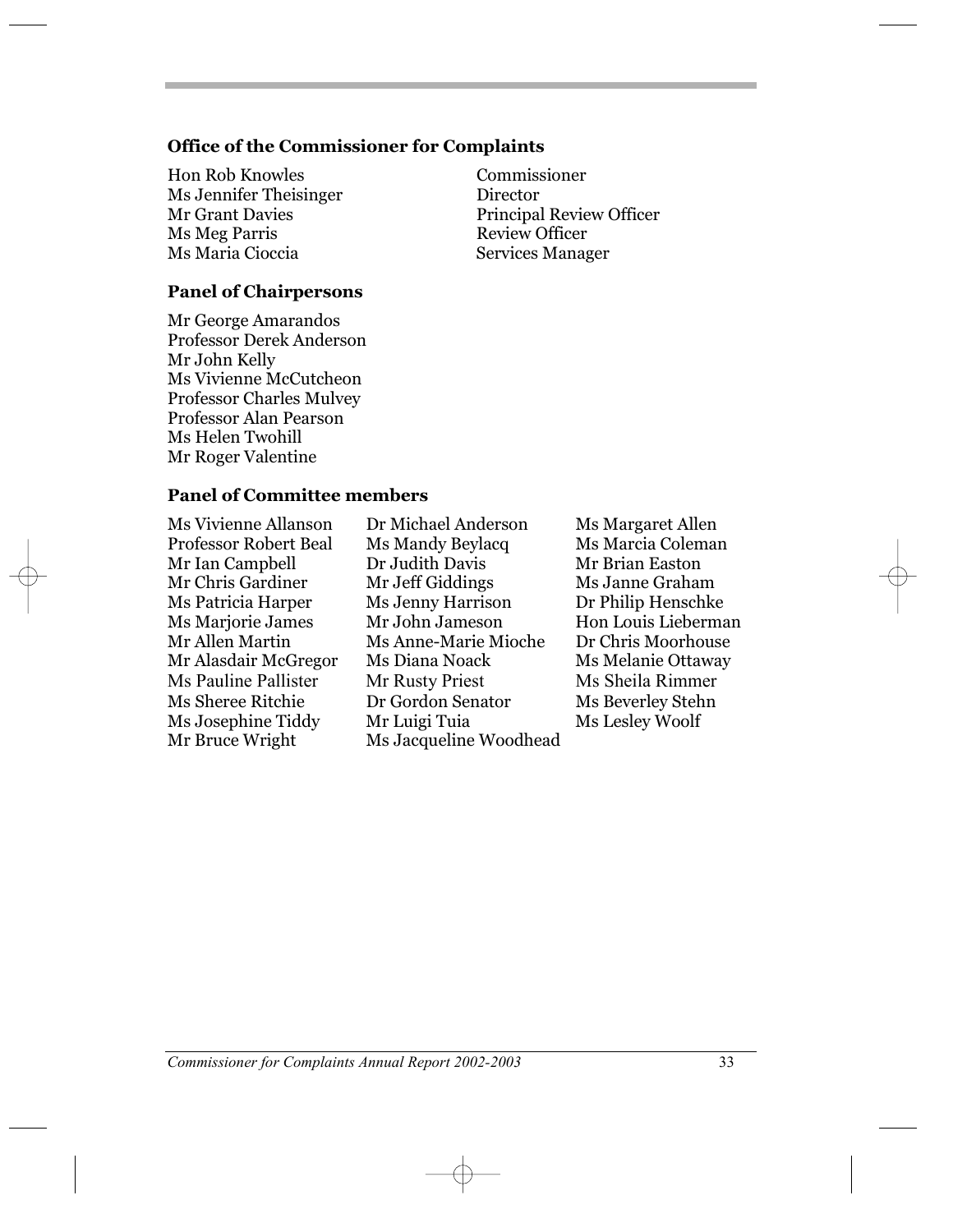### Office of the Commissioner for Complaints

| | |
|---|---|
| Hon Rob Knowles | Commissioner |
| Ms Jennifer Theisinger | Director |
| Mr Grant Davies | Principal Review Officer |
| Ms Meg Parris | Review Officer |
| Ms Maria Cioccia | Services Manager |

### Panel of Chairpersons

Mr George Amarandos
Professor Derek Anderson
Mr John Kelly
Ms Vivienne McCutcheon
Professor Charles Mulvey
Professor Alan Pearson
Ms Helen Twohill
Mr Roger Valentine

### Panel of Committee members

| | | |
|---|---|---|
| Ms Vivienne Allanson | Dr Michael Anderson | Ms Margaret Allen |
| Professor Robert Beal | Ms Mandy Beylacq | Ms Marcia Coleman |
| Mr Ian Campbell | Dr Judith Davis | Mr Brian Easton |
| Mr Chris Gardiner | Mr Jeff Giddings | Ms Janne Graham |
| Ms Patricia Harper | Ms Jenny Harrison | Dr Philip Henschke |
| Ms Marjorie James | Mr John Jameson | Hon Louis Lieberman |
| Mr Allen Martin | Ms Anne-Marie Mioche | Dr Chris Moorhouse |
| Mr Alasdair McGregor | Ms Diana Noack | Ms Melanie Ottaway |
| Ms Pauline Pallister | Mr Rusty Priest | Ms Sheila Rimmer |
| Ms Sheree Ritchie | Dr Gordon Senator | Ms Beverley Stehn |
| Ms Josephine Tiddy | Mr Luigi Tuia | Ms Lesley Woolf |
| Mr Bruce Wright | Ms Jacqueline Woodhead | |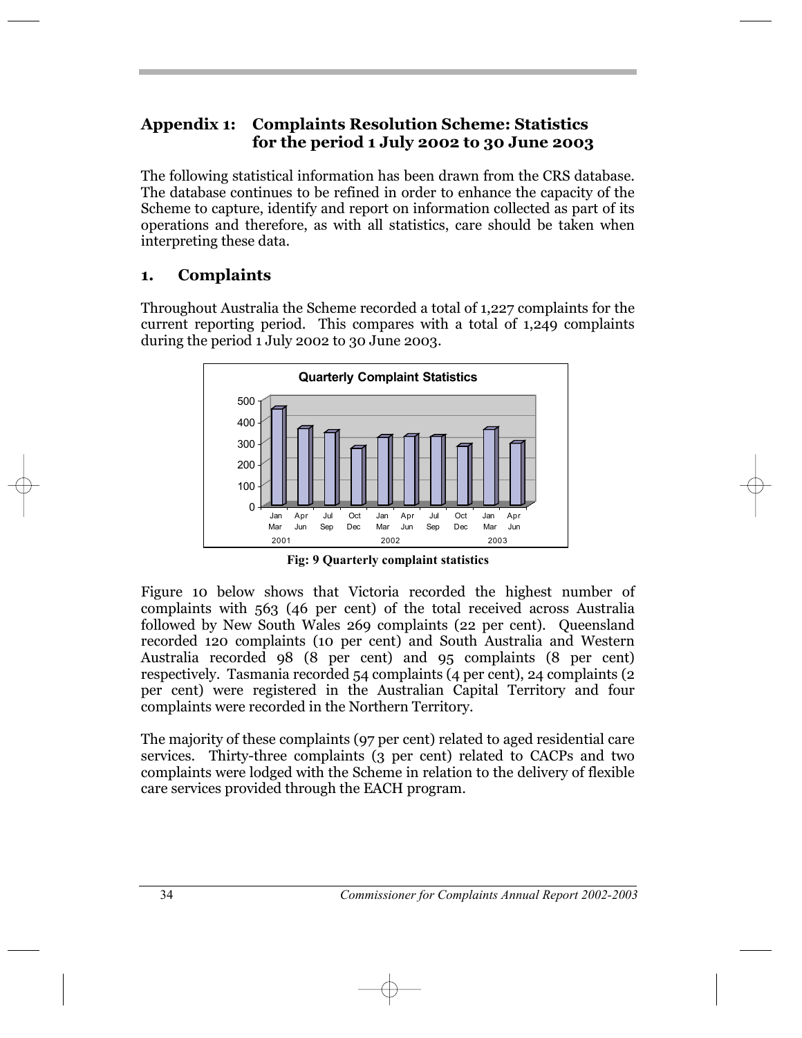## Appendix 1: Complaints Resolution Scheme: Statistics for the period 1 July 2002 to 30 June 2003

The following statistical information has been drawn from the CRS database. The database continues to be refined in order to enhance the capacity of the Scheme to capture, identify and report on information collected as part of its operations and therefore, as with all statistics, care should be taken when interpreting these data.

### 1. Complaints

Throughout Australia the Scheme recorded a total of 1,227 complaints for the current reporting period. This compares with a total of 1,249 complaints during the period 1 July 2002 to 30 June 2003.

**Fig: 9 Quarterly complaint statistics**

Figure 10 below shows that Victoria recorded the highest number of complaints with 563 (46 per cent) of the total received across Australia followed by New South Wales 269 complaints (22 per cent). Queensland recorded 120 complaints (10 per cent) and South Australia and Western Australia recorded 98 (8 per cent) and 95 complaints (8 per cent) respectively. Tasmania recorded 54 complaints (4 per cent), 24 complaints (2 per cent) were registered in the Australian Capital Territory and four complaints were recorded in the Northern Territory.

The majority of these complaints (97 per cent) related to aged residential care services. Thirty-three complaints (3 per cent) related to CACPs and two complaints were lodged with the Scheme in relation to the delivery of flexible care services provided through the EACH program.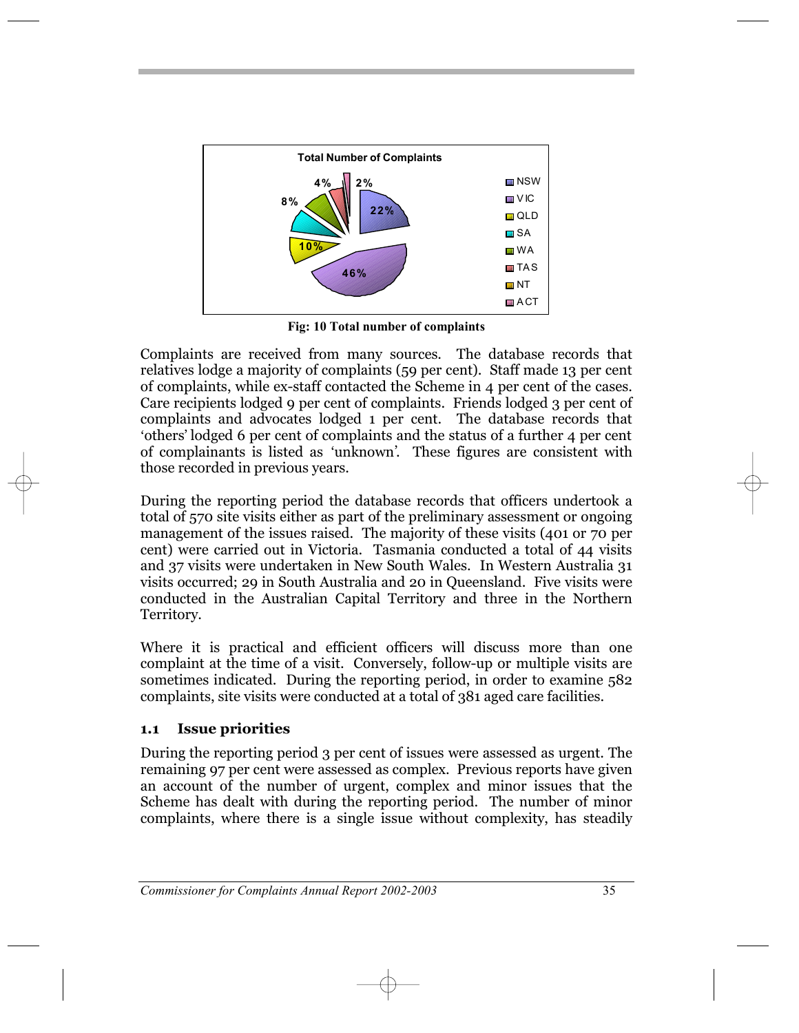Fig: 10 Total number of complaints

Complaints are received from many sources. The database records that relatives lodge a majority of complaints (59 per cent). Staff made 13 per cent of complaints, while ex-staff contacted the Scheme in 4 per cent of the cases. Care recipients lodged 9 per cent of complaints. Friends lodged 3 per cent of complaints and advocates lodged 1 per cent. The database records that 'others' lodged 6 per cent of complaints and the status of a further 4 per cent of complainants is listed as 'unknown'. These figures are consistent with those recorded in previous years.

During the reporting period the database records that officers undertook a total of 570 site visits either as part of the preliminary assessment or ongoing management of the issues raised. The majority of these visits (401 or 70 per cent) were carried out in Victoria. Tasmania conducted a total of 44 visits and 37 visits were undertaken in New South Wales. In Western Australia 31 visits occurred; 29 in South Australia and 20 in Queensland. Five visits were conducted in the Australian Capital Territory and three in the Northern Territory.

Where it is practical and efficient officers will discuss more than one complaint at the time of a visit. Conversely, follow-up or multiple visits are sometimes indicated. During the reporting period, in order to examine 582 complaints, site visits were conducted at a total of 381 aged care facilities.

### 1.1 Issue priorities

During the reporting period 3 per cent of issues were assessed as urgent. The remaining 97 per cent were assessed as complex. Previous reports have given an account of the number of urgent, complex and minor issues that the Scheme has dealt with during the reporting period. The number of minor complaints, where there is a single issue without complexity, has steadily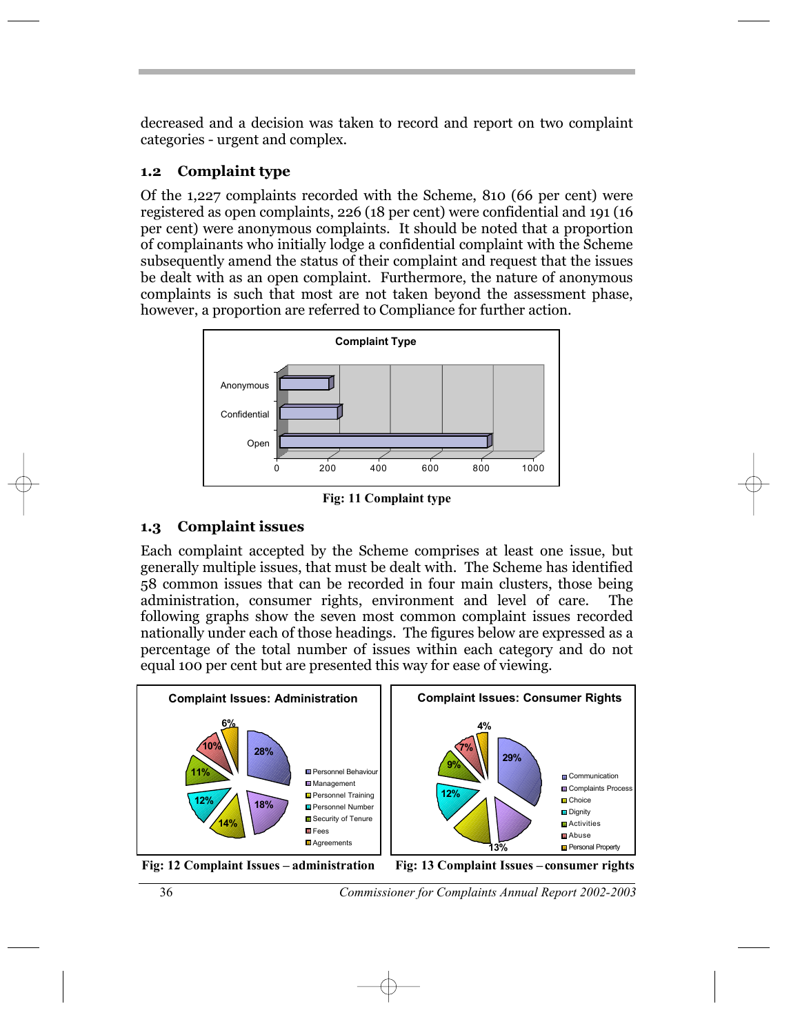decreased and a decision was taken to record and report on two complaint categories - urgent and complex.

### 1.2 Complaint type

Of the 1,227 complaints recorded with the Scheme, 810 (66 per cent) were registered as open complaints, 226 (18 per cent) were confidential and 191 (16 per cent) were anonymous complaints. It should be noted that a proportion of complainants who initially lodge a confidential complaint with the Scheme subsequently amend the status of their complaint and request that the issues be dealt with as an open complaint. Furthermore, the nature of anonymous complaints is such that most are not taken beyond the assessment phase, however, a proportion are referred to Compliance for further action.

Fig: 11 Complaint type

### 1.3 Complaint issues

Each complaint accepted by the Scheme comprises at least one issue, but generally multiple issues, that must be dealt with. The Scheme has identified 58 common issues that can be recorded in four main clusters, those being administration, consumer rights, environment and level of care. The following graphs show the seven most common complaint issues recorded nationally under each of those headings. The figures below are expressed as a percentage of the total number of issues within each category and do not equal 100 per cent but are presented this way for ease of viewing.

Fig: 12 Complaint Issues – administration

Fig: 13 Complaint Issues – consumer rights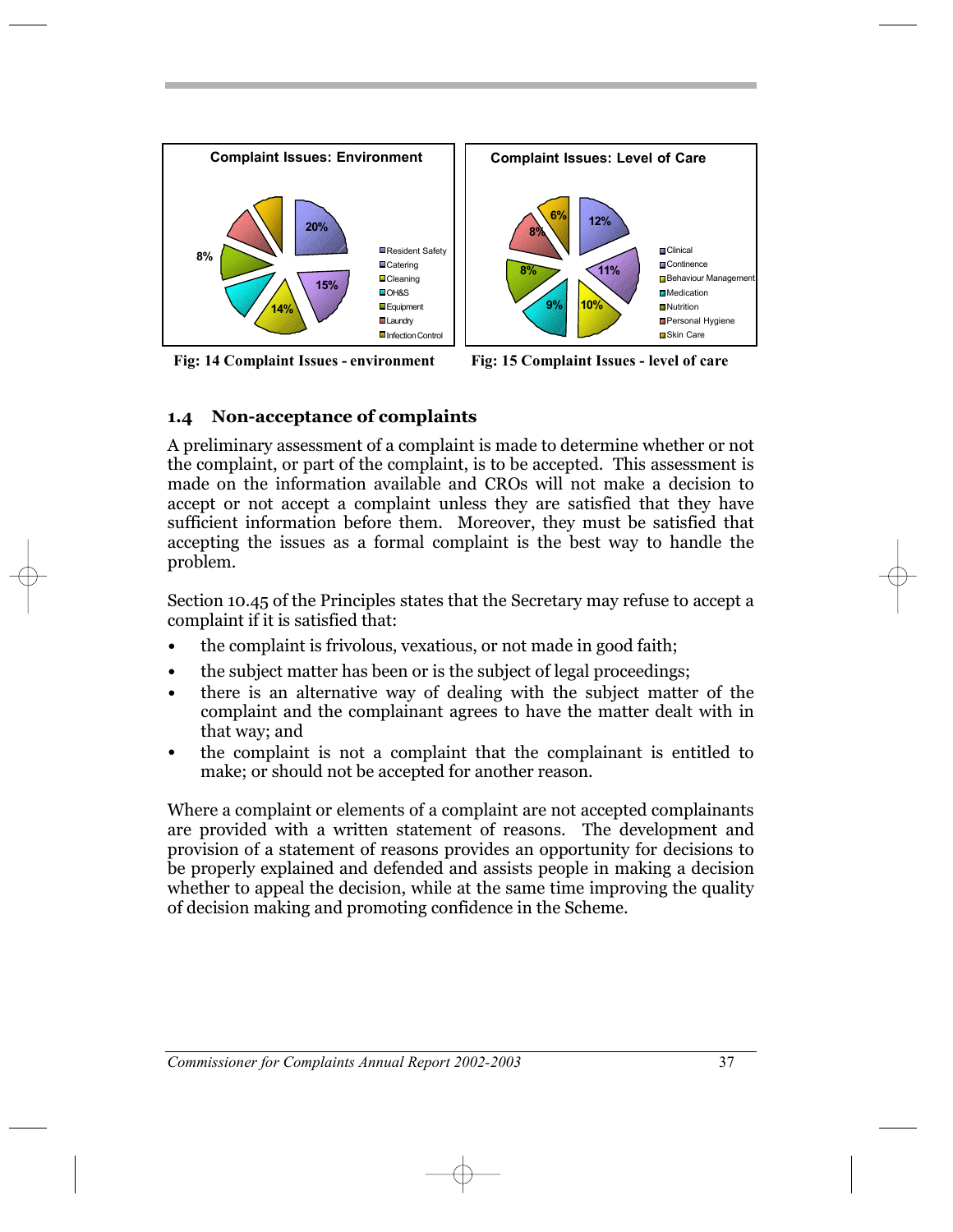**Complaint Issues: Environment**

- Resident Safety: 20%
- Catering: 15%
- Cleaning: 14%
- OH&S
- Equipment: 8%
- Laundry
- Infection Control

**Fig: 14 Complaint Issues - environment**

**Complaint Issues: Level of Care**

- Clinical: 12%
- Continence: 11%
- Behaviour Management: 10%
- Medication: 9%
- Nutrition: 8%
- Personal Hygiene: 8%
- Skin Care: 6%

**Fig: 15 Complaint Issues - level of care**

## 1.4 Non-acceptance of complaints

A preliminary assessment of a complaint is made to determine whether or not the complaint, or part of the complaint, is to be accepted. This assessment is made on the information available and CROs will not make a decision to accept or not accept a complaint unless they are satisfied that they have sufficient information before them. Moreover, they must be satisfied that accepting the issues as a formal complaint is the best way to handle the problem.

Section 10.45 of the Principles states that the Secretary may refuse to accept a complaint if it is satisfied that:

- the complaint is frivolous, vexatious, or not made in good faith;
- the subject matter has been or is the subject of legal proceedings;
- there is an alternative way of dealing with the subject matter of the complaint and the complainant agrees to have the matter dealt with in that way; and
- the complaint is not a complaint that the complainant is entitled to make; or should not be accepted for another reason.

Where a complaint or elements of a complaint are not accepted complainants are provided with a written statement of reasons. The development and provision of a statement of reasons provides an opportunity for decisions to be properly explained and defended and assists people in making a decision whether to appeal the decision, while at the same time improving the quality of decision making and promoting confidence in the Scheme.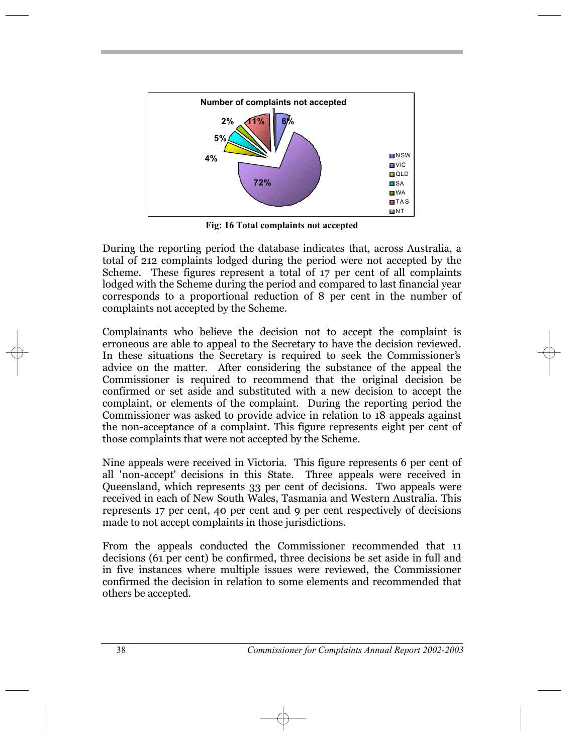**Number of complaints not accepted**

Fig: 16 Total complaints not accepted

During the reporting period the database indicates that, across Australia, a total of 212 complaints lodged during the period were not accepted by the Scheme. These figures represent a total of 17 per cent of all complaints lodged with the Scheme during the period and compared to last financial year corresponds to a proportional reduction of 8 per cent in the number of complaints not accepted by the Scheme.

Complainants who believe the decision not to accept the complaint is erroneous are able to appeal to the Secretary to have the decision reviewed. In these situations the Secretary is required to seek the Commissioner's advice on the matter. After considering the substance of the appeal the Commissioner is required to recommend that the original decision be confirmed or set aside and substituted with a new decision to accept the complaint, or elements of the complaint. During the reporting period the Commissioner was asked to provide advice in relation to 18 appeals against the non-acceptance of a complaint. This figure represents eight per cent of those complaints that were not accepted by the Scheme.

Nine appeals were received in Victoria. This figure represents 6 per cent of all 'non-accept' decisions in this State. Three appeals were received in Queensland, which represents 33 per cent of decisions. Two appeals were received in each of New South Wales, Tasmania and Western Australia. This represents 17 per cent, 40 per cent and 9 per cent respectively of decisions made to not accept complaints in those jurisdictions.

From the appeals conducted the Commissioner recommended that 11 decisions (61 per cent) be confirmed, three decisions be set aside in full and in five instances where multiple issues were reviewed, the Commissioner confirmed the decision in relation to some elements and recommended that others be accepted.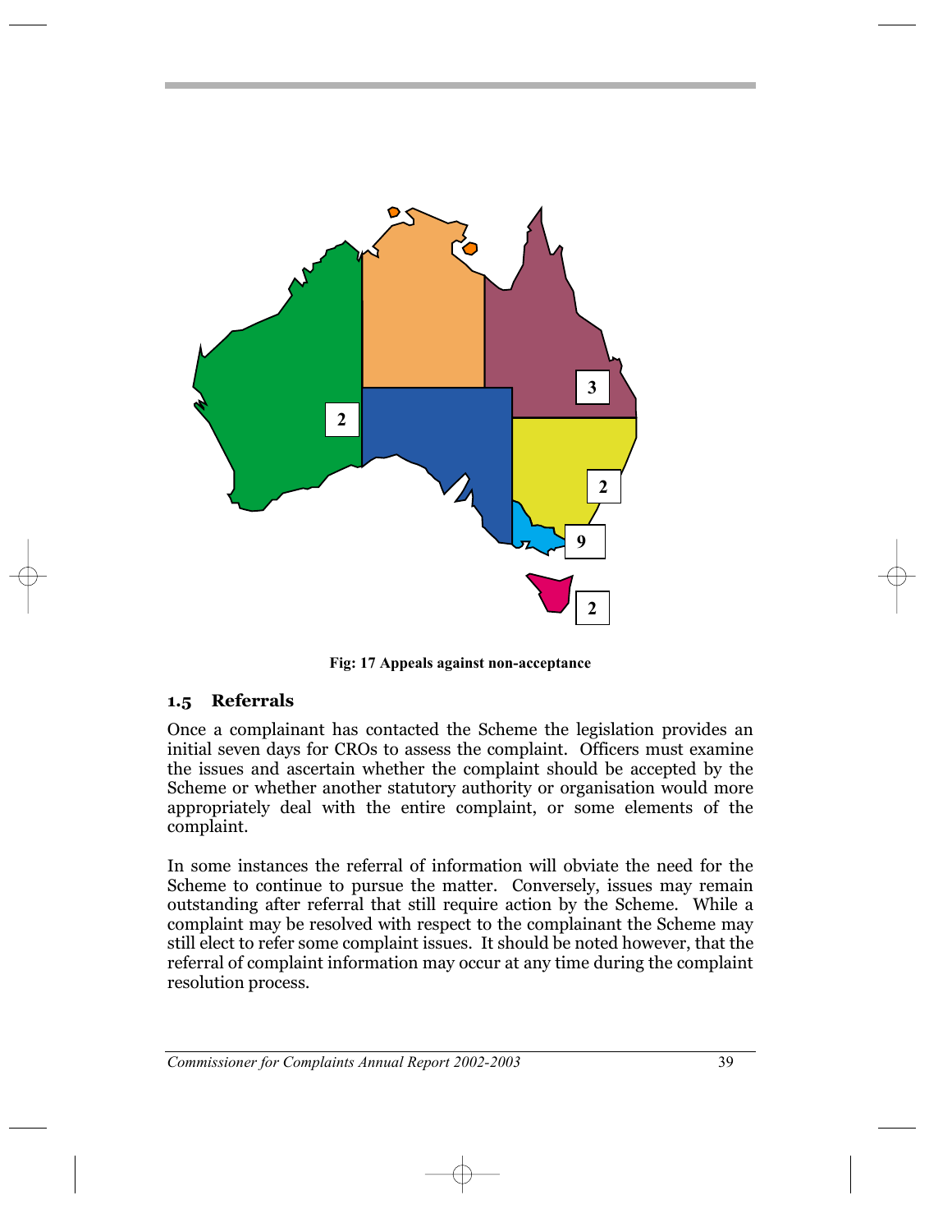Fig: 17 Appeals against non-acceptance

### 1.5 Referrals

Once a complainant has contacted the Scheme the legislation provides an initial seven days for CROs to assess the complaint. Officers must examine the issues and ascertain whether the complaint should be accepted by the Scheme or whether another statutory authority or organisation would more appropriately deal with the entire complaint, or some elements of the complaint.

In some instances the referral of information will obviate the need for the Scheme to continue to pursue the matter. Conversely, issues may remain outstanding after referral that still require action by the Scheme. While a complaint may be resolved with respect to the complainant the Scheme may still elect to refer some complaint issues. It should be noted however, that the referral of complaint information may occur at any time during the complaint resolution process.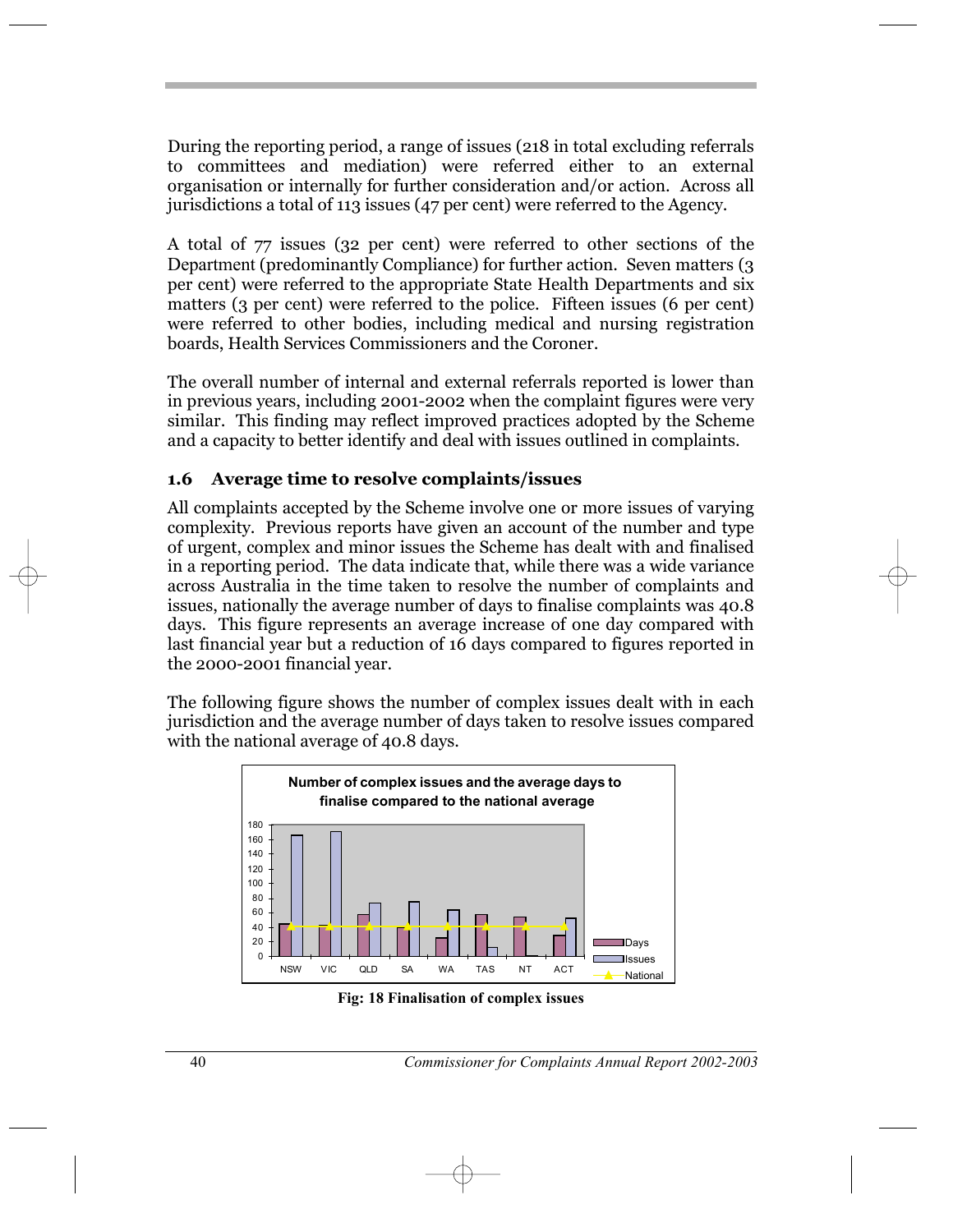During the reporting period, a range of issues (218 in total excluding referrals to committees and mediation) were referred either to an external organisation or internally for further consideration and/or action. Across all jurisdictions a total of 113 issues (47 per cent) were referred to the Agency.

A total of 77 issues (32 per cent) were referred to other sections of the Department (predominantly Compliance) for further action. Seven matters (3 per cent) were referred to the appropriate State Health Departments and six matters (3 per cent) were referred to the police. Fifteen issues (6 per cent) were referred to other bodies, including medical and nursing registration boards, Health Services Commissioners and the Coroner.

The overall number of internal and external referrals reported is lower than in previous years, including 2001-2002 when the complaint figures were very similar. This finding may reflect improved practices adopted by the Scheme and a capacity to better identify and deal with issues outlined in complaints.

### 1.6 Average time to resolve complaints/issues

All complaints accepted by the Scheme involve one or more issues of varying complexity. Previous reports have given an account of the number and type of urgent, complex and minor issues the Scheme has dealt with and finalised in a reporting period. The data indicate that, while there was a wide variance across Australia in the time taken to resolve the number of complaints and issues, nationally the average number of days to finalise complaints was 40.8 days. This figure represents an average increase of one day compared with last financial year but a reduction of 16 days compared to figures reported in the 2000-2001 financial year.

The following figure shows the number of complex issues dealt with in each jurisdiction and the average number of days taken to resolve issues compared with the national average of 40.8 days.

**Number of complex issues and the average days to finalise compared to the national average**

Fig: 18 Finalisation of complex issues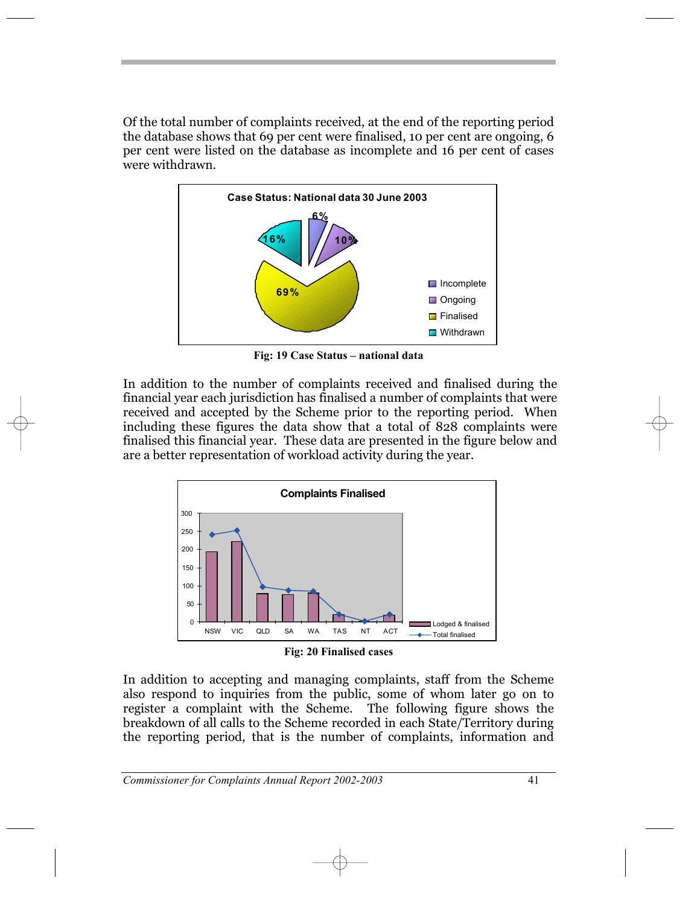Of the total number of complaints received, at the end of the reporting period the database shows that 69 per cent were finalised, 10 per cent are ongoing, 6 per cent were listed on the database as incomplete and 16 per cent of cases were withdrawn.

Fig: 19 Case Status – national data

In addition to the number of complaints received and finalised during the financial year each jurisdiction has finalised a number of complaints that were received and accepted by the Scheme prior to the reporting period. When including these figures the data show that a total of 828 complaints were finalised this financial year. These data are presented in the figure below and are a better representation of workload activity during the year.

Fig: 20 Finalised cases

In addition to accepting and managing complaints, staff from the Scheme also respond to inquiries from the public, some of whom later go on to register a complaint with the Scheme. The following figure shows the breakdown of all calls to the Scheme recorded in each State/Territory during the reporting period, that is the number of complaints, information and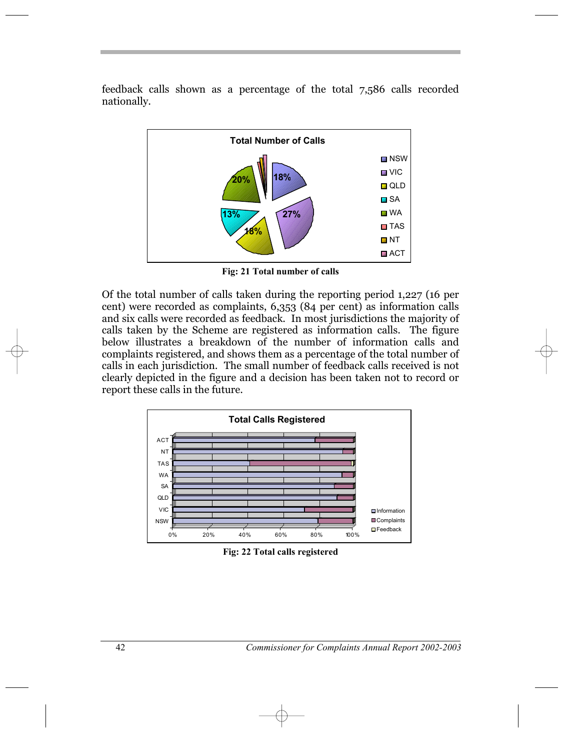feedback calls shown as a percentage of the total 7,586 calls recorded nationally.

Fig: 21 Total number of calls

Of the total number of calls taken during the reporting period 1,227 (16 per cent) were recorded as complaints, 6,353 (84 per cent) as information calls and six calls were recorded as feedback. In most jurisdictions the majority of calls taken by the Scheme are registered as information calls. The figure below illustrates a breakdown of the number of information calls and complaints registered, and shows them as a percentage of the total number of calls in each jurisdiction. The small number of feedback calls received is not clearly depicted in the figure and a decision has been taken not to record or report these calls in the future.

Fig: 22 Total calls registered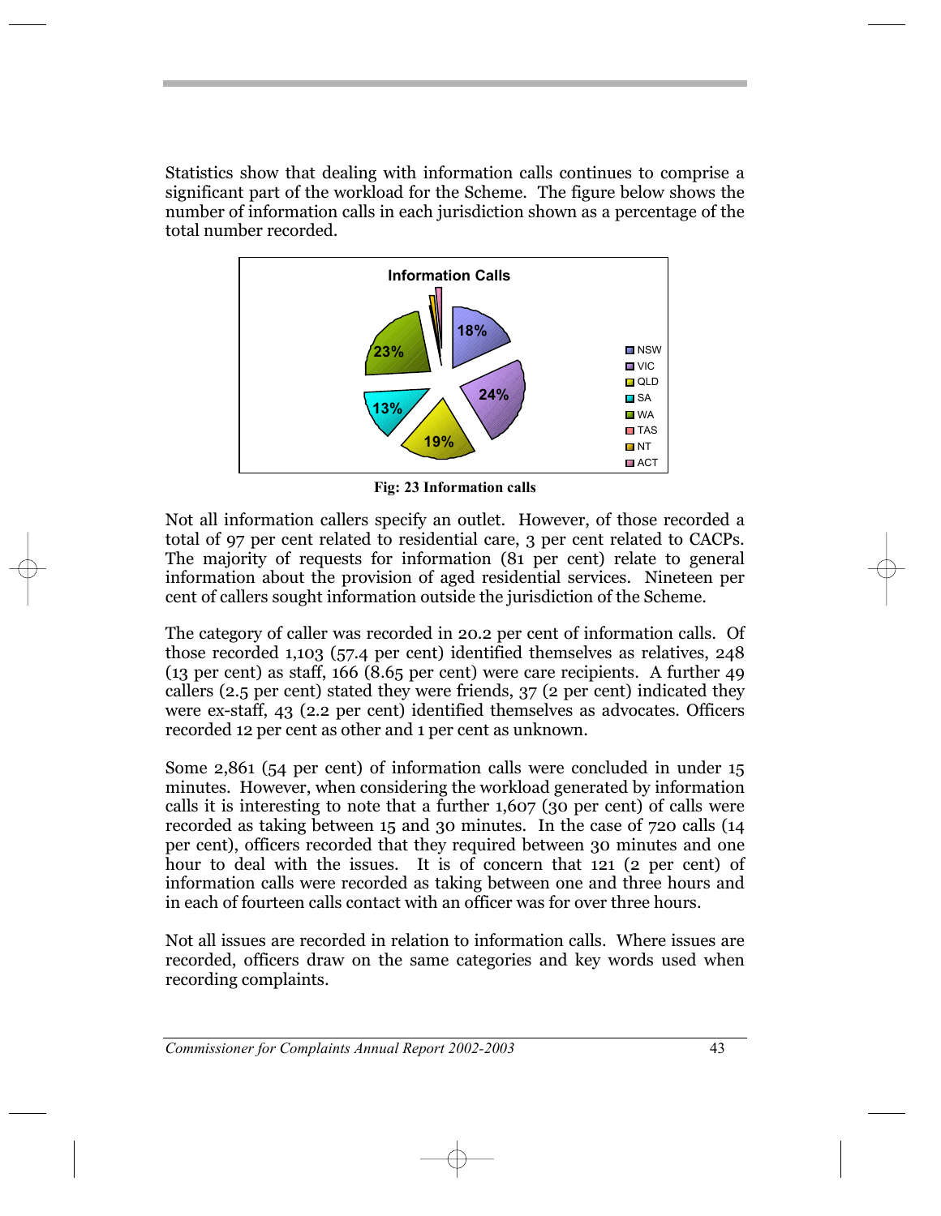Statistics show that dealing with information calls continues to comprise a significant part of the workload for the Scheme. The figure below shows the number of information calls in each jurisdiction shown as a percentage of the total number recorded.

Fig: 23 Information calls

Not all information callers specify an outlet. However, of those recorded a total of 97 per cent related to residential care, 3 per cent related to CACPs. The majority of requests for information (81 per cent) relate to general information about the provision of aged residential services. Nineteen per cent of callers sought information outside the jurisdiction of the Scheme.

The category of caller was recorded in 20.2 per cent of information calls. Of those recorded 1,103 (57.4 per cent) identified themselves as relatives, 248 (13 per cent) as staff, 166 (8.65 per cent) were care recipients. A further 49 callers (2.5 per cent) stated they were friends, 37 (2 per cent) indicated they were ex-staff, 43 (2.2 per cent) identified themselves as advocates. Officers recorded 12 per cent as other and 1 per cent as unknown.

Some 2,861 (54 per cent) of information calls were concluded in under 15 minutes. However, when considering the workload generated by information calls it is interesting to note that a further 1,607 (30 per cent) of calls were recorded as taking between 15 and 30 minutes. In the case of 720 calls (14 per cent), officers recorded that they required between 30 minutes and one hour to deal with the issues. It is of concern that 121 (2 per cent) of information calls were recorded as taking between one and three hours and in each of fourteen calls contact with an officer was for over three hours.

Not all issues are recorded in relation to information calls. Where issues are recorded, officers draw on the same categories and key words used when recording complaints.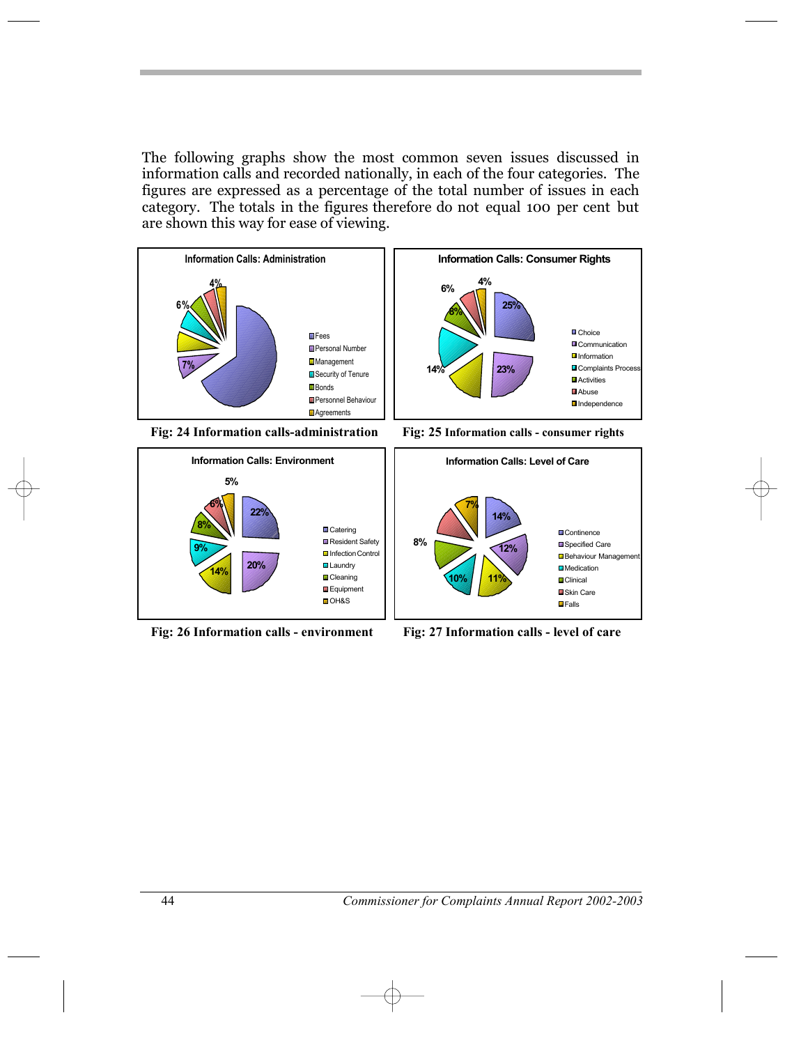The following graphs show the most common seven issues discussed in information calls and recorded nationally, in each of the four categories. The figures are expressed as a percentage of the total number of issues in each category. The totals in the figures therefore do not equal 100 per cent but are shown this way for ease of viewing.

**Information Calls: Administration**

- Fees
- Personal Number
- Management
- Security of Tenure
- Bonds
- Personnel Behaviour
- Agreements

(Labels shown: 7%, 6%, 4%)

**Fig: 24 Information calls-administration**

**Information Calls: Consumer Rights**

- Choice — 25%
- Communication — 23%
- Information
- Complaints Process — 14%
- Activities — 8%
- Abuse — 6%
- Independence — 4%

**Fig: 25 Information calls - consumer rights**

**Information Calls: Environment**

- Catering — 22%
- Resident Safety — 20%
- Infection Control — 14%
- Laundry — 9%
- Cleaning — 8%
- Equipment — 6%
- OH&S — 5%

**Fig: 26 Information calls - environment**

**Information Calls: Level of Care**

- Continence — 14%
- Specified Care — 12%
- Behaviour Management — 11%
- Medication — 10%
- Clinical
- Skin Care — 8%
- Falls — 7%

**Fig: 27 Information calls - level of care**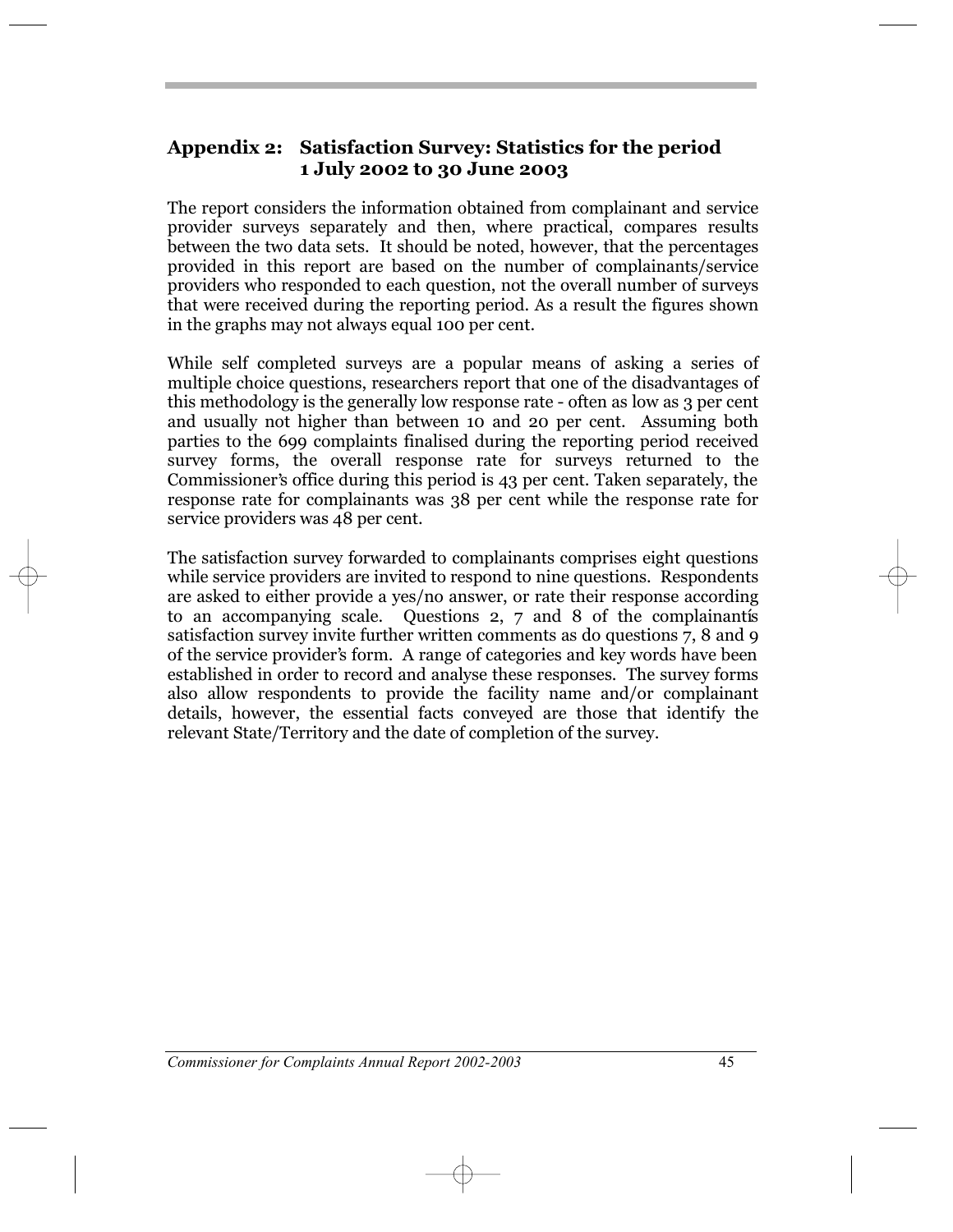## Appendix 2: Satisfaction Survey: Statistics for the period 1 July 2002 to 30 June 2003

The report considers the information obtained from complainant and service provider surveys separately and then, where practical, compares results between the two data sets. It should be noted, however, that the percentages provided in this report are based on the number of complainants/service providers who responded to each question, not the overall number of surveys that were received during the reporting period. As a result the figures shown in the graphs may not always equal 100 per cent.

While self completed surveys are a popular means of asking a series of multiple choice questions, researchers report that one of the disadvantages of this methodology is the generally low response rate - often as low as 3 per cent and usually not higher than between 10 and 20 per cent. Assuming both parties to the 699 complaints finalised during the reporting period received survey forms, the overall response rate for surveys returned to the Commissioner's office during this period is 43 per cent. Taken separately, the response rate for complainants was 38 per cent while the response rate for service providers was 48 per cent.

The satisfaction survey forwarded to complainants comprises eight questions while service providers are invited to respond to nine questions. Respondents are asked to either provide a yes/no answer, or rate their response according to an accompanying scale. Questions 2, 7 and 8 of the complainant's satisfaction survey invite further written comments as do questions 7, 8 and 9 of the service provider's form. A range of categories and key words have been established in order to record and analyse these responses. The survey forms also allow respondents to provide the facility name and/or complainant details, however, the essential facts conveyed are those that identify the relevant State/Territory and the date of completion of the survey.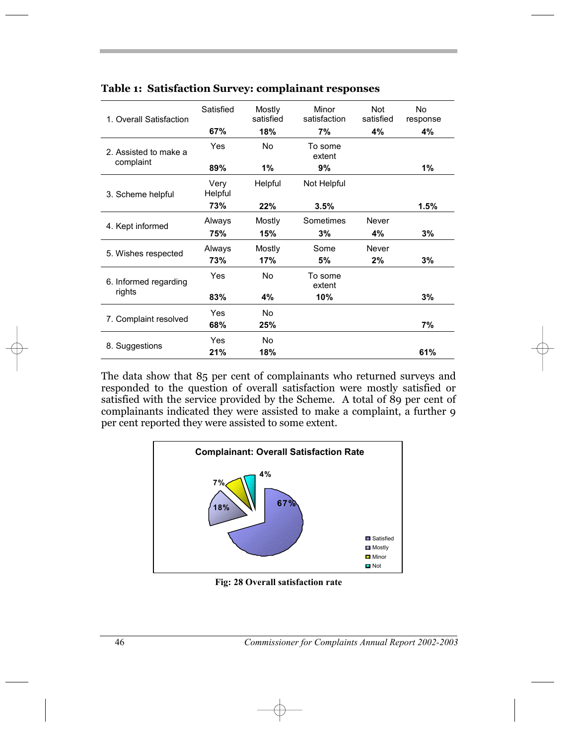**Table 1: Satisfaction Survey: complainant responses**

| | | | | | |
|---|---|---|---|---|---|
| 1. Overall Satisfaction | Satisfied | Mostly satisfied | Minor satisfaction | Not satisfied | No response |
| | **67%** | **18%** | **7%** | **4%** | **4%** |
| 2. Assisted to make a complaint | Yes | No | To some extent | | |
| | **89%** | **1%** | **9%** | | **1%** |
| 3. Scheme helpful | Very Helpful | Helpful | Not Helpful | | |
| | **73%** | **22%** | **3.5%** | | **1.5%** |
| 4. Kept informed | Always | Mostly | Sometimes | Never | |
| | **75%** | **15%** | **3%** | **4%** | **3%** |
| 5. Wishes respected | Always | Mostly | Some | Never | |
| | **73%** | **17%** | **5%** | **2%** | **3%** |
| 6. Informed regarding rights | Yes | No | To some extent | | |
| | **83%** | **4%** | **10%** | | **3%** |
| 7. Complaint resolved | Yes | No | | | |
| | **68%** | **25%** | | | **7%** |
| 8. Suggestions | Yes | No | | | |
| | **21%** | **18%** | | | **61%** |

The data show that 85 per cent of complainants who returned surveys and responded to the question of overall satisfaction were mostly satisfied or satisfied with the service provided by the Scheme. A total of 89 per cent of complainants indicated they were assisted to make a complaint, a further 9 per cent reported they were assisted to some extent.

**Fig: 28 Overall satisfaction rate**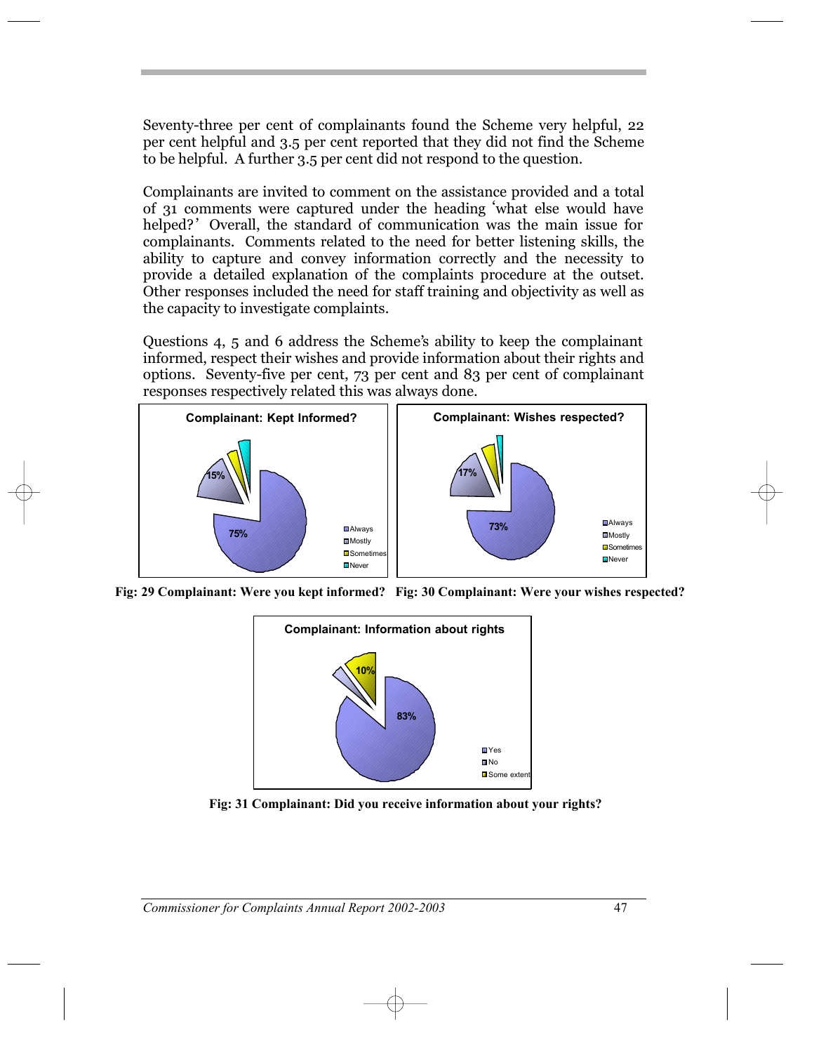Seventy-three per cent of complainants found the Scheme very helpful, 22 per cent helpful and 3.5 per cent reported that they did not find the Scheme to be helpful. A further 3.5 per cent did not respond to the question.

Complainants are invited to comment on the assistance provided and a total of 31 comments were captured under the heading 'what else would have helped?' Overall, the standard of communication was the main issue for complainants. Comments related to the need for better listening skills, the ability to capture and convey information correctly and the necessity to provide a detailed explanation of the complaints procedure at the outset. Other responses included the need for staff training and objectivity as well as the capacity to investigate complaints.

Questions 4, 5 and 6 address the Scheme's ability to keep the complainant informed, respect their wishes and provide information about their rights and options. Seventy-five per cent, 73 per cent and 83 per cent of complainant responses respectively related this was always done.

**Complainant: Kept Informed?**

- Always: 75%
- Mostly: 15%
- Sometimes
- Never

**Fig: 29 Complainant: Were you kept informed?**

**Complainant: Wishes respected?**

- Always: 73%
- Mostly: 17%
- Sometimes
- Never

**Fig: 30 Complainant: Were your wishes respected?**

**Complainant: Information about rights**

- Yes: 83%
- No
- Some extent: 10%

**Fig: 31 Complainant: Did you receive information about your rights?**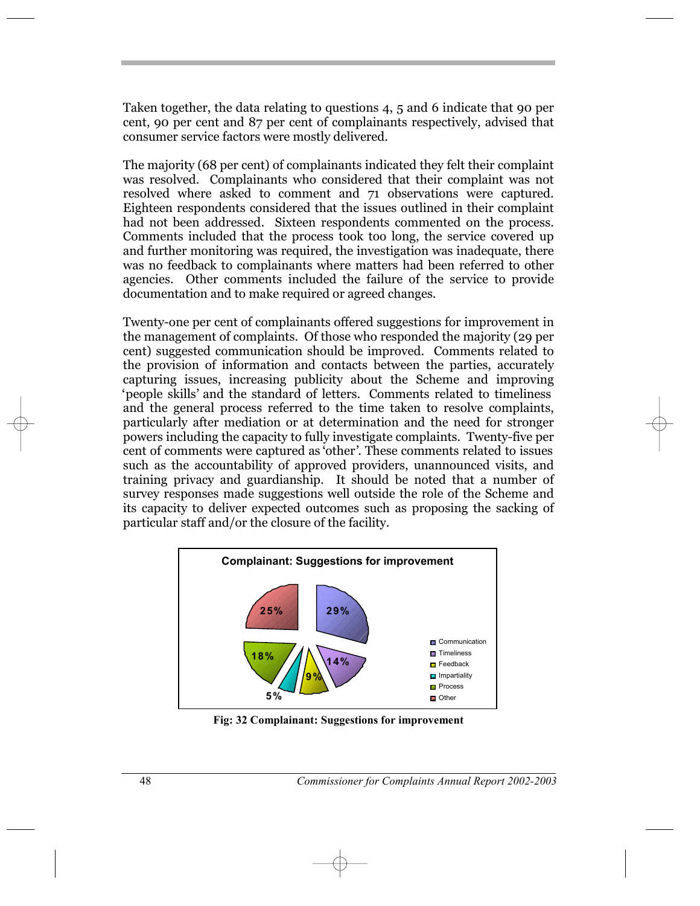Taken together, the data relating to questions 4, 5 and 6 indicate that 90 per cent, 90 per cent and 87 per cent of complainants respectively, advised that consumer service factors were mostly delivered.

The majority (68 per cent) of complainants indicated they felt their complaint was resolved. Complainants who considered that their complaint was not resolved where asked to comment and 71 observations were captured. Eighteen respondents considered that the issues outlined in their complaint had not been addressed. Sixteen respondents commented on the process. Comments included that the process took too long, the service covered up and further monitoring was required, the investigation was inadequate, there was no feedback to complainants where matters had been referred to other agencies. Other comments included the failure of the service to provide documentation and to make required or agreed changes.

Twenty-one per cent of complainants offered suggestions for improvement in the management of complaints. Of those who responded the majority (29 per cent) suggested communication should be improved. Comments related to the provision of information and contacts between the parties, accurately capturing issues, increasing publicity about the Scheme and improving 'people skills' and the standard of letters. Comments related to timeliness and the general process referred to the time taken to resolve complaints, particularly after mediation or at determination and the need for stronger powers including the capacity to fully investigate complaints. Twenty-five per cent of comments were captured as 'other'. These comments related to issues such as the accountability of approved providers, unannounced visits, and training privacy and guardianship. It should be noted that a number of survey responses made suggestions well outside the role of the Scheme and its capacity to deliver expected outcomes such as proposing the sacking of particular staff and/or the closure of the facility.

**Complainant: Suggestions for improvement**

| Category | Per cent |
|---|---|
| Communication | 29% |
| Timeliness | 14% |
| Feedback | 9% |
| Impartiality | 5% |
| Process | 18% |
| Other | 25% |

**Fig: 32 Complainant: Suggestions for improvement**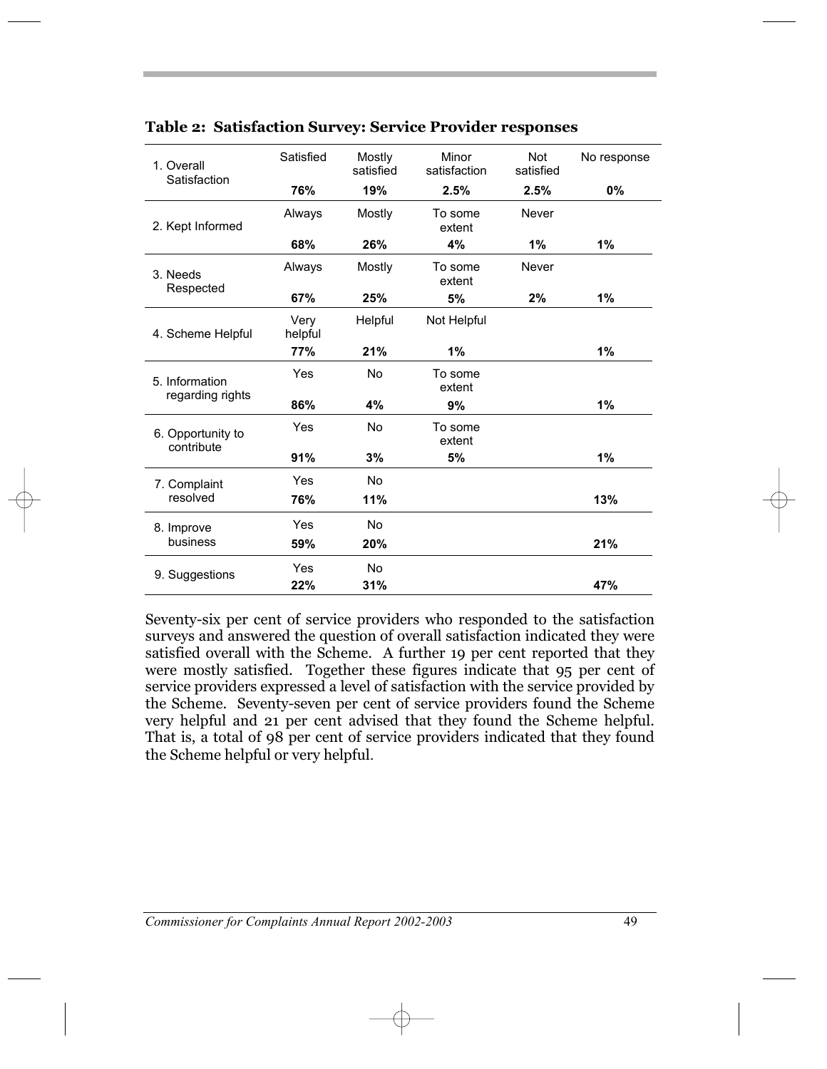**Table 2: Satisfaction Survey: Service Provider responses**

| | | | | | |
|---|---|---|---|---|---|
| 1. Overall Satisfaction | Satisfied | Mostly satisfied | Minor satisfaction | Not satisfied | No response |
| | **76%** | **19%** | **2.5%** | **2.5%** | **0%** |
| 2. Kept Informed | Always | Mostly | To some extent | Never | |
| | **68%** | **26%** | **4%** | **1%** | **1%** |
| 3. Needs Respected | Always | Mostly | To some extent | Never | |
| | **67%** | **25%** | **5%** | **2%** | **1%** |
| 4. Scheme Helpful | Very helpful | Helpful | Not Helpful | | |
| | **77%** | **21%** | **1%** | | **1%** |
| 5. Information regarding rights | Yes | No | To some extent | | |
| | **86%** | **4%** | **9%** | | **1%** |
| 6. Opportunity to contribute | Yes | No | To some extent | | |
| | **91%** | **3%** | **5%** | | **1%** |
| 7. Complaint resolved | Yes | No | | | |
| | **76%** | **11%** | | | **13%** |
| 8. Improve business | Yes | No | | | |
| | **59%** | **20%** | | | **21%** |
| 9. Suggestions | Yes | No | | | |
| | **22%** | **31%** | | | **47%** |

Seventy-six per cent of service providers who responded to the satisfaction surveys and answered the question of overall satisfaction indicated they were satisfied overall with the Scheme. A further 19 per cent reported that they were mostly satisfied. Together these figures indicate that 95 per cent of service providers expressed a level of satisfaction with the service provided by the Scheme. Seventy-seven per cent of service providers found the Scheme very helpful and 21 per cent advised that they found the Scheme helpful. That is, a total of 98 per cent of service providers indicated that they found the Scheme helpful or very helpful.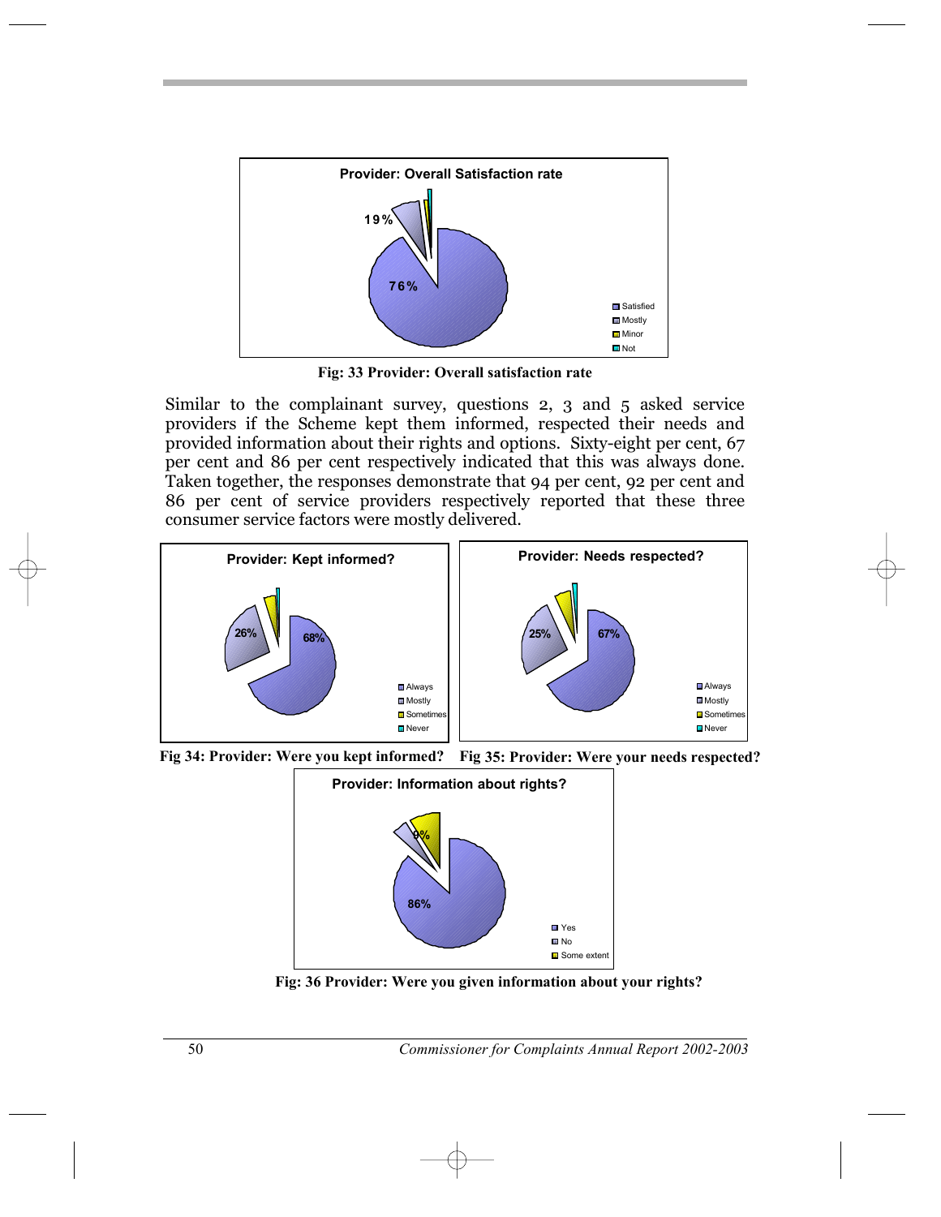Fig: 33 Provider: Overall satisfaction rate

Similar to the complainant survey, questions 2, 3 and 5 asked service providers if the Scheme kept them informed, respected their needs and provided information about their rights and options. Sixty-eight per cent, 67 per cent and 86 per cent respectively indicated that this was always done. Taken together, the responses demonstrate that 94 per cent, 92 per cent and 86 per cent of service providers respectively reported that these three consumer service factors were mostly delivered.

Fig 34: Provider: Were you kept informed?

Fig 35: Provider: Were your needs respected?

Fig: 36 Provider: Were you given information about your rights?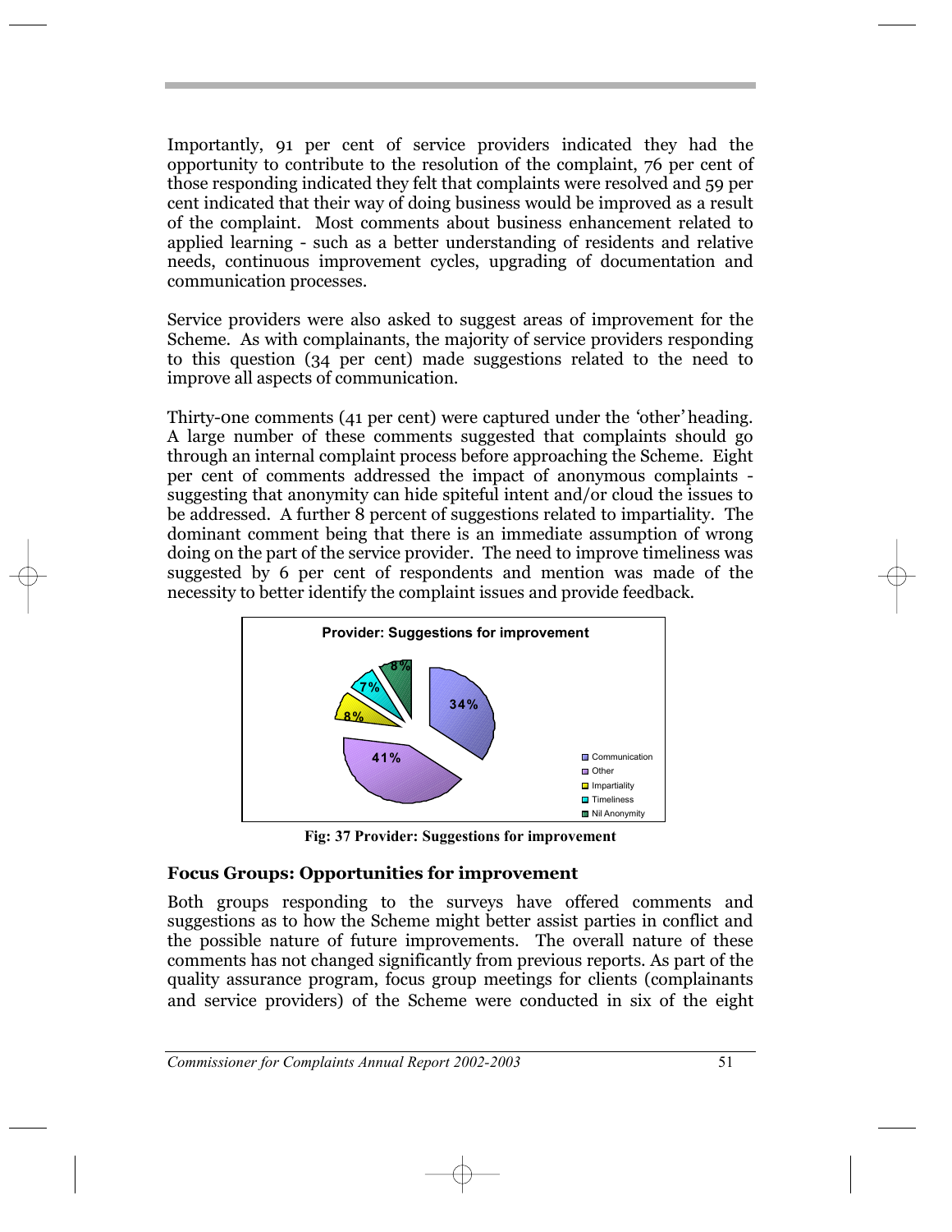Importantly, 91 per cent of service providers indicated they had the opportunity to contribute to the resolution of the complaint, 76 per cent of those responding indicated they felt that complaints were resolved and 59 per cent indicated that their way of doing business would be improved as a result of the complaint. Most comments about business enhancement related to applied learning - such as a better understanding of residents and relative needs, continuous improvement cycles, upgrading of documentation and communication processes.

Service providers were also asked to suggest areas of improvement for the Scheme. As with complainants, the majority of service providers responding to this question (34 per cent) made suggestions related to the need to improve all aspects of communication.

Thirty-one comments (41 per cent) were captured under the 'other' heading. A large number of these comments suggested that complaints should go through an internal complaint process before approaching the Scheme. Eight per cent of comments addressed the impact of anonymous complaints - suggesting that anonymity can hide spiteful intent and/or cloud the issues to be addressed. A further 8 percent of suggestions related to impartiality. The dominant comment being that there is an immediate assumption of wrong doing on the part of the service provider. The need to improve timeliness was suggested by 6 per cent of respondents and mention was made of the necessity to better identify the complaint issues and provide feedback.

**Provider: Suggestions for improvement**

| Category | Percentage |
|---|---|
| Communication | 34% |
| Other | 41% |
| Impartiality | 8% |
| Timeliness | 7% |
| Nil Anonymity | 8% |

**Fig: 37 Provider: Suggestions for improvement**

## Focus Groups: Opportunities for improvement

Both groups responding to the surveys have offered comments and suggestions as to how the Scheme might better assist parties in conflict and the possible nature of future improvements. The overall nature of these comments has not changed significantly from previous reports. As part of the quality assurance program, focus group meetings for clients (complainants and service providers) of the Scheme were conducted in six of the eight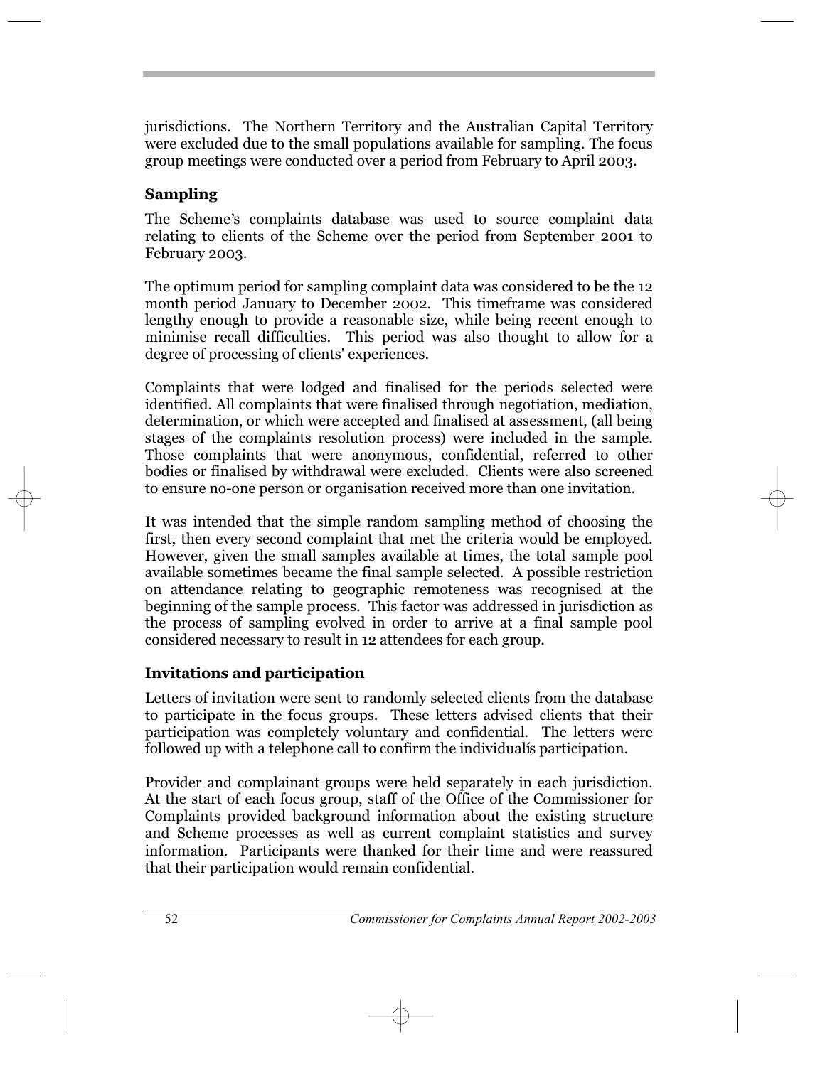jurisdictions. The Northern Territory and the Australian Capital Territory were excluded due to the small populations available for sampling. The focus group meetings were conducted over a period from February to April 2003.

### Sampling

The Scheme's complaints database was used to source complaint data relating to clients of the Scheme over the period from September 2001 to February 2003.

The optimum period for sampling complaint data was considered to be the 12 month period January to December 2002. This timeframe was considered lengthy enough to provide a reasonable size, while being recent enough to minimise recall difficulties. This period was also thought to allow for a degree of processing of clients' experiences.

Complaints that were lodged and finalised for the periods selected were identified. All complaints that were finalised through negotiation, mediation, determination, or which were accepted and finalised at assessment, (all being stages of the complaints resolution process) were included in the sample. Those complaints that were anonymous, confidential, referred to other bodies or finalised by withdrawal were excluded. Clients were also screened to ensure no-one person or organisation received more than one invitation.

It was intended that the simple random sampling method of choosing the first, then every second complaint that met the criteria would be employed. However, given the small samples available at times, the total sample pool available sometimes became the final sample selected. A possible restriction on attendance relating to geographic remoteness was recognised at the beginning of the sample process. This factor was addressed in jurisdiction as the process of sampling evolved in order to arrive at a final sample pool considered necessary to result in 12 attendees for each group.

### Invitations and participation

Letters of invitation were sent to randomly selected clients from the database to participate in the focus groups. These letters advised clients that their participation was completely voluntary and confidential. The letters were followed up with a telephone call to confirm the individual's participation.

Provider and complainant groups were held separately in each jurisdiction. At the start of each focus group, staff of the Office of the Commissioner for Complaints provided background information about the existing structure and Scheme processes as well as current complaint statistics and survey information. Participants were thanked for their time and were reassured that their participation would remain confidential.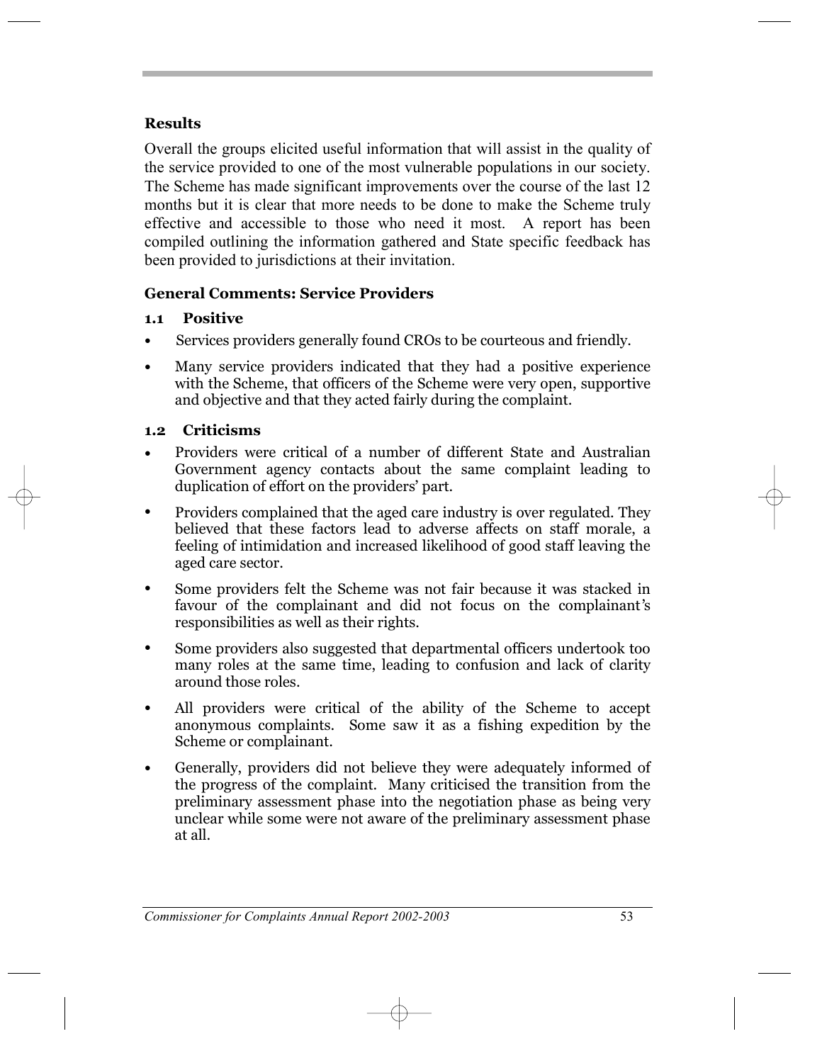## Results

Overall the groups elicited useful information that will assist in the quality of the service provided to one of the most vulnerable populations in our society. The Scheme has made significant improvements over the course of the last 12 months but it is clear that more needs to be done to make the Scheme truly effective and accessible to those who need it most. A report has been compiled outlining the information gathered and State specific feedback has been provided to jurisdictions at their invitation.

## General Comments: Service Providers

### 1.1 Positive

- Services providers generally found CROs to be courteous and friendly.
- Many service providers indicated that they had a positive experience with the Scheme, that officers of the Scheme were very open, supportive and objective and that they acted fairly during the complaint.

### 1.2 Criticisms

- Providers were critical of a number of different State and Australian Government agency contacts about the same complaint leading to duplication of effort on the providers' part.
- Providers complained that the aged care industry is over regulated. They believed that these factors lead to adverse affects on staff morale, a feeling of intimidation and increased likelihood of good staff leaving the aged care sector.
- Some providers felt the Scheme was not fair because it was stacked in favour of the complainant and did not focus on the complainant's responsibilities as well as their rights.
- Some providers also suggested that departmental officers undertook too many roles at the same time, leading to confusion and lack of clarity around those roles.
- All providers were critical of the ability of the Scheme to accept anonymous complaints. Some saw it as a fishing expedition by the Scheme or complainant.
- Generally, providers did not believe they were adequately informed of the progress of the complaint. Many criticised the transition from the preliminary assessment phase into the negotiation phase as being very unclear while some were not aware of the preliminary assessment phase at all.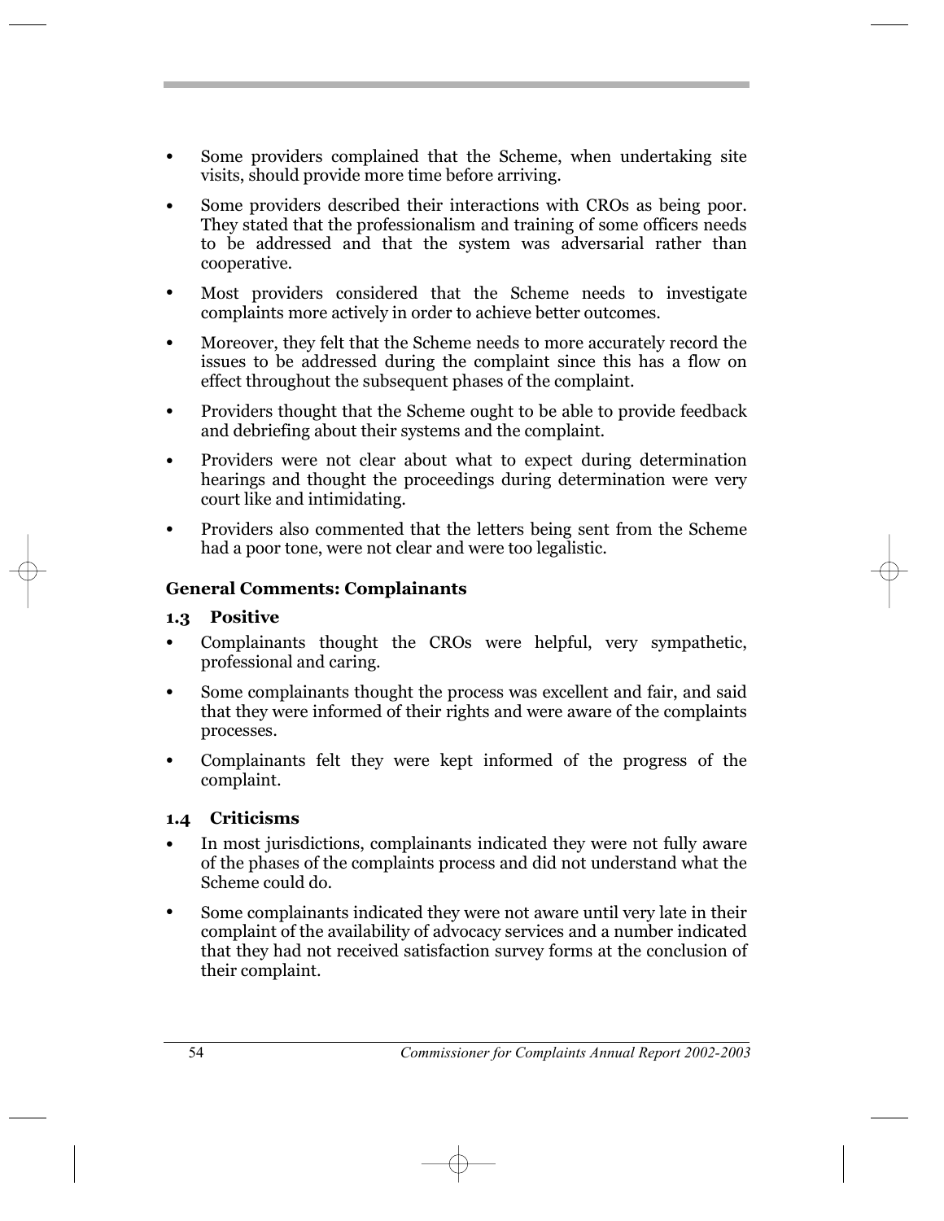- Some providers complained that the Scheme, when undertaking site visits, should provide more time before arriving.
- Some providers described their interactions with CROs as being poor. They stated that the professionalism and training of some officers needs to be addressed and that the system was adversarial rather than cooperative.
- Most providers considered that the Scheme needs to investigate complaints more actively in order to achieve better outcomes.
- Moreover, they felt that the Scheme needs to more accurately record the issues to be addressed during the complaint since this has a flow on effect throughout the subsequent phases of the complaint.
- Providers thought that the Scheme ought to be able to provide feedback and debriefing about their systems and the complaint.
- Providers were not clear about what to expect during determination hearings and thought the proceedings during determination were very court like and intimidating.
- Providers also commented that the letters being sent from the Scheme had a poor tone, were not clear and were too legalistic.

### General Comments: Complainants

#### 1.3 Positive

- Complainants thought the CROs were helpful, very sympathetic, professional and caring.
- Some complainants thought the process was excellent and fair, and said that they were informed of their rights and were aware of the complaints processes.
- Complainants felt they were kept informed of the progress of the complaint.

#### 1.4 Criticisms

- In most jurisdictions, complainants indicated they were not fully aware of the phases of the complaints process and did not understand what the Scheme could do.
- Some complainants indicated they were not aware until very late in their complaint of the availability of advocacy services and a number indicated that they had not received satisfaction survey forms at the conclusion of their complaint.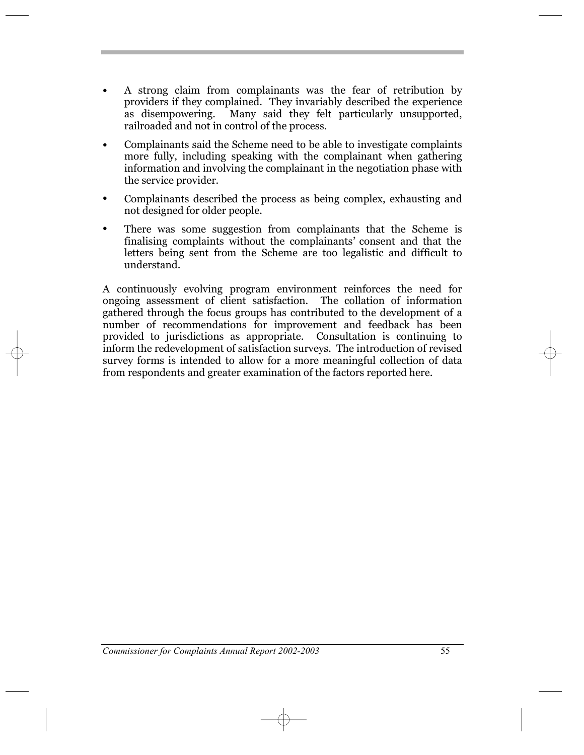- A strong claim from complainants was the fear of retribution by providers if they complained. They invariably described the experience as disempowering. Many said they felt particularly unsupported, railroaded and not in control of the process.
- Complainants said the Scheme need to be able to investigate complaints more fully, including speaking with the complainant when gathering information and involving the complainant in the negotiation phase with the service provider.
- Complainants described the process as being complex, exhausting and not designed for older people.
- There was some suggestion from complainants that the Scheme is finalising complaints without the complainants' consent and that the letters being sent from the Scheme are too legalistic and difficult to understand.

A continuously evolving program environment reinforces the need for ongoing assessment of client satisfaction. The collation of information gathered through the focus groups has contributed to the development of a number of recommendations for improvement and feedback has been provided to jurisdictions as appropriate. Consultation is continuing to inform the redevelopment of satisfaction surveys. The introduction of revised survey forms is intended to allow for a more meaningful collection of data from respondents and greater examination of the factors reported here.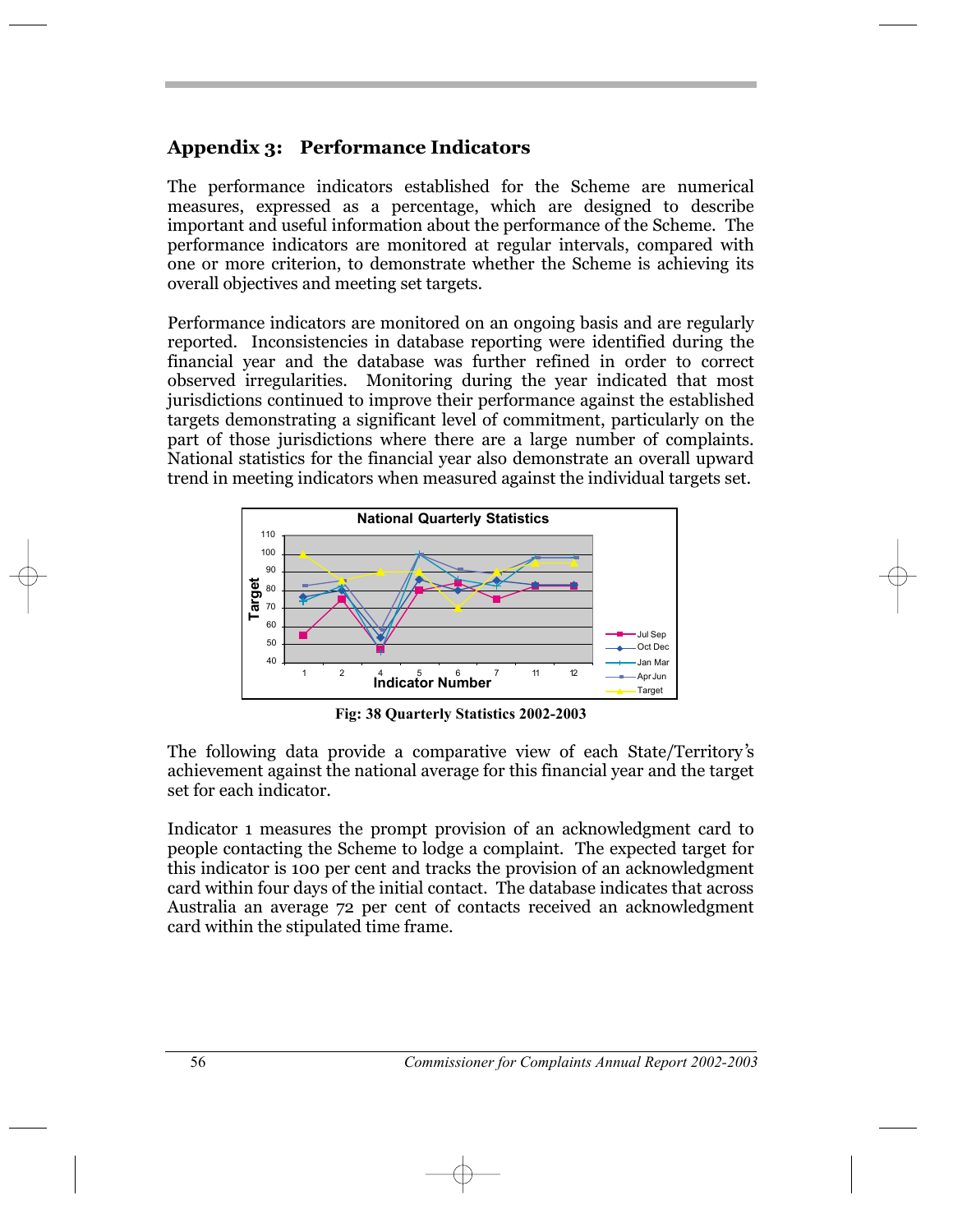## Appendix 3: Performance Indicators

The performance indicators established for the Scheme are numerical measures, expressed as a percentage, which are designed to describe important and useful information about the performance of the Scheme. The performance indicators are monitored at regular intervals, compared with one or more criterion, to demonstrate whether the Scheme is achieving its overall objectives and meeting set targets.

Performance indicators are monitored on an ongoing basis and are regularly reported. Inconsistencies in database reporting were identified during the financial year and the database was further refined in order to correct observed irregularities. Monitoring during the year indicated that most jurisdictions continued to improve their performance against the established targets demonstrating a significant level of commitment, particularly on the part of those jurisdictions where there are a large number of complaints. National statistics for the financial year also demonstrate an overall upward trend in meeting indicators when measured against the individual targets set.

**Fig: 38 Quarterly Statistics 2002-2003**

The following data provide a comparative view of each State/Territory's achievement against the national average for this financial year and the target set for each indicator.

Indicator 1 measures the prompt provision of an acknowledgment card to people contacting the Scheme to lodge a complaint. The expected target for this indicator is 100 per cent and tracks the provision of an acknowledgment card within four days of the initial contact. The database indicates that across Australia an average 72 per cent of contacts received an acknowledgment card within the stipulated time frame.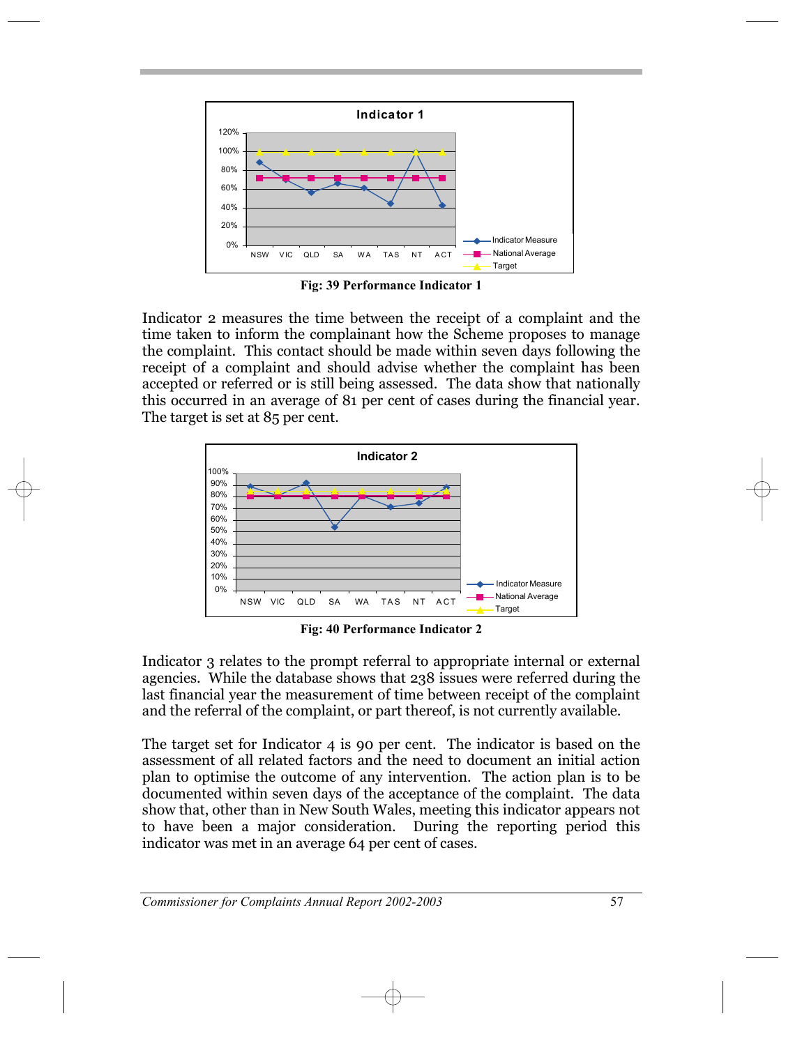Fig: 39 Performance Indicator 1

Indicator 2 measures the time between the receipt of a complaint and the time taken to inform the complainant how the Scheme proposes to manage the complaint. This contact should be made within seven days following the receipt of a complaint and should advise whether the complaint has been accepted or referred or is still being assessed. The data show that nationally this occurred in an average of 81 per cent of cases during the financial year. The target is set at 85 per cent.

Fig: 40 Performance Indicator 2

Indicator 3 relates to the prompt referral to appropriate internal or external agencies. While the database shows that 238 issues were referred during the last financial year the measurement of time between receipt of the complaint and the referral of the complaint, or part thereof, is not currently available.

The target set for Indicator 4 is 90 per cent. The indicator is based on the assessment of all related factors and the need to document an initial action plan to optimise the outcome of any intervention. The action plan is to be documented within seven days of the acceptance of the complaint. The data show that, other than in New South Wales, meeting this indicator appears not to have been a major consideration. During the reporting period this indicator was met in an average 64 per cent of cases.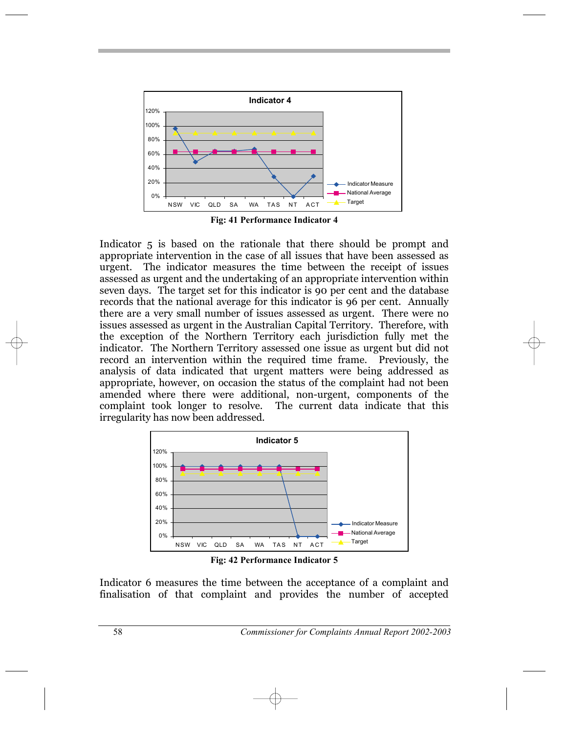Fig: 41 Performance Indicator 4

Indicator 5 is based on the rationale that there should be prompt and appropriate intervention in the case of all issues that have been assessed as urgent. The indicator measures the time between the receipt of issues assessed as urgent and the undertaking of an appropriate intervention within seven days. The target set for this indicator is 90 per cent and the database records that the national average for this indicator is 96 per cent. Annually there are a very small number of issues assessed as urgent. There were no issues assessed as urgent in the Australian Capital Territory. Therefore, with the exception of the Northern Territory each jurisdiction fully met the indicator. The Northern Territory assessed one issue as urgent but did not record an intervention within the required time frame. Previously, the analysis of data indicated that urgent matters were being addressed as appropriate, however, on occasion the status of the complaint had not been amended where there were additional, non-urgent, components of the complaint took longer to resolve. The current data indicate that this irregularity has now been addressed.

Fig: 42 Performance Indicator 5

Indicator 6 measures the time between the acceptance of a complaint and finalisation of that complaint and provides the number of accepted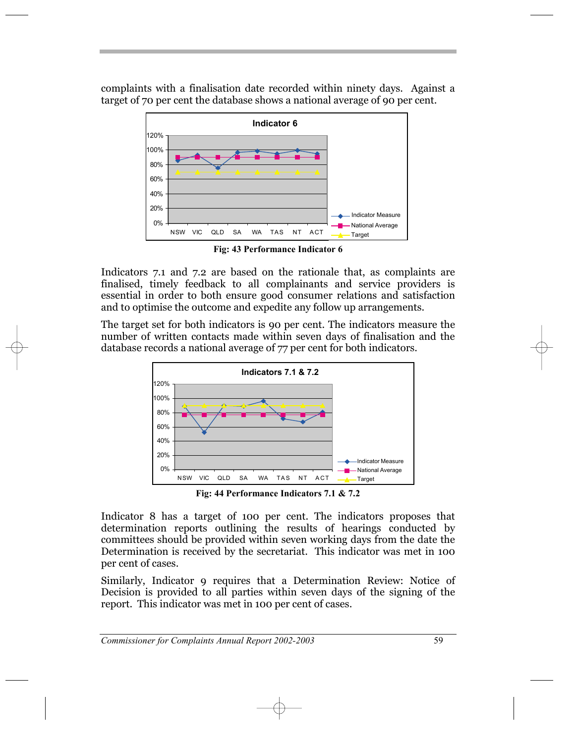complaints with a finalisation date recorded within ninety days. Against a target of 70 per cent the database shows a national average of 90 per cent.

Fig: 43 Performance Indicator 6

Indicators 7.1 and 7.2 are based on the rationale that, as complaints are finalised, timely feedback to all complainants and service providers is essential in order to both ensure good consumer relations and satisfaction and to optimise the outcome and expedite any follow up arrangements.

The target set for both indicators is 90 per cent. The indicators measure the number of written contacts made within seven days of finalisation and the database records a national average of 77 per cent for both indicators.

Fig: 44 Performance Indicators 7.1 & 7.2

Indicator 8 has a target of 100 per cent. The indicators proposes that determination reports outlining the results of hearings conducted by committees should be provided within seven working days from the date the Determination is received by the secretariat. This indicator was met in 100 per cent of cases.

Similarly, Indicator 9 requires that a Determination Review: Notice of Decision is provided to all parties within seven days of the signing of the report. This indicator was met in 100 per cent of cases.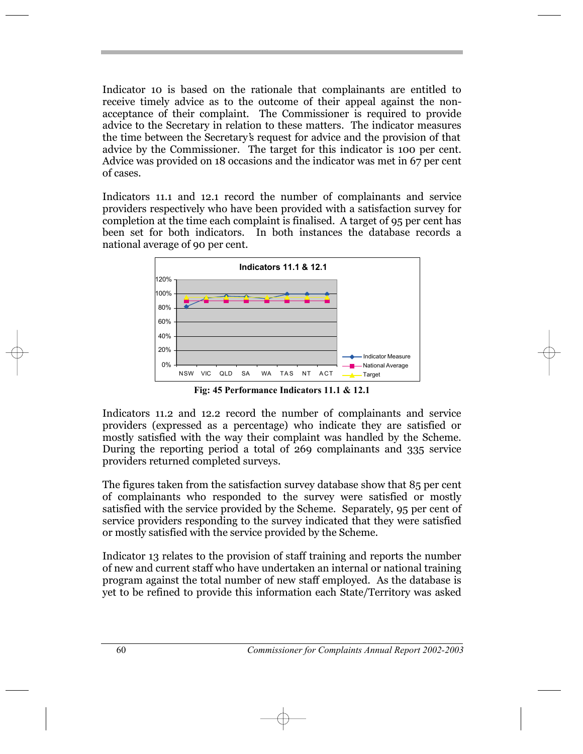Indicator 10 is based on the rationale that complainants are entitled to receive timely advice as to the outcome of their appeal against the non-acceptance of their complaint. The Commissioner is required to provide advice to the Secretary in relation to these matters. The indicator measures the time between the Secretary's request for advice and the provision of that advice by the Commissioner. The target for this indicator is 100 per cent. Advice was provided on 18 occasions and the indicator was met in 67 per cent of cases.

Indicators 11.1 and 12.1 record the number of complainants and service providers respectively who have been provided with a satisfaction survey for completion at the time each complaint is finalised. A target of 95 per cent has been set for both indicators. In both instances the database records a national average of 90 per cent.

**Fig: 45 Performance Indicators 11.1 & 12.1**

Indicators 11.2 and 12.2 record the number of complainants and service providers (expressed as a percentage) who indicate they are satisfied or mostly satisfied with the way their complaint was handled by the Scheme. During the reporting period a total of 269 complainants and 335 service providers returned completed surveys.

The figures taken from the satisfaction survey database show that 85 per cent of complainants who responded to the survey were satisfied or mostly satisfied with the service provided by the Scheme. Separately, 95 per cent of service providers responding to the survey indicated that they were satisfied or mostly satisfied with the service provided by the Scheme.

Indicator 13 relates to the provision of staff training and reports the number of new and current staff who have undertaken an internal or national training program against the total number of new staff employed. As the database is yet to be refined to provide this information each State/Territory was asked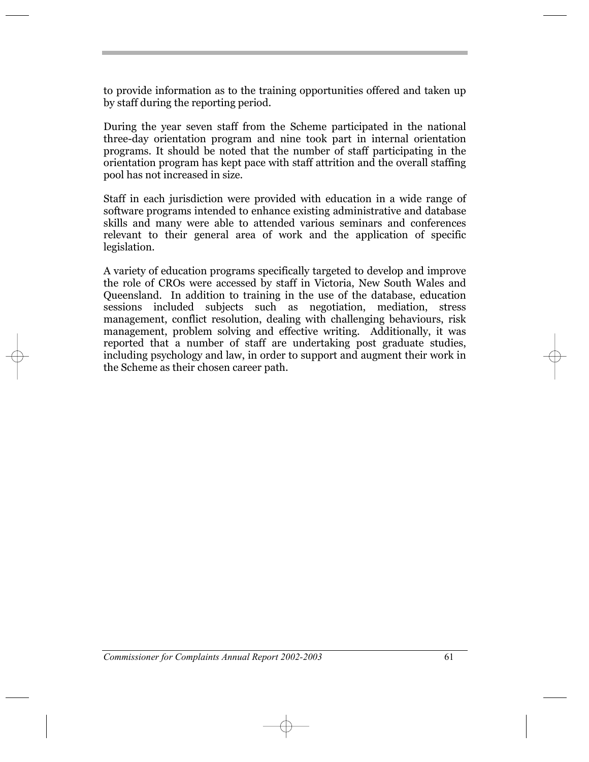to provide information as to the training opportunities offered and taken up by staff during the reporting period.

During the year seven staff from the Scheme participated in the national three-day orientation program and nine took part in internal orientation programs. It should be noted that the number of staff participating in the orientation program has kept pace with staff attrition and the overall staffing pool has not increased in size.

Staff in each jurisdiction were provided with education in a wide range of software programs intended to enhance existing administrative and database skills and many were able to attended various seminars and conferences relevant to their general area of work and the application of specific legislation.

A variety of education programs specifically targeted to develop and improve the role of CROs were accessed by staff in Victoria, New South Wales and Queensland. In addition to training in the use of the database, education sessions included subjects such as negotiation, mediation, stress management, conflict resolution, dealing with challenging behaviours, risk management, problem solving and effective writing. Additionally, it was reported that a number of staff are undertaking post graduate studies, including psychology and law, in order to support and augment their work in the Scheme as their chosen career path.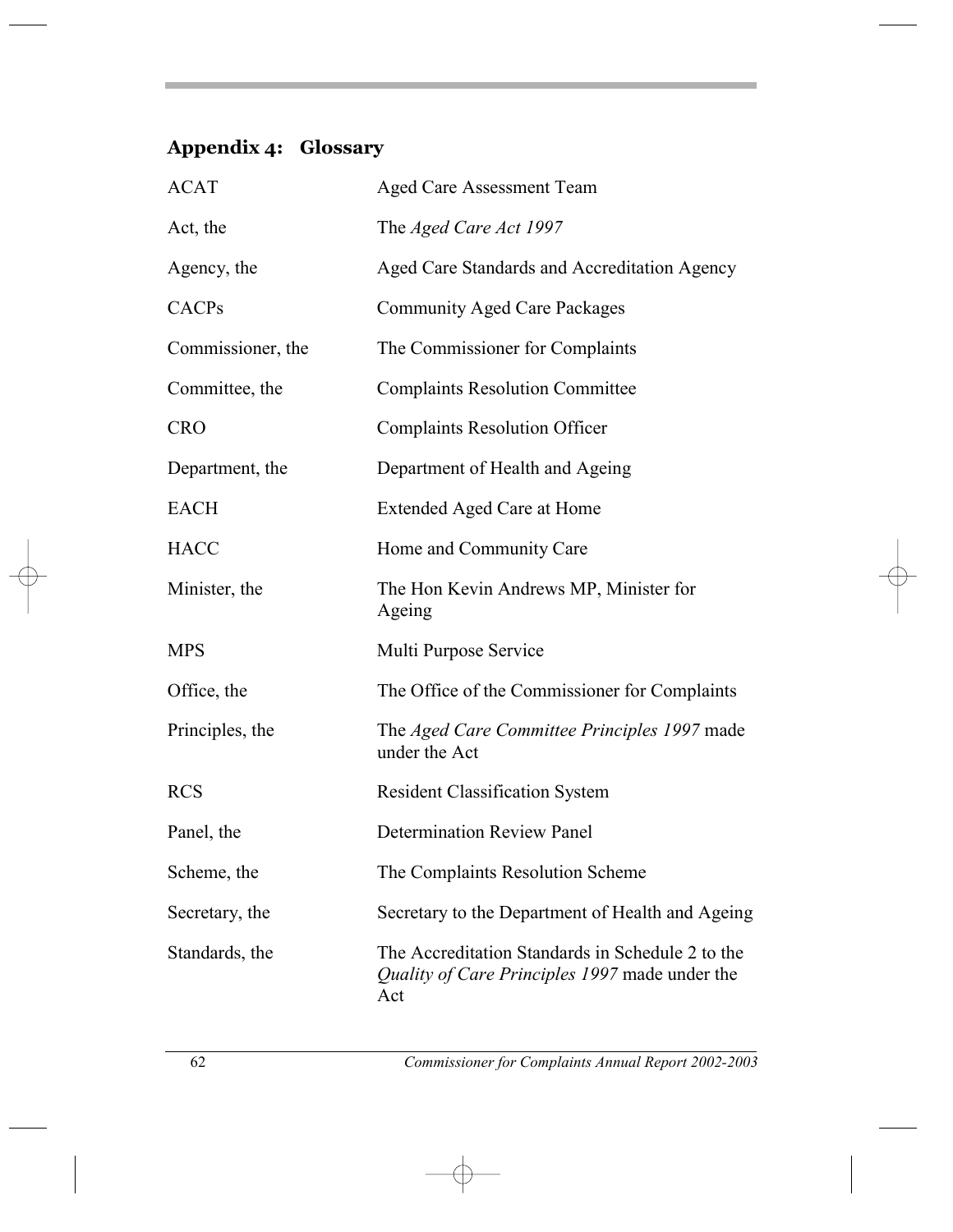## Appendix 4: Glossary

| | |
|---|---|
| ACAT | Aged Care Assessment Team |
| Act, the | The *Aged Care Act 1997* |
| Agency, the | Aged Care Standards and Accreditation Agency |
| CACPs | Community Aged Care Packages |
| Commissioner, the | The Commissioner for Complaints |
| Committee, the | Complaints Resolution Committee |
| CRO | Complaints Resolution Officer |
| Department, the | Department of Health and Ageing |
| EACH | Extended Aged Care at Home |
| HACC | Home and Community Care |
| Minister, the | The Hon Kevin Andrews MP, Minister for Ageing |
| MPS | Multi Purpose Service |
| Office, the | The Office of the Commissioner for Complaints |
| Principles, the | The *Aged Care Committee Principles 1997* made under the Act |
| RCS | Resident Classification System |
| Panel, the | Determination Review Panel |
| Scheme, the | The Complaints Resolution Scheme |
| Secretary, the | Secretary to the Department of Health and Ageing |
| Standards, the | The Accreditation Standards in Schedule 2 to the *Quality of Care Principles 1997* made under the Act |